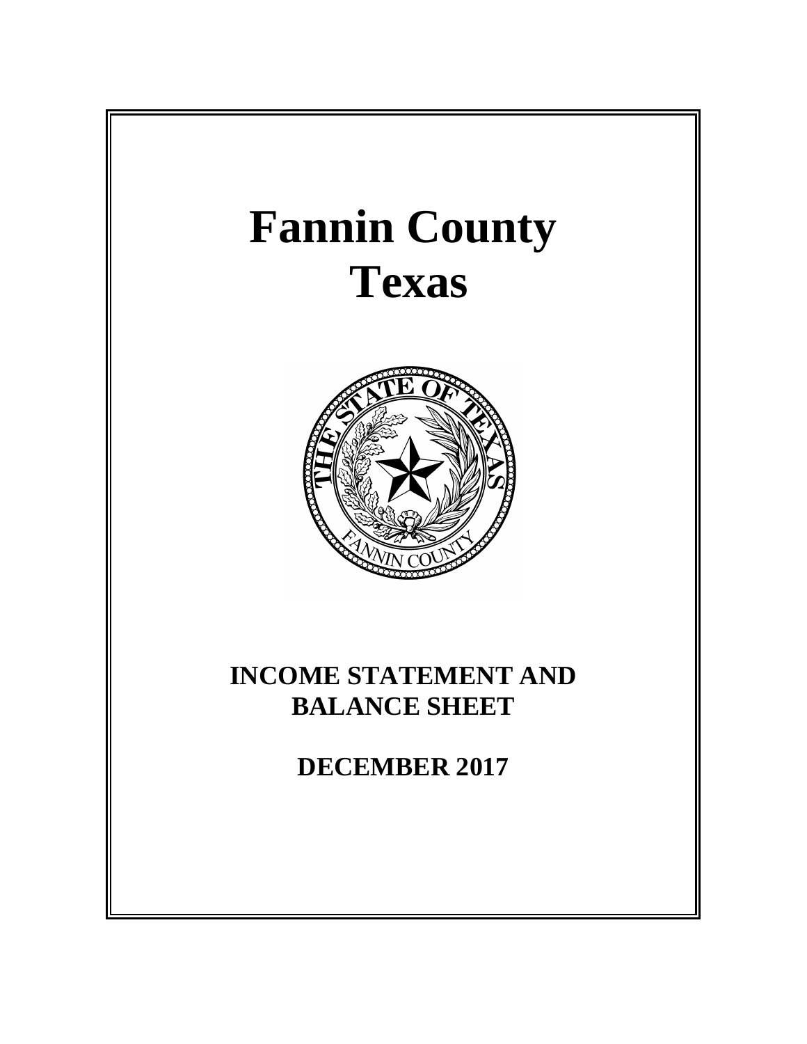# Fannin County
# Texas

## INCOME STATEMENT AND BALANCE SHEET

## DECEMBER 2017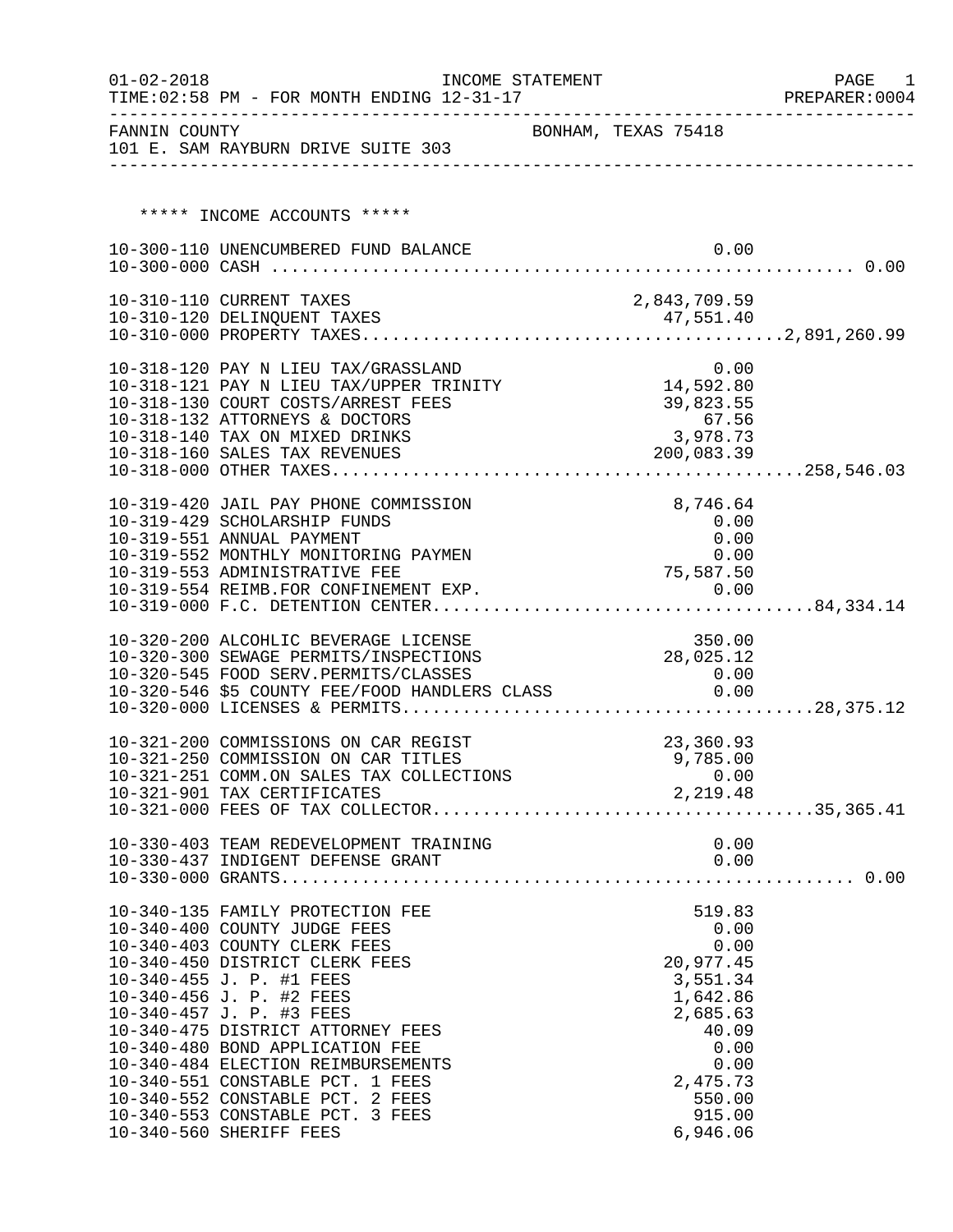01-02-2018 INCOME STATEMENT
TIME:02:58 PM - FOR MONTH ENDING 12-31-17 PREPARER:0004

FANNIN COUNTY BONHAM, TEXAS 75418
101 E. SAM RAYBURN DRIVE SUITE 303

***** INCOME ACCOUNTS *****

| Account | Description | Amount | Total |
|---|---|---|---|
| 10-300-110 | UNENCUMBERED FUND BALANCE | 0.00 | |
| 10-300-000 | CASH | | 0.00 |
| 10-310-110 | CURRENT TAXES | 2,843,709.59 | |
| 10-310-120 | DELINQUENT TAXES | 47,551.40 | |
| 10-310-000 | PROPERTY TAXES | | 2,891,260.99 |
| 10-318-120 | PAY N LIEU TAX/GRASSLAND | 0.00 | |
| 10-318-121 | PAY N LIEU TAX/UPPER TRINITY | 14,592.80 | |
| 10-318-130 | COURT COSTS/ARREST FEES | 39,823.55 | |
| 10-318-132 | ATTORNEYS & DOCTORS | 67.56 | |
| 10-318-140 | TAX ON MIXED DRINKS | 3,978.73 | |
| 10-318-160 | SALES TAX REVENUES | 200,083.39 | |
| 10-318-000 | OTHER TAXES | | 258,546.03 |
| 10-319-420 | JAIL PAY PHONE COMMISSION | 8,746.64 | |
| 10-319-429 | SCHOLARSHIP FUNDS | 0.00 | |
| 10-319-551 | ANNUAL PAYMENT | 0.00 | |
| 10-319-552 | MONTHLY MONITORING PAYMEN | 0.00 | |
| 10-319-553 | ADMINISTRATIVE FEE | 75,587.50 | |
| 10-319-554 | REIMB.FOR CONFINEMENT EXP. | 0.00 | |
| 10-319-000 | F.C. DETENTION CENTER | | 84,334.14 |
| 10-320-200 | ALCOHLIC BEVERAGE LICENSE | 350.00 | |
| 10-320-300 | SEWAGE PERMITS/INSPECTIONS | 28,025.12 | |
| 10-320-545 | FOOD SERV.PERMITS/CLASSES | 0.00 | |
| 10-320-546 | $5 COUNTY FEE/FOOD HANDLERS CLASS | 0.00 | |
| 10-320-000 | LICENSES & PERMITS | | 28,375.12 |
| 10-321-200 | COMMISSIONS ON CAR REGIST | 23,360.93 | |
| 10-321-250 | COMMISSION ON CAR TITLES | 9,785.00 | |
| 10-321-251 | COMM.ON SALES TAX COLLECTIONS | 0.00 | |
| 10-321-901 | TAX CERTIFICATES | 2,219.48 | |
| 10-321-000 | FEES OF TAX COLLECTOR | | 35,365.41 |
| 10-330-403 | TEAM REDEVELOPMENT TRAINING | 0.00 | |
| 10-330-437 | INDIGENT DEFENSE GRANT | 0.00 | |
| 10-330-000 | GRANTS | | 0.00 |
| 10-340-135 | FAMILY PROTECTION FEE | 519.83 | |
| 10-340-400 | COUNTY JUDGE FEES | 0.00 | |
| 10-340-403 | COUNTY CLERK FEES | 0.00 | |
| 10-340-450 | DISTRICT CLERK FEES | 20,977.45 | |
| 10-340-455 | J. P. #1 FEES | 3,551.34 | |
| 10-340-456 | J. P. #2 FEES | 1,642.86 | |
| 10-340-457 | J. P. #3 FEES | 2,685.63 | |
| 10-340-475 | DISTRICT ATTORNEY FEES | 40.09 | |
| 10-340-480 | BOND APPLICATION FEE | 0.00 | |
| 10-340-484 | ELECTION REIMBURSEMENTS | 0.00 | |
| 10-340-551 | CONSTABLE PCT. 1 FEES | 2,475.73 | |
| 10-340-552 | CONSTABLE PCT. 2 FEES | 550.00 | |
| 10-340-553 | CONSTABLE PCT. 3 FEES | 915.00 | |
| 10-340-560 | SHERIFF FEES | 6,946.06 | |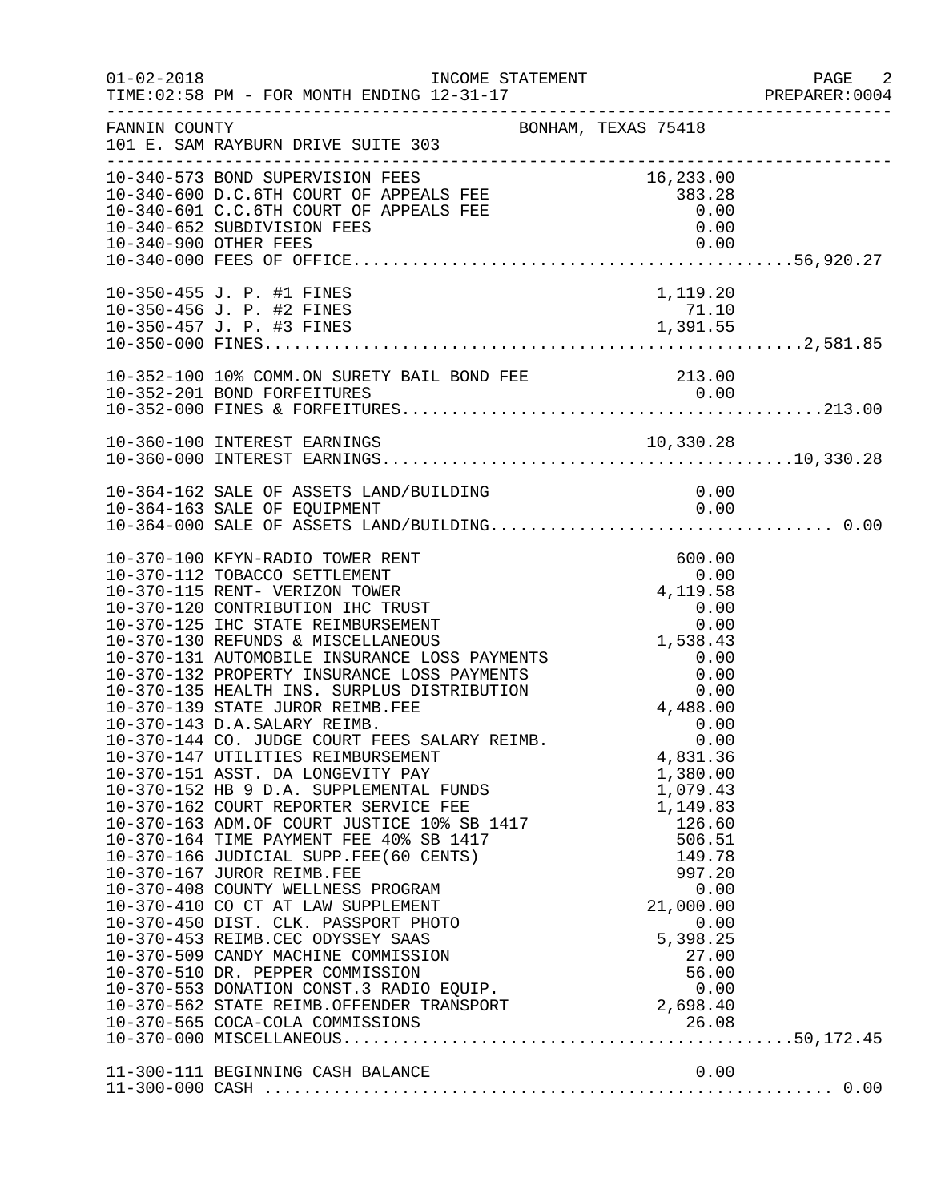FANNIN COUNTY — BONHAM, TEXAS 75418
101 E. SAM RAYBURN DRIVE SUITE 303

INCOME STATEMENT
FOR MONTH ENDING 12-31-17

| Account | Description | Amount | Total |
|---|---|---|---|
| 10-340-573 | BOND SUPERVISION FEES | 16,233.00 | |
| 10-340-600 | D.C.6TH COURT OF APPEALS FEE | 383.28 | |
| 10-340-601 | C.C.6TH COURT OF APPEALS FEE | 0.00 | |
| 10-340-652 | SUBDIVISION FEES | 0.00 | |
| 10-340-900 | OTHER FEES | 0.00 | |
| 10-340-000 | FEES OF OFFICE | | 56,920.27 |
| 10-350-455 | J. P. #1 FINES | 1,119.20 | |
| 10-350-456 | J. P. #2 FINES | 71.10 | |
| 10-350-457 | J. P. #3 FINES | 1,391.55 | |
| 10-350-000 | FINES | | 2,581.85 |
| 10-352-100 | 10% COMM.ON SURETY BAIL BOND FEE | 213.00 | |
| 10-352-201 | BOND FORFEITURES | 0.00 | |
| 10-352-000 | FINES & FORFEITURES | | 213.00 |
| 10-360-100 | INTEREST EARNINGS | 10,330.28 | |
| 10-360-000 | INTEREST EARNINGS | | 10,330.28 |
| 10-364-162 | SALE OF ASSETS LAND/BUILDING | 0.00 | |
| 10-364-163 | SALE OF EQUIPMENT | 0.00 | |
| 10-364-000 | SALE OF ASSETS LAND/BUILDING | | 0.00 |
| 10-370-100 | KFYN-RADIO TOWER RENT | 600.00 | |
| 10-370-112 | TOBACCO SETTLEMENT | 0.00 | |
| 10-370-115 | RENT- VERIZON TOWER | 4,119.58 | |
| 10-370-120 | CONTRIBUTION IHC TRUST | 0.00 | |
| 10-370-125 | IHC STATE REIMBURSEMENT | 0.00 | |
| 10-370-130 | REFUNDS & MISCELLANEOUS | 1,538.43 | |
| 10-370-131 | AUTOMOBILE INSURANCE LOSS PAYMENTS | 0.00 | |
| 10-370-132 | PROPERTY INSURANCE LOSS PAYMENTS | 0.00 | |
| 10-370-135 | HEALTH INS. SURPLUS DISTRIBUTION | 0.00 | |
| 10-370-139 | STATE JUROR REIMB.FEE | 4,488.00 | |
| 10-370-143 | D.A.SALARY REIMB. | 0.00 | |
| 10-370-144 | CO. JUDGE COURT FEES SALARY REIMB. | 0.00 | |
| 10-370-147 | UTILITIES REIMBURSEMENT | 4,831.36 | |
| 10-370-151 | ASST. DA LONGEVITY PAY | 1,380.00 | |
| 10-370-152 | HB 9 D.A. SUPPLEMENTAL FUNDS | 1,079.43 | |
| 10-370-162 | COURT REPORTER SERVICE FEE | 1,149.83 | |
| 10-370-163 | ADM.OF COURT JUSTICE 10% SB 1417 | 126.60 | |
| 10-370-164 | TIME PAYMENT FEE 40% SB 1417 | 506.51 | |
| 10-370-166 | JUDICIAL SUPP.FEE(60 CENTS) | 149.78 | |
| 10-370-167 | JUROR REIMB.FEE | 997.20 | |
| 10-370-408 | COUNTY WELLNESS PROGRAM | 0.00 | |
| 10-370-410 | CO CT AT LAW SUPPLEMENT | 21,000.00 | |
| 10-370-450 | DIST. CLK. PASSPORT PHOTO | 0.00 | |
| 10-370-453 | REIMB.CEC ODYSSEY SAAS | 5,398.25 | |
| 10-370-509 | CANDY MACHINE COMMISSION | 27.00 | |
| 10-370-510 | DR. PEPPER COMMISSION | 56.00 | |
| 10-370-553 | DONATION CONST.3 RADIO EQUIP. | 0.00 | |
| 10-370-562 | STATE REIMB.OFFENDER TRANSPORT | 2,698.40 | |
| 10-370-565 | COCA-COLA COMMISSIONS | 26.08 | |
| 10-370-000 | MISCELLANEOUS | | 50,172.45 |
| 11-300-111 | BEGINNING CASH BALANCE | 0.00 | |
| 11-300-000 | CASH | | 0.00 |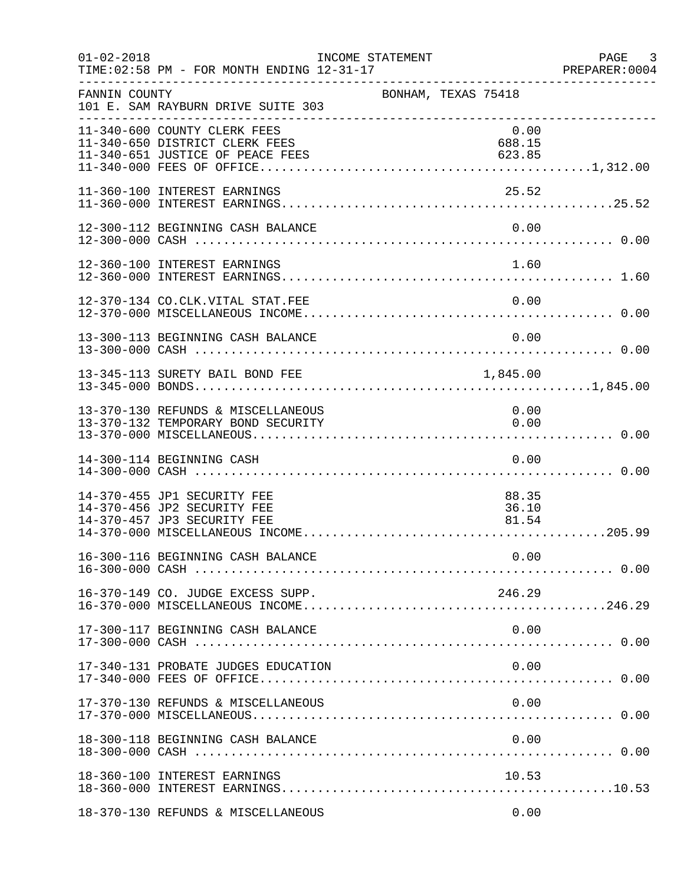01-02-2018 INCOME STATEMENT PAGE 3
TIME:02:58 PM - FOR MONTH ENDING 12-31-17 PREPARER:0004

FANNIN COUNTY BONHAM, TEXAS 75418
101 E. SAM RAYBURN DRIVE SUITE 303

| Account | Description | Amount | Total |
|---|---|---|---|
| 11-340-600 | COUNTY CLERK FEES | 0.00 | |
| 11-340-650 | DISTRICT CLERK FEES | 688.15 | |
| 11-340-651 | JUSTICE OF PEACE FEES | 623.85 | |
| 11-340-000 | FEES OF OFFICE | | 1,312.00 |
| 11-360-100 | INTEREST EARNINGS | 25.52 | |
| 11-360-000 | INTEREST EARNINGS | | 25.52 |
| 12-300-112 | BEGINNING CASH BALANCE | 0.00 | |
| 12-300-000 | CASH | | 0.00 |
| 12-360-100 | INTEREST EARNINGS | 1.60 | |
| 12-360-000 | INTEREST EARNINGS | | 1.60 |
| 12-370-134 | CO.CLK.VITAL STAT.FEE | 0.00 | |
| 12-370-000 | MISCELLANEOUS INCOME | | 0.00 |
| 13-300-113 | BEGINNING CASH BALANCE | 0.00 | |
| 13-300-000 | CASH | | 0.00 |
| 13-345-113 | SURETY BAIL BOND FEE | 1,845.00 | |
| 13-345-000 | BONDS | | 1,845.00 |
| 13-370-130 | REFUNDS & MISCELLANEOUS | 0.00 | |
| 13-370-132 | TEMPORARY BOND SECURITY | 0.00 | |
| 13-370-000 | MISCELLANEOUS | | 0.00 |
| 14-300-114 | BEGINNING CASH | 0.00 | |
| 14-300-000 | CASH | | 0.00 |
| 14-370-455 | JP1 SECURITY FEE | 88.35 | |
| 14-370-456 | JP2 SECURITY FEE | 36.10 | |
| 14-370-457 | JP3 SECURITY FEE | 81.54 | |
| 14-370-000 | MISCELLANEOUS INCOME | | 205.99 |
| 16-300-116 | BEGINNING CASH BALANCE | 0.00 | |
| 16-300-000 | CASH | | 0.00 |
| 16-370-149 | CO. JUDGE EXCESS SUPP. | 246.29 | |
| 16-370-000 | MISCELLANEOUS INCOME | | 246.29 |
| 17-300-117 | BEGINNING CASH BALANCE | 0.00 | |
| 17-300-000 | CASH | | 0.00 |
| 17-340-131 | PROBATE JUDGES EDUCATION | 0.00 | |
| 17-340-000 | FEES OF OFFICE | | 0.00 |
| 17-370-130 | REFUNDS & MISCELLANEOUS | 0.00 | |
| 17-370-000 | MISCELLANEOUS | | 0.00 |
| 18-300-118 | BEGINNING CASH BALANCE | 0.00 | |
| 18-300-000 | CASH | | 0.00 |
| 18-360-100 | INTEREST EARNINGS | 10.53 | |
| 18-360-000 | INTEREST EARNINGS | | 10.53 |
| 18-370-130 | REFUNDS & MISCELLANEOUS | 0.00 | |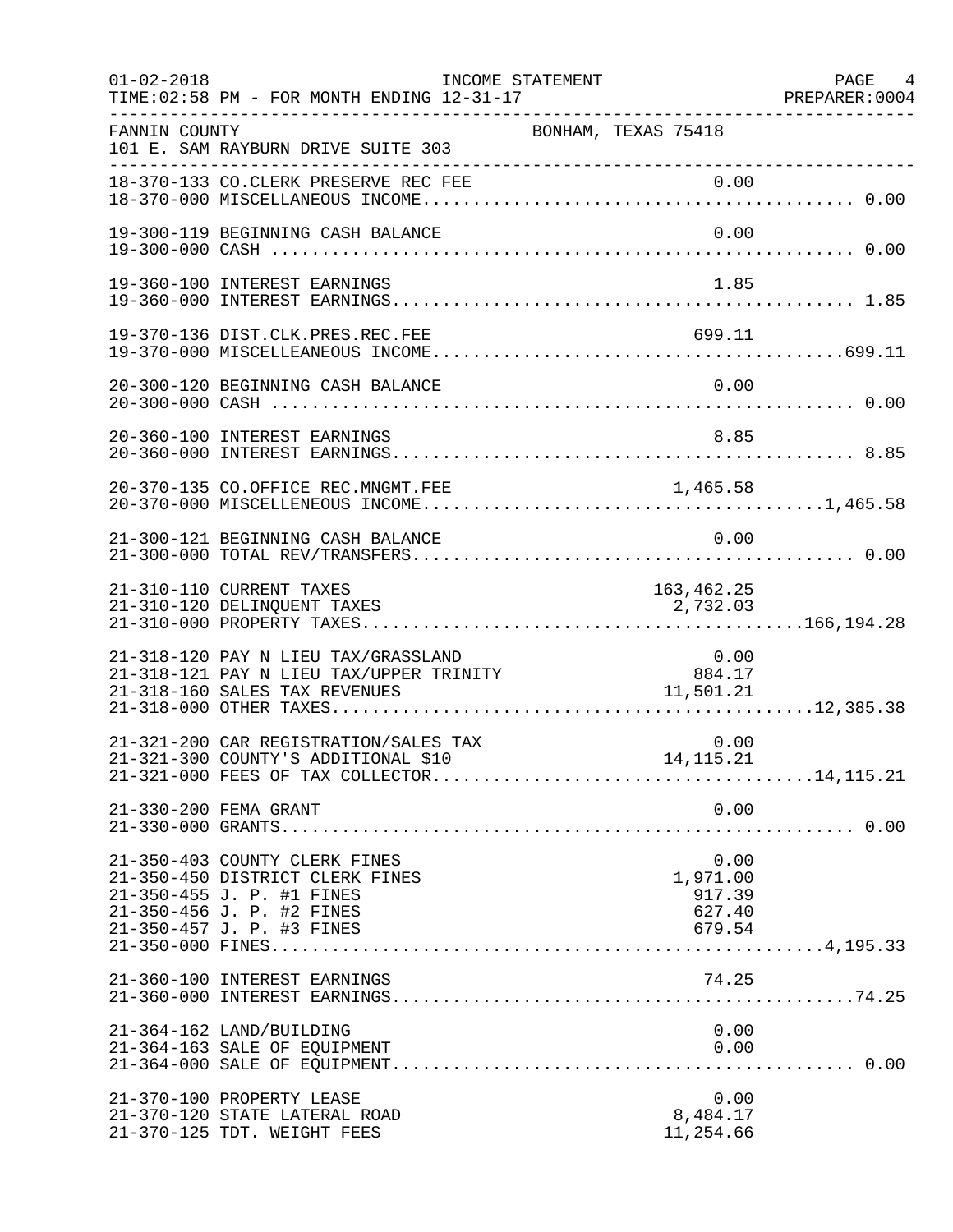INCOME STATEMENT

TIME:02:58 PM - FOR MONTH ENDING 12-31-17

FANNIN COUNTY — BONHAM, TEXAS 75418

101 E. SAM RAYBURN DRIVE SUITE 303

| Account | Description | Detail | Total |
|---|---|---|---|
| 18-370-133 | CO.CLERK PRESERVE REC FEE | 0.00 | |
| 18-370-000 | MISCELLANEOUS INCOME | | 0.00 |
| 19-300-119 | BEGINNING CASH BALANCE | 0.00 | |
| 19-300-000 | CASH | | 0.00 |
| 19-360-100 | INTEREST EARNINGS | 1.85 | |
| 19-360-000 | INTEREST EARNINGS | | 1.85 |
| 19-370-136 | DIST.CLK.PRES.REC.FEE | 699.11 | |
| 19-370-000 | MISCELLEANEOUS INCOME | | 699.11 |
| 20-300-120 | BEGINNING CASH BALANCE | 0.00 | |
| 20-300-000 | CASH | | 0.00 |
| 20-360-100 | INTEREST EARNINGS | 8.85 | |
| 20-360-000 | INTEREST EARNINGS | | 8.85 |
| 20-370-135 | CO.OFFICE REC.MNGMT.FEE | 1,465.58 | |
| 20-370-000 | MISCELLENEOUS INCOME | | 1,465.58 |
| 21-300-121 | BEGINNING CASH BALANCE | 0.00 | |
| 21-300-000 | TOTAL REV/TRANSFERS | | 0.00 |
| 21-310-110 | CURRENT TAXES | 163,462.25 | |
| 21-310-120 | DELINQUENT TAXES | 2,732.03 | |
| 21-310-000 | PROPERTY TAXES | | 166,194.28 |
| 21-318-120 | PAY N LIEU TAX/GRASSLAND | 0.00 | |
| 21-318-121 | PAY N LIEU TAX/UPPER TRINITY | 884.17 | |
| 21-318-160 | SALES TAX REVENUES | 11,501.21 | |
| 21-318-000 | OTHER TAXES | | 12,385.38 |
| 21-321-200 | CAR REGISTRATION/SALES TAX | 0.00 | |
| 21-321-300 | COUNTY'S ADDITIONAL $10 | 14,115.21 | |
| 21-321-000 | FEES OF TAX COLLECTOR | | 14,115.21 |
| 21-330-200 | FEMA GRANT | 0.00 | |
| 21-330-000 | GRANTS | | 0.00 |
| 21-350-403 | COUNTY CLERK FINES | 0.00 | |
| 21-350-450 | DISTRICT CLERK FINES | 1,971.00 | |
| 21-350-455 | J. P. #1 FINES | 917.39 | |
| 21-350-456 | J. P. #2 FINES | 627.40 | |
| 21-350-457 | J. P. #3 FINES | 679.54 | |
| 21-350-000 | FINES | | 4,195.33 |
| 21-360-100 | INTEREST EARNINGS | 74.25 | |
| 21-360-000 | INTEREST EARNINGS | | 74.25 |
| 21-364-162 | LAND/BUILDING | 0.00 | |
| 21-364-163 | SALE OF EQUIPMENT | 0.00 | |
| 21-364-000 | SALE OF EQUIPMENT | | 0.00 |
| 21-370-100 | PROPERTY LEASE | 0.00 | |
| 21-370-120 | STATE LATERAL ROAD | 8,484.17 | |
| 21-370-125 | TDT. WEIGHT FEES | 11,254.66 | |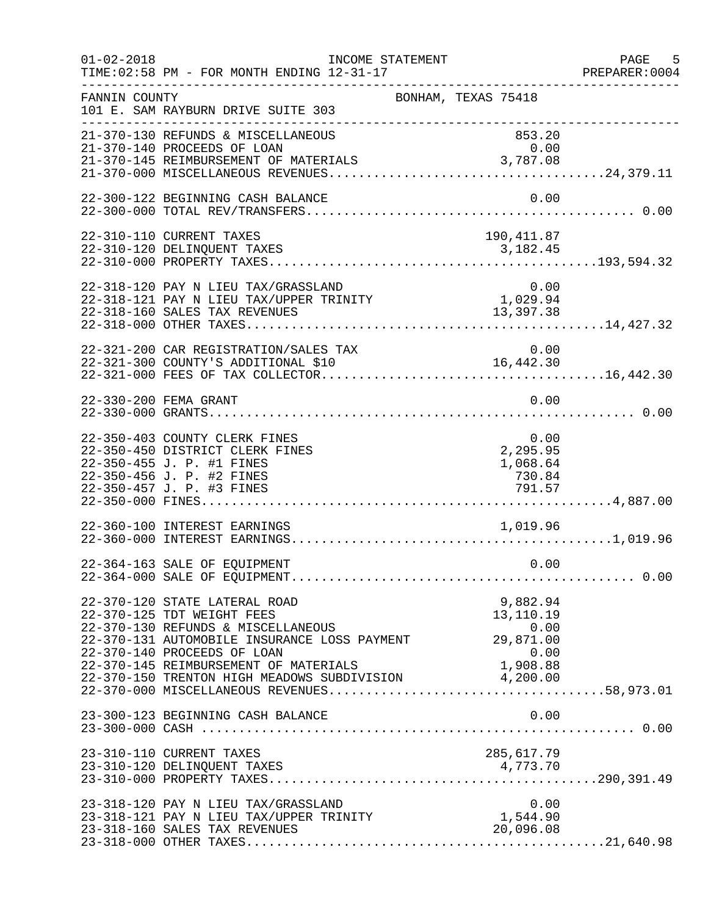01-02-2018 INCOME STATEMENT
TIME:02:58 PM - FOR MONTH ENDING 12-31-17 PREPARER:0004

FANNIN COUNTY BONHAM, TEXAS 75418
101 E. SAM RAYBURN DRIVE SUITE 303

| Account | Description | Amount | Total |
|---|---|---|---|
| 21-370-130 | REFUNDS & MISCELLANEOUS | 853.20 | |
| 21-370-140 | PROCEEDS OF LOAN | 0.00 | |
| 21-370-145 | REIMBURSEMENT OF MATERIALS | 3,787.08 | |
| 21-370-000 | MISCELLANEOUS REVENUES | | 24,379.11 |
| 22-300-122 | BEGINNING CASH BALANCE | 0.00 | |
| 22-300-000 | TOTAL REV/TRANSFERS | | 0.00 |
| 22-310-110 | CURRENT TAXES | 190,411.87 | |
| 22-310-120 | DELINQUENT TAXES | 3,182.45 | |
| 22-310-000 | PROPERTY TAXES | | 193,594.32 |
| 22-318-120 | PAY N LIEU TAX/GRASSLAND | 0.00 | |
| 22-318-121 | PAY N LIEU TAX/UPPER TRINITY | 1,029.94 | |
| 22-318-160 | SALES TAX REVENUES | 13,397.38 | |
| 22-318-000 | OTHER TAXES | | 14,427.32 |
| 22-321-200 | CAR REGISTRATION/SALES TAX | 0.00 | |
| 22-321-300 | COUNTY'S ADDITIONAL $10 | 16,442.30 | |
| 22-321-000 | FEES OF TAX COLLECTOR | | 16,442.30 |
| 22-330-200 | FEMA GRANT | 0.00 | |
| 22-330-000 | GRANTS | | 0.00 |
| 22-350-403 | COUNTY CLERK FINES | 0.00 | |
| 22-350-450 | DISTRICT CLERK FINES | 2,295.95 | |
| 22-350-455 | J. P. #1 FINES | 1,068.64 | |
| 22-350-456 | J. P. #2 FINES | 730.84 | |
| 22-350-457 | J. P. #3 FINES | 791.57 | |
| 22-350-000 | FINES | | 4,887.00 |
| 22-360-100 | INTEREST EARNINGS | 1,019.96 | |
| 22-360-000 | INTEREST EARNINGS | | 1,019.96 |
| 22-364-163 | SALE OF EQUIPMENT | 0.00 | |
| 22-364-000 | SALE OF EQUIPMENT | | 0.00 |
| 22-370-120 | STATE LATERAL ROAD | 9,882.94 | |
| 22-370-125 | TDT WEIGHT FEES | 13,110.19 | |
| 22-370-130 | REFUNDS & MISCELLANEOUS | 0.00 | |
| 22-370-131 | AUTOMOBILE INSURANCE LOSS PAYMENT | 29,871.00 | |
| 22-370-140 | PROCEEDS OF LOAN | 0.00 | |
| 22-370-145 | REIMBURSEMENT OF MATERIALS | 1,908.88 | |
| 22-370-150 | TRENTON HIGH MEADOWS SUBDIVISION | 4,200.00 | |
| 22-370-000 | MISCELLANEOUS REVENUES | | 58,973.01 |
| 23-300-123 | BEGINNING CASH BALANCE | 0.00 | |
| 23-300-000 | CASH | | 0.00 |
| 23-310-110 | CURRENT TAXES | 285,617.79 | |
| 23-310-120 | DELINQUENT TAXES | 4,773.70 | |
| 23-310-000 | PROPERTY TAXES | | 290,391.49 |
| 23-318-120 | PAY N LIEU TAX/GRASSLAND | 0.00 | |
| 23-318-121 | PAY N LIEU TAX/UPPER TRINITY | 1,544.90 | |
| 23-318-160 | SALES TAX REVENUES | 20,096.08 | |
| 23-318-000 | OTHER TAXES | | 21,640.98 |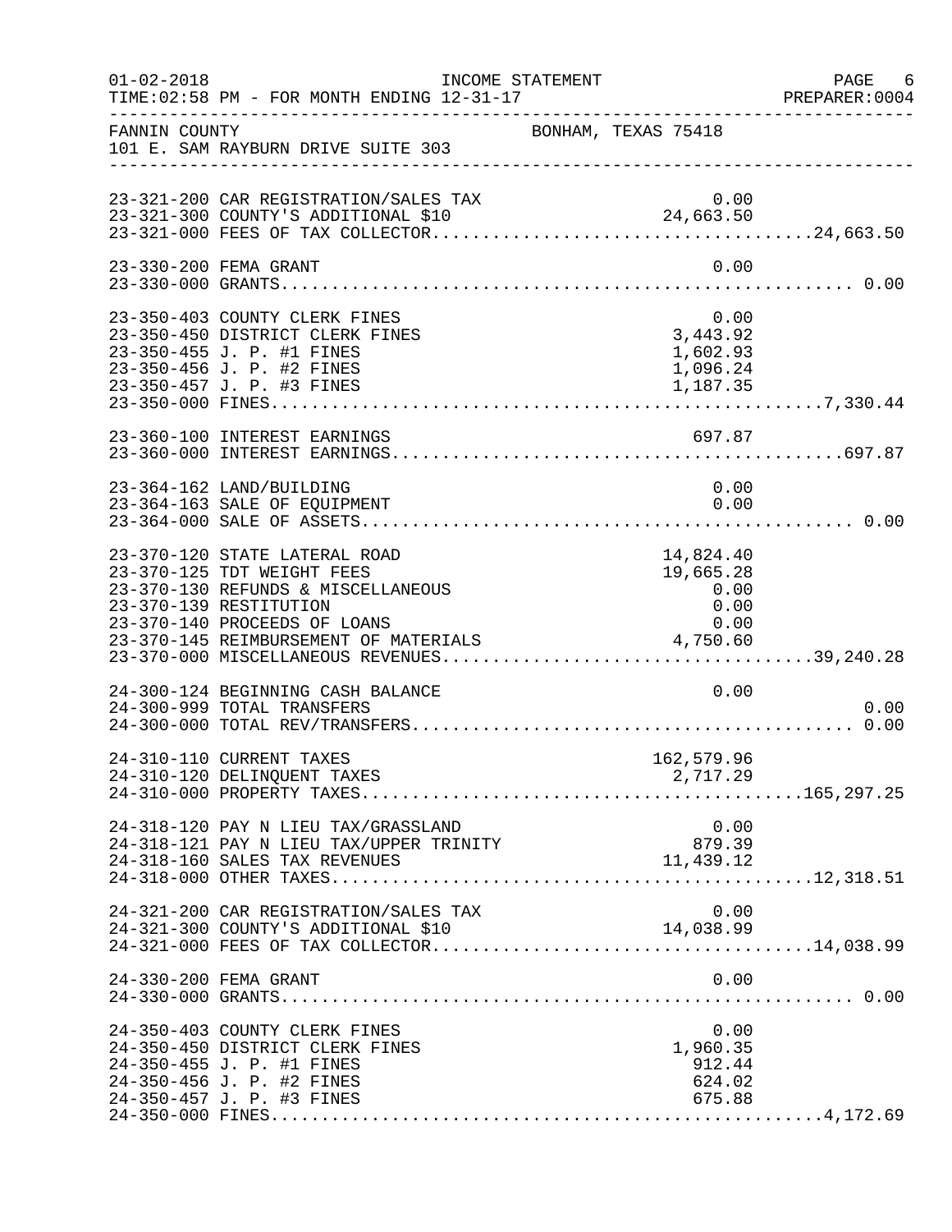FANNIN COUNTY  BONHAM, TEXAS 75418
101 E. SAM RAYBURN DRIVE SUITE 303

INCOME STATEMENT
FOR MONTH ENDING 12-31-17

| Account | Description | Amount | Total |
|---|---|---|---|
| 23-321-200 | CAR REGISTRATION/SALES TAX | 0.00 | |
| 23-321-300 | COUNTY'S ADDITIONAL $10 | 24,663.50 | |
| 23-321-000 | FEES OF TAX COLLECTOR | | 24,663.50 |
| 23-330-200 | FEMA GRANT | 0.00 | |
| 23-330-000 | GRANTS | | 0.00 |
| 23-350-403 | COUNTY CLERK FINES | 0.00 | |
| 23-350-450 | DISTRICT CLERK FINES | 3,443.92 | |
| 23-350-455 | J. P. #1 FINES | 1,602.93 | |
| 23-350-456 | J. P. #2 FINES | 1,096.24 | |
| 23-350-457 | J. P. #3 FINES | 1,187.35 | |
| 23-350-000 | FINES | | 7,330.44 |
| 23-360-100 | INTEREST EARNINGS | 697.87 | |
| 23-360-000 | INTEREST EARNINGS | | 697.87 |
| 23-364-162 | LAND/BUILDING | 0.00 | |
| 23-364-163 | SALE OF EQUIPMENT | 0.00 | |
| 23-364-000 | SALE OF ASSETS | | 0.00 |
| 23-370-120 | STATE LATERAL ROAD | 14,824.40 | |
| 23-370-125 | TDT WEIGHT FEES | 19,665.28 | |
| 23-370-130 | REFUNDS & MISCELLANEOUS | 0.00 | |
| 23-370-139 | RESTITUTION | 0.00 | |
| 23-370-140 | PROCEEDS OF LOANS | 0.00 | |
| 23-370-145 | REIMBURSEMENT OF MATERIALS | 4,750.60 | |
| 23-370-000 | MISCELLANEOUS REVENUES | | 39,240.28 |
| 24-300-124 | BEGINNING CASH BALANCE | 0.00 | |
| 24-300-999 | TOTAL TRANSFERS | | 0.00 |
| 24-300-000 | TOTAL REV/TRANSFERS | | 0.00 |
| 24-310-110 | CURRENT TAXES | 162,579.96 | |
| 24-310-120 | DELINQUENT TAXES | 2,717.29 | |
| 24-310-000 | PROPERTY TAXES | | 165,297.25 |
| 24-318-120 | PAY N LIEU TAX/GRASSLAND | 0.00 | |
| 24-318-121 | PAY N LIEU TAX/UPPER TRINITY | 879.39 | |
| 24-318-160 | SALES TAX REVENUES | 11,439.12 | |
| 24-318-000 | OTHER TAXES | | 12,318.51 |
| 24-321-200 | CAR REGISTRATION/SALES TAX | 0.00 | |
| 24-321-300 | COUNTY'S ADDITIONAL $10 | 14,038.99 | |
| 24-321-000 | FEES OF TAX COLLECTOR | | 14,038.99 |
| 24-330-200 | FEMA GRANT | 0.00 | |
| 24-330-000 | GRANTS | | 0.00 |
| 24-350-403 | COUNTY CLERK FINES | 0.00 | |
| 24-350-450 | DISTRICT CLERK FINES | 1,960.35 | |
| 24-350-455 | J. P. #1 FINES | 912.44 | |
| 24-350-456 | J. P. #2 FINES | 624.02 | |
| 24-350-457 | J. P. #3 FINES | 675.88 | |
| 24-350-000 | FINES | | 4,172.69 |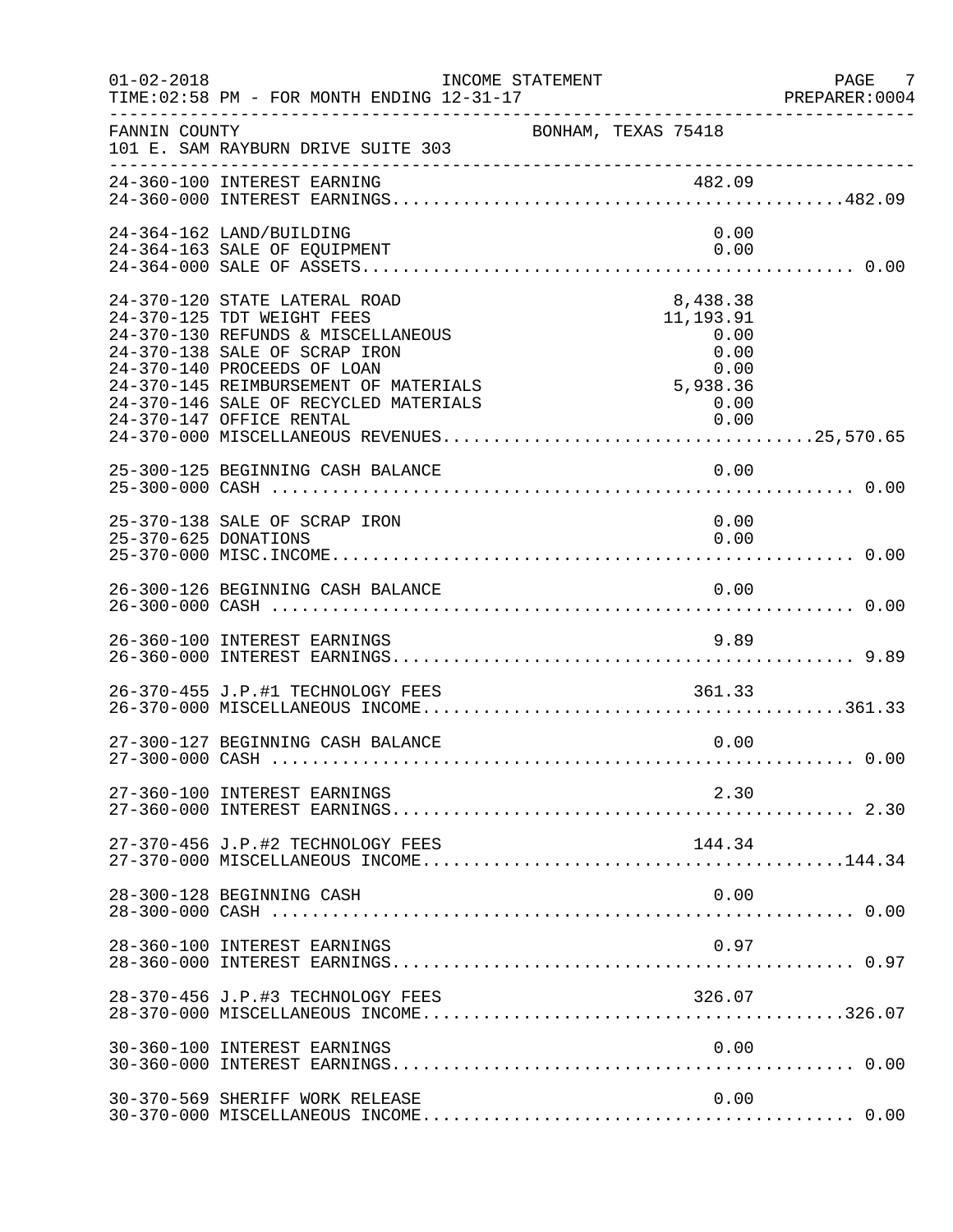FANNIN COUNTY — BONHAM, TEXAS 75418
101 E. SAM RAYBURN DRIVE SUITE 303

INCOME STATEMENT
01-02-2018
TIME:02:58 PM - FOR MONTH ENDING 12-31-17
PREPARER:0004

| Account | Description | Amount | Total |
|---|---|---|---|
| 24-360-100 | INTEREST EARNING | 482.09 | |
| 24-360-000 | INTEREST EARNINGS | | 482.09 |
| 24-364-162 | LAND/BUILDING | 0.00 | |
| 24-364-163 | SALE OF EQUIPMENT | 0.00 | |
| 24-364-000 | SALE OF ASSETS | | 0.00 |
| 24-370-120 | STATE LATERAL ROAD | 8,438.38 | |
| 24-370-125 | TDT WEIGHT FEES | 11,193.91 | |
| 24-370-130 | REFUNDS & MISCELLANEOUS | 0.00 | |
| 24-370-138 | SALE OF SCRAP IRON | 0.00 | |
| 24-370-140 | PROCEEDS OF LOAN | 0.00 | |
| 24-370-145 | REIMBURSEMENT OF MATERIALS | 5,938.36 | |
| 24-370-146 | SALE OF RECYCLED MATERIALS | 0.00 | |
| 24-370-147 | OFFICE RENTAL | 0.00 | |
| 24-370-000 | MISCELLANEOUS REVENUES | | 25,570.65 |
| 25-300-125 | BEGINNING CASH BALANCE | 0.00 | |
| 25-300-000 | CASH | | 0.00 |
| 25-370-138 | SALE OF SCRAP IRON | 0.00 | |
| 25-370-625 | DONATIONS | 0.00 | |
| 25-370-000 | MISC.INCOME | | 0.00 |
| 26-300-126 | BEGINNING CASH BALANCE | 0.00 | |
| 26-300-000 | CASH | | 0.00 |
| 26-360-100 | INTEREST EARNINGS | 9.89 | |
| 26-360-000 | INTEREST EARNINGS | | 9.89 |
| 26-370-455 | J.P.#1 TECHNOLOGY FEES | 361.33 | |
| 26-370-000 | MISCELLANEOUS INCOME | | 361.33 |
| 27-300-127 | BEGINNING CASH BALANCE | 0.00 | |
| 27-300-000 | CASH | | 0.00 |
| 27-360-100 | INTEREST EARNINGS | 2.30 | |
| 27-360-000 | INTEREST EARNINGS | | 2.30 |
| 27-370-456 | J.P.#2 TECHNOLOGY FEES | 144.34 | |
| 27-370-000 | MISCELLANEOUS INCOME | | 144.34 |
| 28-300-128 | BEGINNING CASH | 0.00 | |
| 28-300-000 | CASH | | 0.00 |
| 28-360-100 | INTEREST EARNINGS | 0.97 | |
| 28-360-000 | INTEREST EARNINGS | | 0.97 |
| 28-370-456 | J.P.#3 TECHNOLOGY FEES | 326.07 | |
| 28-370-000 | MISCELLANEOUS INCOME | | 326.07 |
| 30-360-100 | INTEREST EARNINGS | 0.00 | |
| 30-360-000 | INTEREST EARNINGS | | 0.00 |
| 30-370-569 | SHERIFF WORK RELEASE | 0.00 | |
| 30-370-000 | MISCELLANEOUS INCOME | | 0.00 |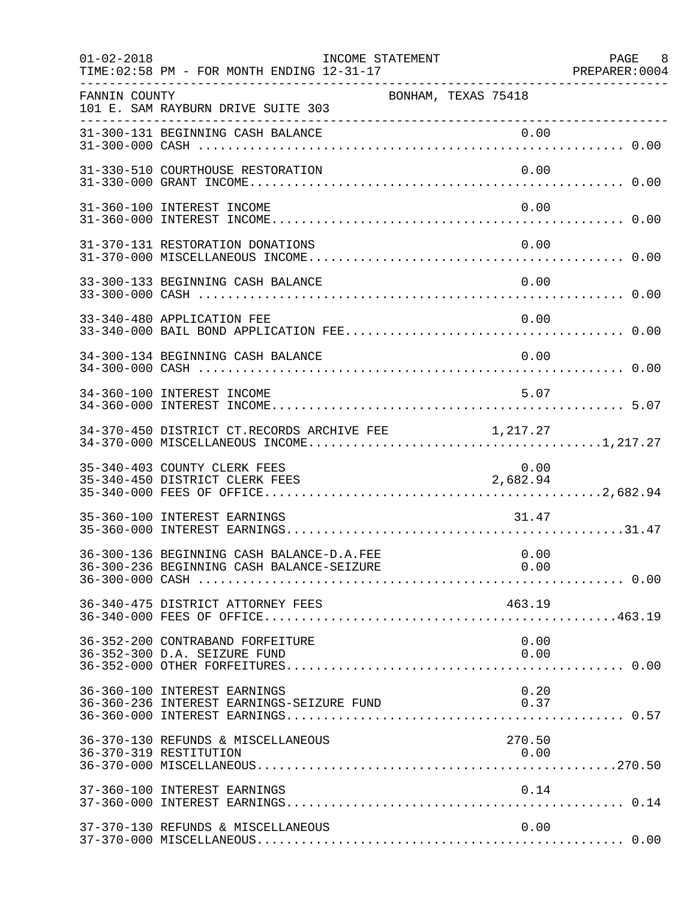FANNIN COUNTY — BONHAM, TEXAS 75418
101 E. SAM RAYBURN DRIVE SUITE 303

INCOME STATEMENT — TIME:02:58 PM - FOR MONTH ENDING 12-31-17

| Account | Description | Amount | Total |
|---|---|---|---|
| 31-300-131 | BEGINNING CASH BALANCE | 0.00 | |
| 31-300-000 | CASH | | 0.00 |
| 31-330-510 | COURTHOUSE RESTORATION | 0.00 | |
| 31-330-000 | GRANT INCOME | | 0.00 |
| 31-360-100 | INTEREST INCOME | 0.00 | |
| 31-360-000 | INTEREST INCOME | | 0.00 |
| 31-370-131 | RESTORATION DONATIONS | 0.00 | |
| 31-370-000 | MISCELLANEOUS INCOME | | 0.00 |
| 33-300-133 | BEGINNING CASH BALANCE | 0.00 | |
| 33-300-000 | CASH | | 0.00 |
| 33-340-480 | APPLICATION FEE | 0.00 | |
| 33-340-000 | BAIL BOND APPLICATION FEE | | 0.00 |
| 34-300-134 | BEGINNING CASH BALANCE | 0.00 | |
| 34-300-000 | CASH | | 0.00 |
| 34-360-100 | INTEREST INCOME | 5.07 | |
| 34-360-000 | INTEREST INCOME | | 5.07 |
| 34-370-450 | DISTRICT CT.RECORDS ARCHIVE FEE | 1,217.27 | |
| 34-370-000 | MISCELLANEOUS INCOME | | 1,217.27 |
| 35-340-403 | COUNTY CLERK FEES | 0.00 | |
| 35-340-450 | DISTRICT CLERK FEES | 2,682.94 | |
| 35-340-000 | FEES OF OFFICE | | 2,682.94 |
| 35-360-100 | INTEREST EARNINGS | 31.47 | |
| 35-360-000 | INTEREST EARNINGS | | 31.47 |
| 36-300-136 | BEGINNING CASH BALANCE-D.A.FEE | 0.00 | |
| 36-300-236 | BEGINNING CASH BALANCE-SEIZURE | 0.00 | |
| 36-300-000 | CASH | | 0.00 |
| 36-340-475 | DISTRICT ATTORNEY FEES | 463.19 | |
| 36-340-000 | FEES OF OFFICE | | 463.19 |
| 36-352-200 | CONTRABAND FORFEITURE | 0.00 | |
| 36-352-300 | D.A. SEIZURE FUND | 0.00 | |
| 36-352-000 | OTHER FORFEITURES | | 0.00 |
| 36-360-100 | INTEREST EARNINGS | 0.20 | |
| 36-360-236 | INTEREST EARNINGS-SEIZURE FUND | 0.37 | |
| 36-360-000 | INTEREST EARNINGS | | 0.57 |
| 36-370-130 | REFUNDS & MISCELLANEOUS | 270.50 | |
| 36-370-319 | RESTITUTION | 0.00 | |
| 36-370-000 | MISCELLANEOUS | | 270.50 |
| 37-360-100 | INTEREST EARNINGS | 0.14 | |
| 37-360-000 | INTEREST EARNINGS | | 0.14 |
| 37-370-130 | REFUNDS & MISCELLANEOUS | 0.00 | |
| 37-370-000 | MISCELLANEOUS | | 0.00 |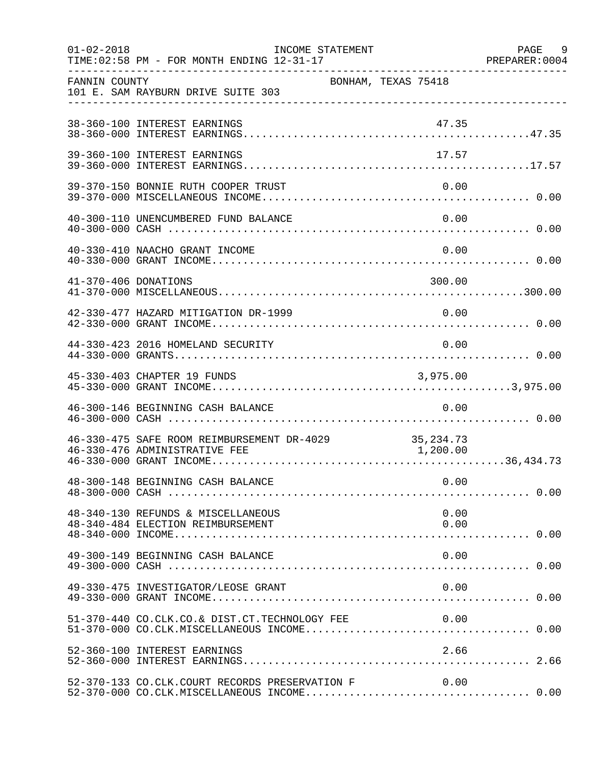FANNIN COUNTY BONHAM, TEXAS 75418
101 E. SAM RAYBURN DRIVE SUITE 303

INCOME STATEMENT
FOR MONTH ENDING 12-31-17

| Account | Description | Amount | Total |
|---|---|---|---|
| 38-360-100 | INTEREST EARNINGS | 47.35 | |
| 38-360-000 | INTEREST EARNINGS | | 47.35 |
| 39-360-100 | INTEREST EARNINGS | 17.57 | |
| 39-360-000 | INTEREST EARNINGS | | 17.57 |
| 39-370-150 | BONNIE RUTH COOPER TRUST | 0.00 | |
| 39-370-000 | MISCELLANEOUS INCOME | | 0.00 |
| 40-300-110 | UNENCUMBERED FUND BALANCE | 0.00 | |
| 40-300-000 | CASH | | 0.00 |
| 40-330-410 | NAACHO GRANT INCOME | 0.00 | |
| 40-330-000 | GRANT INCOME | | 0.00 |
| 41-370-406 | DONATIONS | 300.00 | |
| 41-370-000 | MISCELLANEOUS | | 300.00 |
| 42-330-477 | HAZARD MITIGATION DR-1999 | 0.00 | |
| 42-330-000 | GRANT INCOME | | 0.00 |
| 44-330-423 | 2016 HOMELAND SECURITY | 0.00 | |
| 44-330-000 | GRANTS | | 0.00 |
| 45-330-403 | CHAPTER 19 FUNDS | 3,975.00 | |
| 45-330-000 | GRANT INCOME | | 3,975.00 |
| 46-300-146 | BEGINNING CASH BALANCE | 0.00 | |
| 46-300-000 | CASH | | 0.00 |
| 46-330-475 | SAFE ROOM REIMBURSEMENT DR-4029 | 35,234.73 | |
| 46-330-476 | ADMINISTRATIVE FEE | 1,200.00 | |
| 46-330-000 | GRANT INCOME | | 36,434.73 |
| 48-300-148 | BEGINNING CASH BALANCE | 0.00 | |
| 48-300-000 | CASH | | 0.00 |
| 48-340-130 | REFUNDS & MISCELLANEOUS | 0.00 | |
| 48-340-484 | ELECTION REIMBURSEMENT | 0.00 | |
| 48-340-000 | INCOME | | 0.00 |
| 49-300-149 | BEGINNING CASH BALANCE | 0.00 | |
| 49-300-000 | CASH | | 0.00 |
| 49-330-475 | INVESTIGATOR/LEOSE GRANT | 0.00 | |
| 49-330-000 | GRANT INCOME | | 0.00 |
| 51-370-440 | CO.CLK.CO.& DIST.CT.TECHNOLOGY FEE | 0.00 | |
| 51-370-000 | CO.CLK.MISCELLANEOUS INCOME | | 0.00 |
| 52-360-100 | INTEREST EARNINGS | 2.66 | |
| 52-360-000 | INTEREST EARNINGS | | 2.66 |
| 52-370-133 | CO.CLK.COURT RECORDS PRESERVATION F | 0.00 | |
| 52-370-000 | CO.CLK.MISCELLANEOUS INCOME | | 0.00 |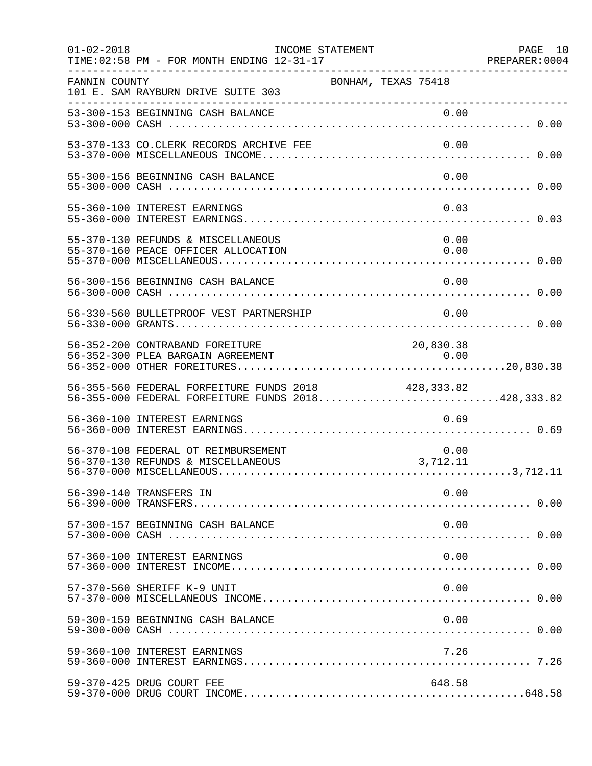FANNIN COUNTY BONHAM, TEXAS 75418
101 E. SAM RAYBURN DRIVE SUITE 303

| Account | Description | Detail | Total |
|---|---|---|---|
| 53-300-153 | BEGINNING CASH BALANCE | 0.00 | |
| 53-300-000 | CASH | | 0.00 |
| 53-370-133 | CO.CLERK RECORDS ARCHIVE FEE | 0.00 | |
| 53-370-000 | MISCELLANEOUS INCOME | | 0.00 |
| 55-300-156 | BEGINNING CASH BALANCE | 0.00 | |
| 55-300-000 | CASH | | 0.00 |
| 55-360-100 | INTEREST EARNINGS | 0.03 | |
| 55-360-000 | INTEREST EARNINGS | | 0.03 |
| 55-370-130 | REFUNDS & MISCELLANEOUS | 0.00 | |
| 55-370-160 | PEACE OFFICER ALLOCATION | 0.00 | |
| 55-370-000 | MISCELLANEOUS | | 0.00 |
| 56-300-156 | BEGINNING CASH BALANCE | 0.00 | |
| 56-300-000 | CASH | | 0.00 |
| 56-330-560 | BULLETPROOF VEST PARTNERSHIP | 0.00 | |
| 56-330-000 | GRANTS | | 0.00 |
| 56-352-200 | CONTRABAND FOREITURE | 20,830.38 | |
| 56-352-300 | PLEA BARGAIN AGREEMENT | 0.00 | |
| 56-352-000 | OTHER FOREITURES | | 20,830.38 |
| 56-355-560 | FEDERAL FORFEITURE FUNDS 2018 | 428,333.82 | |
| 56-355-000 | FEDERAL FORFEITURE FUNDS 2018 | | 428,333.82 |
| 56-360-100 | INTEREST EARNINGS | 0.69 | |
| 56-360-000 | INTEREST EARNINGS | | 0.69 |
| 56-370-108 | FEDERAL OT REIMBURSEMENT | 0.00 | |
| 56-370-130 | REFUNDS & MISCELLANEOUS | 3,712.11 | |
| 56-370-000 | MISCELLANEOUS | | 3,712.11 |
| 56-390-140 | TRANSFERS IN | 0.00 | |
| 56-390-000 | TRANSFERS | | 0.00 |
| 57-300-157 | BEGINNING CASH BALANCE | 0.00 | |
| 57-300-000 | CASH | | 0.00 |
| 57-360-100 | INTEREST EARNINGS | 0.00 | |
| 57-360-000 | INTEREST INCOME | | 0.00 |
| 57-370-560 | SHERIFF K-9 UNIT | 0.00 | |
| 57-370-000 | MISCELLANEOUS INCOME | | 0.00 |
| 59-300-159 | BEGINNING CASH BALANCE | 0.00 | |
| 59-300-000 | CASH | | 0.00 |
| 59-360-100 | INTEREST EARNINGS | 7.26 | |
| 59-360-000 | INTEREST EARNINGS | | 7.26 |
| 59-370-425 | DRUG COURT FEE | 648.58 | |
| 59-370-000 | DRUG COURT INCOME | | 648.58 |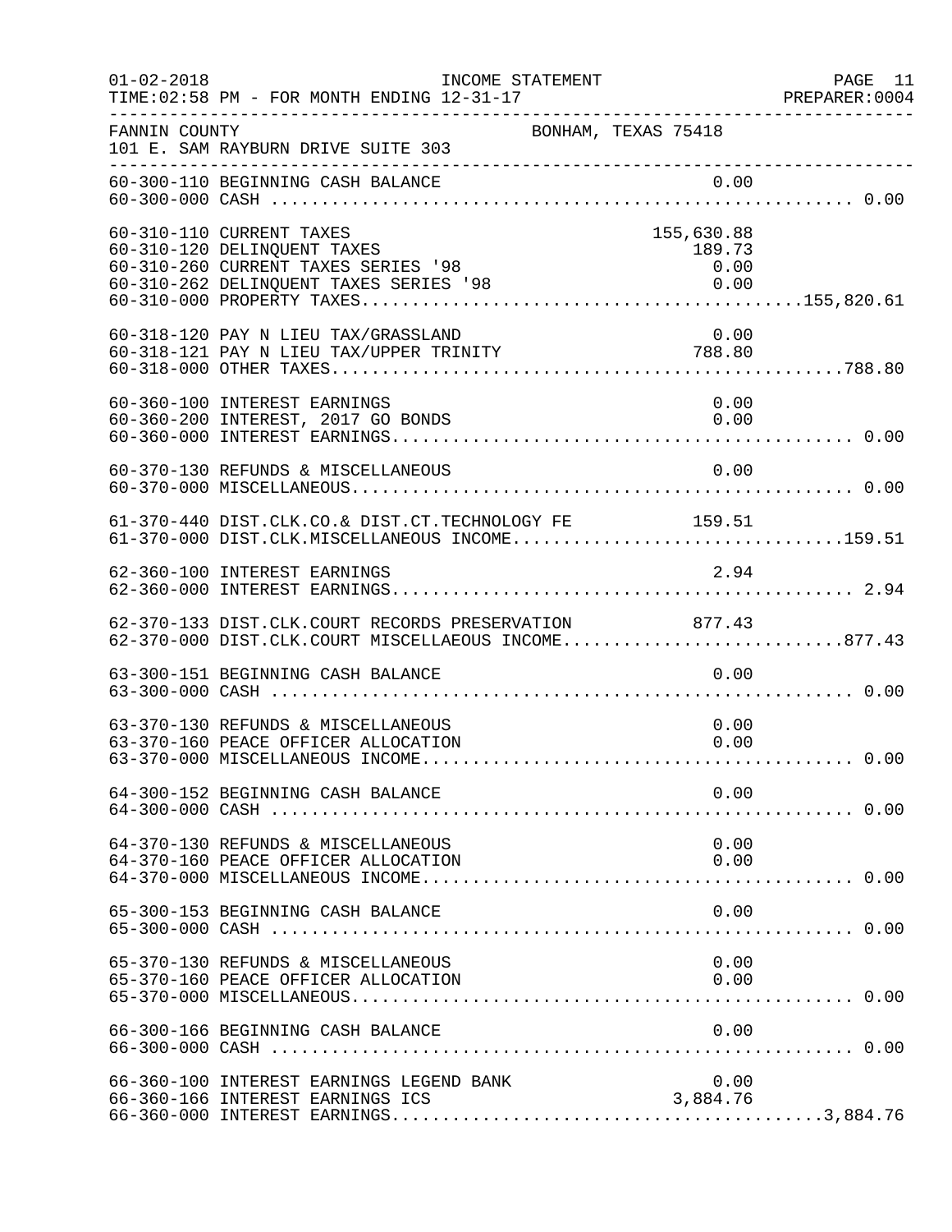FANNIN COUNTY BONHAM, TEXAS 75418
101 E. SAM RAYBURN DRIVE SUITE 303

INCOME STATEMENT
FOR MONTH ENDING 12-31-17

| Account | Description | Detail | Total |
|---|---|---|---|
| 60-300-110 | BEGINNING CASH BALANCE | 0.00 | |
| 60-300-000 | CASH | | 0.00 |
| 60-310-110 | CURRENT TAXES | 155,630.88 | |
| 60-310-120 | DELINQUENT TAXES | 189.73 | |
| 60-310-260 | CURRENT TAXES SERIES '98 | 0.00 | |
| 60-310-262 | DELINQUENT TAXES SERIES '98 | 0.00 | |
| 60-310-000 | PROPERTY TAXES | | 155,820.61 |
| 60-318-120 | PAY N LIEU TAX/GRASSLAND | 0.00 | |
| 60-318-121 | PAY N LIEU TAX/UPPER TRINITY | 788.80 | |
| 60-318-000 | OTHER TAXES | | 788.80 |
| 60-360-100 | INTEREST EARNINGS | 0.00 | |
| 60-360-200 | INTEREST, 2017 GO BONDS | 0.00 | |
| 60-360-000 | INTEREST EARNINGS | | 0.00 |
| 60-370-130 | REFUNDS & MISCELLANEOUS | 0.00 | |
| 60-370-000 | MISCELLANEOUS | | 0.00 |
| 61-370-440 | DIST.CLK.CO.& DIST.CT.TECHNOLOGY FE | 159.51 | |
| 61-370-000 | DIST.CLK.MISCELLANEOUS INCOME | | 159.51 |
| 62-360-100 | INTEREST EARNINGS | 2.94 | |
| 62-360-000 | INTEREST EARNINGS | | 2.94 |
| 62-370-133 | DIST.CLK.COURT RECORDS PRESERVATION | 877.43 | |
| 62-370-000 | DIST.CLK.COURT MISCELLAEOUS INCOME | | 877.43 |
| 63-300-151 | BEGINNING CASH BALANCE | 0.00 | |
| 63-300-000 | CASH | | 0.00 |
| 63-370-130 | REFUNDS & MISCELLANEOUS | 0.00 | |
| 63-370-160 | PEACE OFFICER ALLOCATION | 0.00 | |
| 63-370-000 | MISCELLANEOUS INCOME | | 0.00 |
| 64-300-152 | BEGINNING CASH BALANCE | 0.00 | |
| 64-300-000 | CASH | | 0.00 |
| 64-370-130 | REFUNDS & MISCELLANEOUS | 0.00 | |
| 64-370-160 | PEACE OFFICER ALLOCATION | 0.00 | |
| 64-370-000 | MISCELLANEOUS INCOME | | 0.00 |
| 65-300-153 | BEGINNING CASH BALANCE | 0.00 | |
| 65-300-000 | CASH | | 0.00 |
| 65-370-130 | REFUNDS & MISCELLANEOUS | 0.00 | |
| 65-370-160 | PEACE OFFICER ALLOCATION | 0.00 | |
| 65-370-000 | MISCELLANEOUS | | 0.00 |
| 66-300-166 | BEGINNING CASH BALANCE | 0.00 | |
| 66-300-000 | CASH | | 0.00 |
| 66-360-100 | INTEREST EARNINGS LEGEND BANK | 0.00 | |
| 66-360-166 | INTEREST EARNINGS ICS | 3,884.76 | |
| 66-360-000 | INTEREST EARNINGS | | 3,884.76 |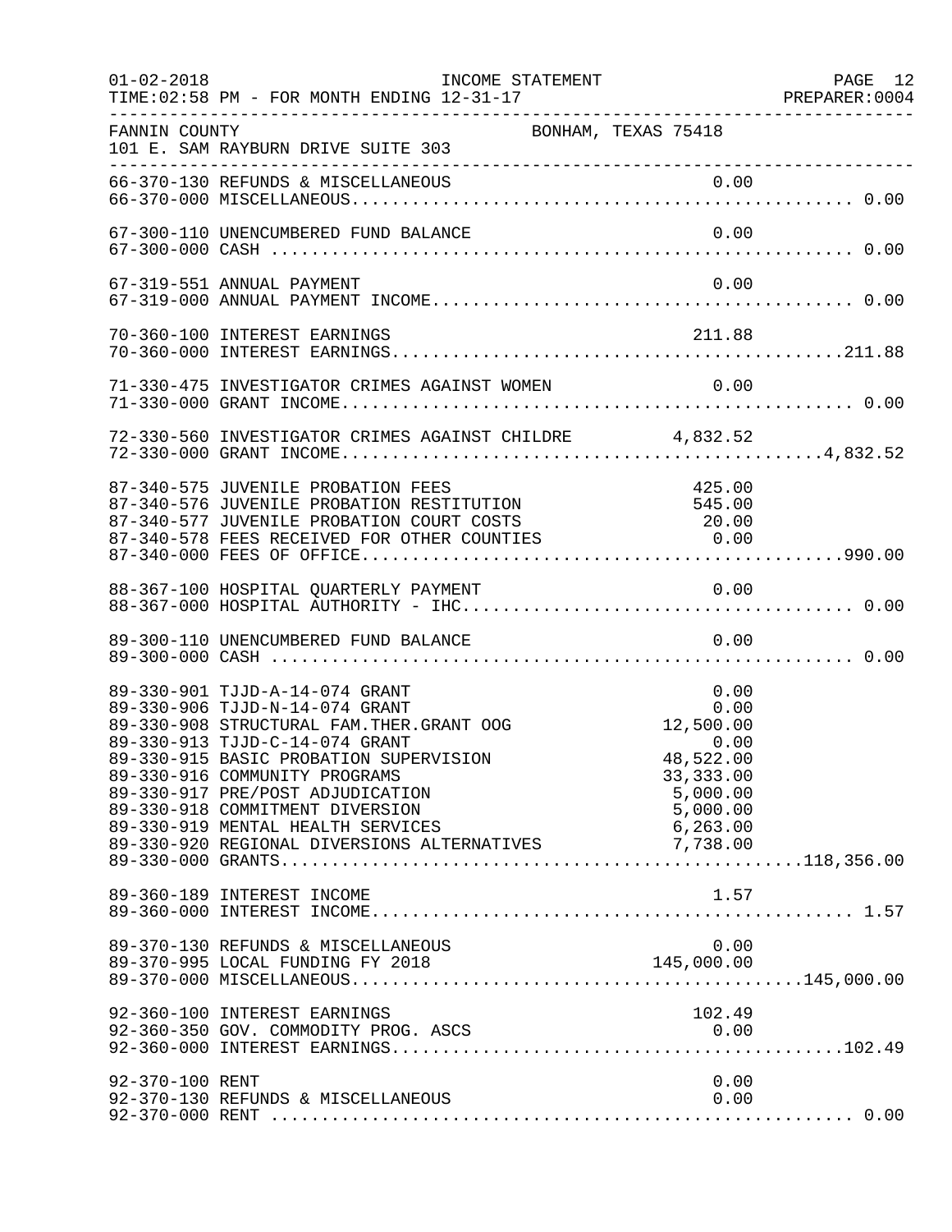INCOME STATEMENT

01-02-2018
TIME:02:58 PM - FOR MONTH ENDING 12-31-17

PREPARER:0004

FANNIN COUNTY — BONHAM, TEXAS 75418
101 E. SAM RAYBURN DRIVE SUITE 303

| Account | Description | Amount | Total |
|---|---|---|---|
| 66-370-130 | REFUNDS & MISCELLANEOUS | 0.00 | |
| 66-370-000 | MISCELLANEOUS | | 0.00 |
| 67-300-110 | UNENCUMBERED FUND BALANCE | 0.00 | |
| 67-300-000 | CASH | | 0.00 |
| 67-319-551 | ANNUAL PAYMENT | 0.00 | |
| 67-319-000 | ANNUAL PAYMENT INCOME | | 0.00 |
| 70-360-100 | INTEREST EARNINGS | 211.88 | |
| 70-360-000 | INTEREST EARNINGS | | 211.88 |
| 71-330-475 | INVESTIGATOR CRIMES AGAINST WOMEN | 0.00 | |
| 71-330-000 | GRANT INCOME | | 0.00 |
| 72-330-560 | INVESTIGATOR CRIMES AGAINST CHILDRE | 4,832.52 | |
| 72-330-000 | GRANT INCOME | | 4,832.52 |
| 87-340-575 | JUVENILE PROBATION FEES | 425.00 | |
| 87-340-576 | JUVENILE PROBATION RESTITUTION | 545.00 | |
| 87-340-577 | JUVENILE PROBATION COURT COSTS | 20.00 | |
| 87-340-578 | FEES RECEIVED FOR OTHER COUNTIES | 0.00 | |
| 87-340-000 | FEES OF OFFICE | | 990.00 |
| 88-367-100 | HOSPITAL QUARTERLY PAYMENT | 0.00 | |
| 88-367-000 | HOSPITAL AUTHORITY - IHC | | 0.00 |
| 89-300-110 | UNENCUMBERED FUND BALANCE | 0.00 | |
| 89-300-000 | CASH | | 0.00 |
| 89-330-901 | TJJD-A-14-074 GRANT | 0.00 | |
| 89-330-906 | TJJD-N-14-074 GRANT | 0.00 | |
| 89-330-908 | STRUCTURAL FAM.THER.GRANT OOG | 12,500.00 | |
| 89-330-913 | TJJD-C-14-074 GRANT | 0.00 | |
| 89-330-915 | BASIC PROBATION SUPERVISION | 48,522.00 | |
| 89-330-916 | COMMUNITY PROGRAMS | 33,333.00 | |
| 89-330-917 | PRE/POST ADJUDICATION | 5,000.00 | |
| 89-330-918 | COMMITMENT DIVERSION | 5,000.00 | |
| 89-330-919 | MENTAL HEALTH SERVICES | 6,263.00 | |
| 89-330-920 | REGIONAL DIVERSIONS ALTERNATIVES | 7,738.00 | |
| 89-330-000 | GRANTS | | 118,356.00 |
| 89-360-189 | INTEREST INCOME | 1.57 | |
| 89-360-000 | INTEREST INCOME | | 1.57 |
| 89-370-130 | REFUNDS & MISCELLANEOUS | 0.00 | |
| 89-370-995 | LOCAL FUNDING FY 2018 | 145,000.00 | |
| 89-370-000 | MISCELLANEOUS | | 145,000.00 |
| 92-360-100 | INTEREST EARNINGS | 102.49 | |
| 92-360-350 | GOV. COMMODITY PROG. ASCS | 0.00 | |
| 92-360-000 | INTEREST EARNINGS | | 102.49 |
| 92-370-100 | RENT | 0.00 | |
| 92-370-130 | REFUNDS & MISCELLANEOUS | 0.00 | |
| 92-370-000 | RENT | | 0.00 |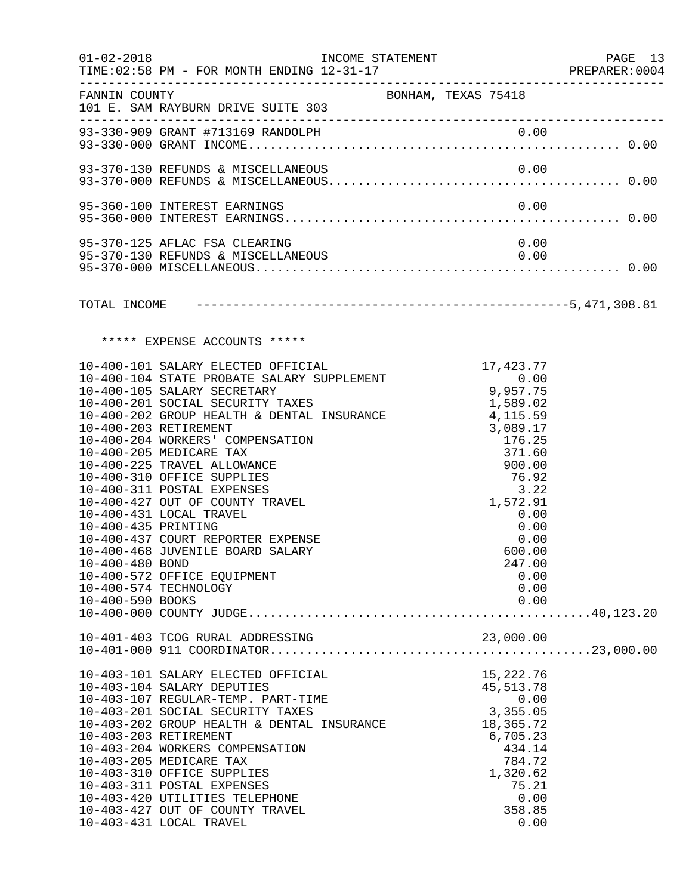FANNIN COUNTY — BONHAM, TEXAS 75418
101 E. SAM RAYBURN DRIVE SUITE 303

INCOME STATEMENT — FOR MONTH ENDING 12-31-17

| Account | Description | Amount | Total |
|---|---|---|---|
| 93-330-909 | GRANT #713169 RANDOLPH | 0.00 | |
| 93-330-000 | GRANT INCOME | | 0.00 |
| 93-370-130 | REFUNDS & MISCELLANEOUS | 0.00 | |
| 93-370-000 | REFUNDS & MISCELLANEOUS | | 0.00 |
| 95-360-100 | INTEREST EARNINGS | 0.00 | |
| 95-360-000 | INTEREST EARNINGS | | 0.00 |
| 95-370-125 | AFLAC FSA CLEARING | 0.00 | |
| 95-370-130 | REFUNDS & MISCELLANEOUS | 0.00 | |
| 95-370-000 | MISCELLANEOUS | | 0.00 |
| | TOTAL INCOME | | 5,471,308.81 |

***** EXPENSE ACCOUNTS *****

| Account | Description | Amount | Total |
|---|---|---|---|
| 10-400-101 | SALARY ELECTED OFFICIAL | 17,423.77 | |
| 10-400-104 | STATE PROBATE SALARY SUPPLEMENT | 0.00 | |
| 10-400-105 | SALARY SECRETARY | 9,957.75 | |
| 10-400-201 | SOCIAL SECURITY TAXES | 1,589.02 | |
| 10-400-202 | GROUP HEALTH & DENTAL INSURANCE | 4,115.59 | |
| 10-400-203 | RETIREMENT | 3,089.17 | |
| 10-400-204 | WORKERS' COMPENSATION | 176.25 | |
| 10-400-205 | MEDICARE TAX | 371.60 | |
| 10-400-225 | TRAVEL ALLOWANCE | 900.00 | |
| 10-400-310 | OFFICE SUPPLIES | 76.92 | |
| 10-400-311 | POSTAL EXPENSES | 3.22 | |
| 10-400-427 | OUT OF COUNTY TRAVEL | 1,572.91 | |
| 10-400-431 | LOCAL TRAVEL | 0.00 | |
| 10-400-435 | PRINTING | 0.00 | |
| 10-400-437 | COURT REPORTER EXPENSE | 0.00 | |
| 10-400-468 | JUVENILE BOARD SALARY | 600.00 | |
| 10-400-480 | BOND | 247.00 | |
| 10-400-572 | OFFICE EQUIPMENT | 0.00 | |
| 10-400-574 | TECHNOLOGY | 0.00 | |
| 10-400-590 | BOOKS | 0.00 | |
| 10-400-000 | COUNTY JUDGE | | 40,123.20 |
| 10-401-403 | TCOG RURAL ADDRESSING | 23,000.00 | |
| 10-401-000 | 911 COORDINATOR | | 23,000.00 |
| 10-403-101 | SALARY ELECTED OFFICIAL | 15,222.76 | |
| 10-403-104 | SALARY DEPUTIES | 45,513.78 | |
| 10-403-107 | REGULAR-TEMP. PART-TIME | 0.00 | |
| 10-403-201 | SOCIAL SECURITY TAXES | 3,355.05 | |
| 10-403-202 | GROUP HEALTH & DENTAL INSURANCE | 18,365.72 | |
| 10-403-203 | RETIREMENT | 6,705.23 | |
| 10-403-204 | WORKERS COMPENSATION | 434.14 | |
| 10-403-205 | MEDICARE TAX | 784.72 | |
| 10-403-310 | OFFICE SUPPLIES | 1,320.62 | |
| 10-403-311 | POSTAL EXPENSES | 75.21 | |
| 10-403-420 | UTILITIES TELEPHONE | 0.00 | |
| 10-403-427 | OUT OF COUNTY TRAVEL | 358.85 | |
| 10-403-431 | LOCAL TRAVEL | 0.00 | |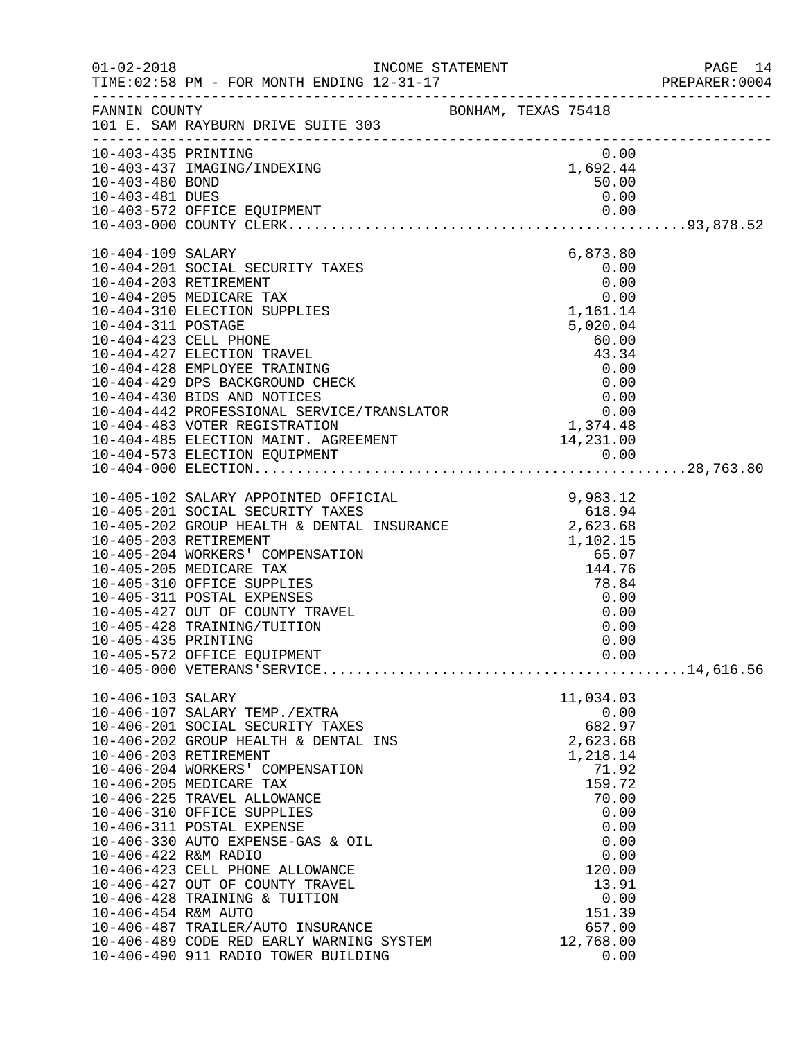FANNIN COUNTY BONHAM, TEXAS 75418
101 E. SAM RAYBURN DRIVE SUITE 303

INCOME STATEMENT
FOR MONTH ENDING 12-31-17

| Account | Description | Amount | Total |
|---|---|---|---|
| 10-403-435 | PRINTING | 0.00 | |
| 10-403-437 | IMAGING/INDEXING | 1,692.44 | |
| 10-403-480 | BOND | 50.00 | |
| 10-403-481 | DUES | 0.00 | |
| 10-403-572 | OFFICE EQUIPMENT | 0.00 | |
| 10-403-000 | COUNTY CLERK | | 93,878.52 |
| 10-404-109 | SALARY | 6,873.80 | |
| 10-404-201 | SOCIAL SECURITY TAXES | 0.00 | |
| 10-404-203 | RETIREMENT | 0.00 | |
| 10-404-205 | MEDICARE TAX | 0.00 | |
| 10-404-310 | ELECTION SUPPLIES | 1,161.14 | |
| 10-404-311 | POSTAGE | 5,020.04 | |
| 10-404-423 | CELL PHONE | 60.00 | |
| 10-404-427 | ELECTION TRAVEL | 43.34 | |
| 10-404-428 | EMPLOYEE TRAINING | 0.00 | |
| 10-404-429 | DPS BACKGROUND CHECK | 0.00 | |
| 10-404-430 | BIDS AND NOTICES | 0.00 | |
| 10-404-442 | PROFESSIONAL SERVICE/TRANSLATOR | 0.00 | |
| 10-404-483 | VOTER REGISTRATION | 1,374.48 | |
| 10-404-485 | ELECTION MAINT. AGREEMENT | 14,231.00 | |
| 10-404-573 | ELECTION EQUIPMENT | 0.00 | |
| 10-404-000 | ELECTION | | 28,763.80 |
| 10-405-102 | SALARY APPOINTED OFFICIAL | 9,983.12 | |
| 10-405-201 | SOCIAL SECURITY TAXES | 618.94 | |
| 10-405-202 | GROUP HEALTH & DENTAL INSURANCE | 2,623.68 | |
| 10-405-203 | RETIREMENT | 1,102.15 | |
| 10-405-204 | WORKERS' COMPENSATION | 65.07 | |
| 10-405-205 | MEDICARE TAX | 144.76 | |
| 10-405-310 | OFFICE SUPPLIES | 78.84 | |
| 10-405-311 | POSTAL EXPENSES | 0.00 | |
| 10-405-427 | OUT OF COUNTY TRAVEL | 0.00 | |
| 10-405-428 | TRAINING/TUITION | 0.00 | |
| 10-405-435 | PRINTING | 0.00 | |
| 10-405-572 | OFFICE EQUIPMENT | 0.00 | |
| 10-405-000 | VETERANS'SERVICE | | 14,616.56 |
| 10-406-103 | SALARY | 11,034.03 | |
| 10-406-107 | SALARY TEMP./EXTRA | 0.00 | |
| 10-406-201 | SOCIAL SECURITY TAXES | 682.97 | |
| 10-406-202 | GROUP HEALTH & DENTAL INS | 2,623.68 | |
| 10-406-203 | RETIREMENT | 1,218.14 | |
| 10-406-204 | WORKERS' COMPENSATION | 71.92 | |
| 10-406-205 | MEDICARE TAX | 159.72 | |
| 10-406-225 | TRAVEL ALLOWANCE | 70.00 | |
| 10-406-310 | OFFICE SUPPLIES | 0.00 | |
| 10-406-311 | POSTAL EXPENSE | 0.00 | |
| 10-406-330 | AUTO EXPENSE-GAS & OIL | 0.00 | |
| 10-406-422 | R&M RADIO | 0.00 | |
| 10-406-423 | CELL PHONE ALLOWANCE | 120.00 | |
| 10-406-427 | OUT OF COUNTY TRAVEL | 13.91 | |
| 10-406-428 | TRAINING & TUITION | 0.00 | |
| 10-406-454 | R&M AUTO | 151.39 | |
| 10-406-487 | TRAILER/AUTO INSURANCE | 657.00 | |
| 10-406-489 | CODE RED EARLY WARNING SYSTEM | 12,768.00 | |
| 10-406-490 | 911 RADIO TOWER BUILDING | 0.00 | |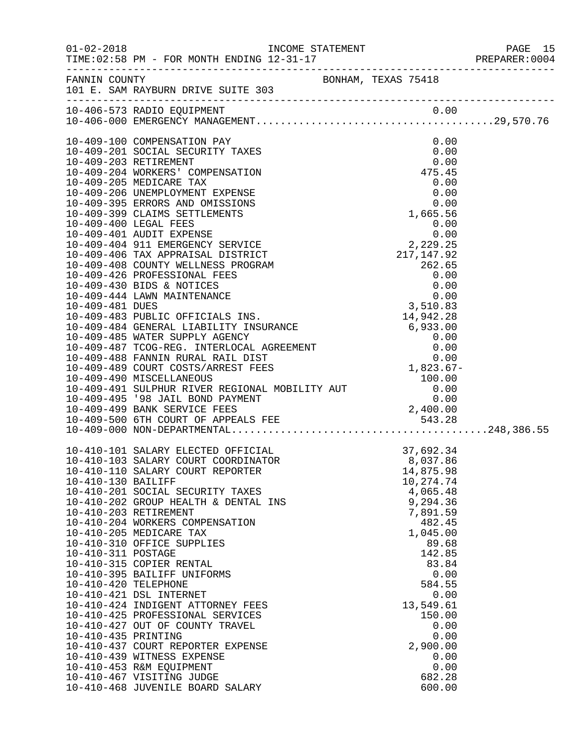FANNIN COUNTY BONHAM, TEXAS 75418
101 E. SAM RAYBURN DRIVE SUITE 303

INCOME STATEMENT
TIME:02:58 PM - FOR MONTH ENDING 12-31-17

| Account | Description | Amount | Total |
|---|---|---|---|
| 10-406-573 | RADIO EQUIPMENT | 0.00 | |
| 10-406-000 | EMERGENCY MANAGEMENT | | 29,570.76 |
| 10-409-100 | COMPENSATION PAY | 0.00 | |
| 10-409-201 | SOCIAL SECURITY TAXES | 0.00 | |
| 10-409-203 | RETIREMENT | 0.00 | |
| 10-409-204 | WORKERS' COMPENSATION | 475.45 | |
| 10-409-205 | MEDICARE TAX | 0.00 | |
| 10-409-206 | UNEMPLOYMENT EXPENSE | 0.00 | |
| 10-409-395 | ERRORS AND OMISSIONS | 0.00 | |
| 10-409-399 | CLAIMS SETTLEMENTS | 1,665.56 | |
| 10-409-400 | LEGAL FEES | 0.00 | |
| 10-409-401 | AUDIT EXPENSE | 0.00 | |
| 10-409-404 | 911 EMERGENCY SERVICE | 2,229.25 | |
| 10-409-406 | TAX APPRAISAL DISTRICT | 217,147.92 | |
| 10-409-408 | COUNTY WELLNESS PROGRAM | 262.65 | |
| 10-409-426 | PROFESSIONAL FEES | 0.00 | |
| 10-409-430 | BIDS & NOTICES | 0.00 | |
| 10-409-444 | LAWN MAINTENANCE | 0.00 | |
| 10-409-481 | DUES | 3,510.83 | |
| 10-409-483 | PUBLIC OFFICIALS INS. | 14,942.28 | |
| 10-409-484 | GENERAL LIABILITY INSURANCE | 6,933.00 | |
| 10-409-485 | WATER SUPPLY AGENCY | 0.00 | |
| 10-409-487 | TCOG-REG. INTERLOCAL AGREEMENT | 0.00 | |
| 10-409-488 | FANNIN RURAL RAIL DIST | 0.00 | |
| 10-409-489 | COURT COSTS/ARREST FEES | 1,823.67- | |
| 10-409-490 | MISCELLANEOUS | 100.00 | |
| 10-409-491 | SULPHUR RIVER REGIONAL MOBILITY AUT | 0.00 | |
| 10-409-495 | '98 JAIL BOND PAYMENT | 0.00 | |
| 10-409-499 | BANK SERVICE FEES | 2,400.00 | |
| 10-409-500 | 6TH COURT OF APPEALS FEE | 543.28 | |
| 10-409-000 | NON-DEPARTMENTAL | | 248,386.55 |
| 10-410-101 | SALARY ELECTED OFFICIAL | 37,692.34 | |
| 10-410-103 | SALARY COURT COORDINATOR | 8,037.86 | |
| 10-410-110 | SALARY COURT REPORTER | 14,875.98 | |
| 10-410-130 | BAILIFF | 10,274.74 | |
| 10-410-201 | SOCIAL SECURITY TAXES | 4,065.48 | |
| 10-410-202 | GROUP HEALTH & DENTAL INS | 9,294.36 | |
| 10-410-203 | RETIREMENT | 7,891.59 | |
| 10-410-204 | WORKERS COMPENSATION | 482.45 | |
| 10-410-205 | MEDICARE TAX | 1,045.00 | |
| 10-410-310 | OFFICE SUPPLIES | 89.68 | |
| 10-410-311 | POSTAGE | 142.85 | |
| 10-410-315 | COPIER RENTAL | 83.84 | |
| 10-410-395 | BAILIFF UNIFORMS | 0.00 | |
| 10-410-420 | TELEPHONE | 584.55 | |
| 10-410-421 | DSL INTERNET | 0.00 | |
| 10-410-424 | INDIGENT ATTORNEY FEES | 13,549.61 | |
| 10-410-425 | PROFESSIONAL SERVICES | 150.00 | |
| 10-410-427 | OUT OF COUNTY TRAVEL | 0.00 | |
| 10-410-435 | PRINTING | 0.00 | |
| 10-410-437 | COURT REPORTER EXPENSE | 2,900.00 | |
| 10-410-439 | WITNESS EXPENSE | 0.00 | |
| 10-410-453 | R&M EQUIPMENT | 0.00 | |
| 10-410-467 | VISITING JUDGE | 682.28 | |
| 10-410-468 | JUVENILE BOARD SALARY | 600.00 | |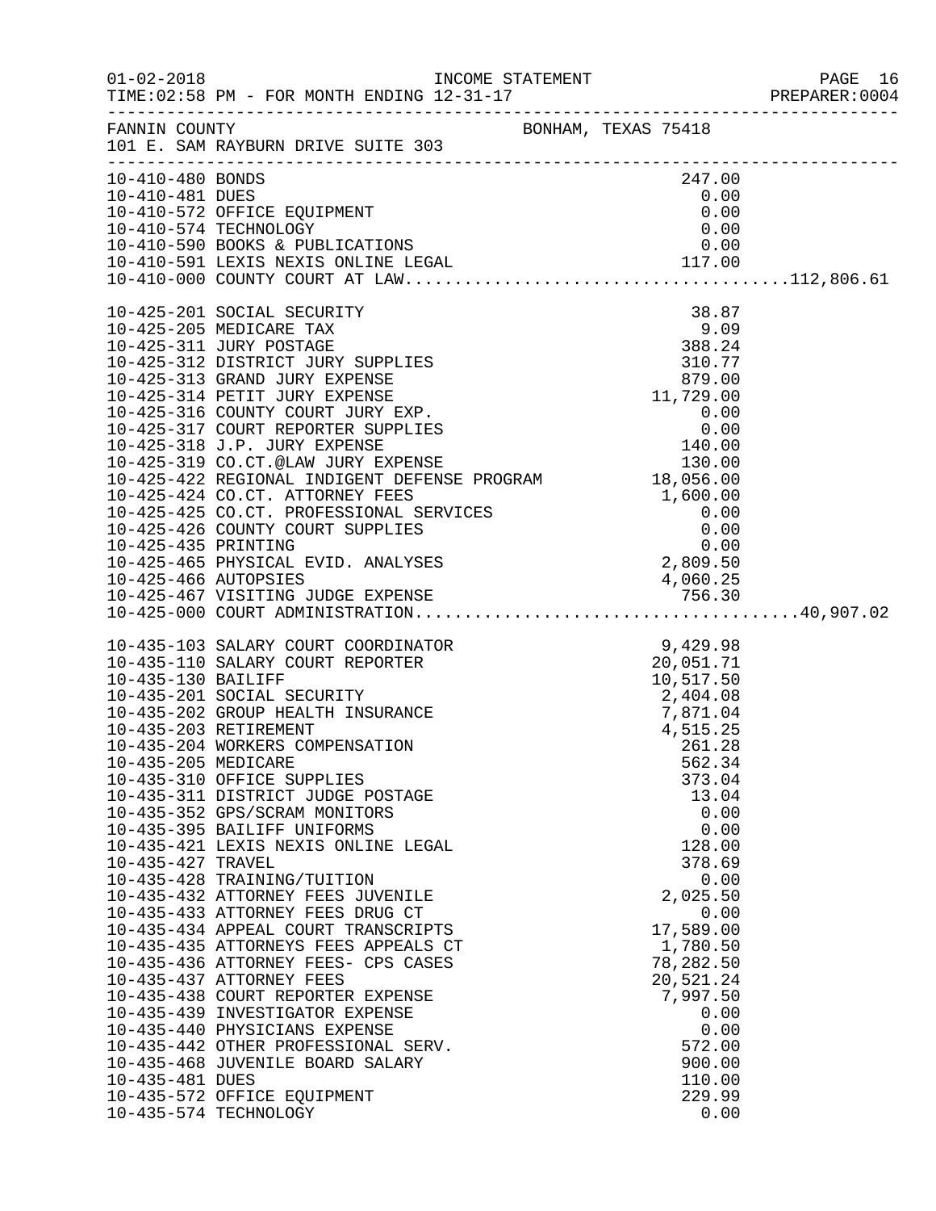FANNIN COUNTY — BONHAM, TEXAS 75418
101 E. SAM RAYBURN DRIVE SUITE 303

INCOME STATEMENT
TIME:02:58 PM - FOR MONTH ENDING 12-31-17

| Account | Description | Amount | Total |
|---|---|---|---|
| 10-410-480 | BONDS | 247.00 | |
| 10-410-481 | DUES | 0.00 | |
| 10-410-572 | OFFICE EQUIPMENT | 0.00 | |
| 10-410-574 | TECHNOLOGY | 0.00 | |
| 10-410-590 | BOOKS & PUBLICATIONS | 0.00 | |
| 10-410-591 | LEXIS NEXIS ONLINE LEGAL | 117.00 | |
| 10-410-000 | COUNTY COURT AT LAW | | 112,806.61 |
| 10-425-201 | SOCIAL SECURITY | 38.87 | |
| 10-425-205 | MEDICARE TAX | 9.09 | |
| 10-425-311 | JURY POSTAGE | 388.24 | |
| 10-425-312 | DISTRICT JURY SUPPLIES | 310.77 | |
| 10-425-313 | GRAND JURY EXPENSE | 879.00 | |
| 10-425-314 | PETIT JURY EXPENSE | 11,729.00 | |
| 10-425-316 | COUNTY COURT JURY EXP. | 0.00 | |
| 10-425-317 | COURT REPORTER SUPPLIES | 0.00 | |
| 10-425-318 | J.P. JURY EXPENSE | 140.00 | |
| 10-425-319 | CO.CT.@LAW JURY EXPENSE | 130.00 | |
| 10-425-422 | REGIONAL INDIGENT DEFENSE PROGRAM | 18,056.00 | |
| 10-425-424 | CO.CT. ATTORNEY FEES | 1,600.00 | |
| 10-425-425 | CO.CT. PROFESSIONAL SERVICES | 0.00 | |
| 10-425-426 | COUNTY COURT SUPPLIES | 0.00 | |
| 10-425-435 | PRINTING | 0.00 | |
| 10-425-465 | PHYSICAL EVID. ANALYSES | 2,809.50 | |
| 10-425-466 | AUTOPSIES | 4,060.25 | |
| 10-425-467 | VISITING JUDGE EXPENSE | 756.30 | |
| 10-425-000 | COURT ADMINISTRATION | | 40,907.02 |
| 10-435-103 | SALARY COURT COORDINATOR | 9,429.98 | |
| 10-435-110 | SALARY COURT REPORTER | 20,051.71 | |
| 10-435-130 | BAILIFF | 10,517.50 | |
| 10-435-201 | SOCIAL SECURITY | 2,404.08 | |
| 10-435-202 | GROUP HEALTH INSURANCE | 7,871.04 | |
| 10-435-203 | RETIREMENT | 4,515.25 | |
| 10-435-204 | WORKERS COMPENSATION | 261.28 | |
| 10-435-205 | MEDICARE | 562.34 | |
| 10-435-310 | OFFICE SUPPLIES | 373.04 | |
| 10-435-311 | DISTRICT JUDGE POSTAGE | 13.04 | |
| 10-435-352 | GPS/SCRAM MONITORS | 0.00 | |
| 10-435-395 | BAILIFF UNIFORMS | 0.00 | |
| 10-435-421 | LEXIS NEXIS ONLINE LEGAL | 128.00 | |
| 10-435-427 | TRAVEL | 378.69 | |
| 10-435-428 | TRAINING/TUITION | 0.00 | |
| 10-435-432 | ATTORNEY FEES JUVENILE | 2,025.50 | |
| 10-435-433 | ATTORNEY FEES DRUG CT | 0.00 | |
| 10-435-434 | APPEAL COURT TRANSCRIPTS | 17,589.00 | |
| 10-435-435 | ATTORNEYS FEES APPEALS CT | 1,780.50 | |
| 10-435-436 | ATTORNEY FEES- CPS CASES | 78,282.50 | |
| 10-435-437 | ATTORNEY FEES | 20,521.24 | |
| 10-435-438 | COURT REPORTER EXPENSE | 7,997.50 | |
| 10-435-439 | INVESTIGATOR EXPENSE | 0.00 | |
| 10-435-440 | PHYSICIANS EXPENSE | 0.00 | |
| 10-435-442 | OTHER PROFESSIONAL SERV. | 572.00 | |
| 10-435-468 | JUVENILE BOARD SALARY | 900.00 | |
| 10-435-481 | DUES | 110.00 | |
| 10-435-572 | OFFICE EQUIPMENT | 229.99 | |
| 10-435-574 | TECHNOLOGY | 0.00 | |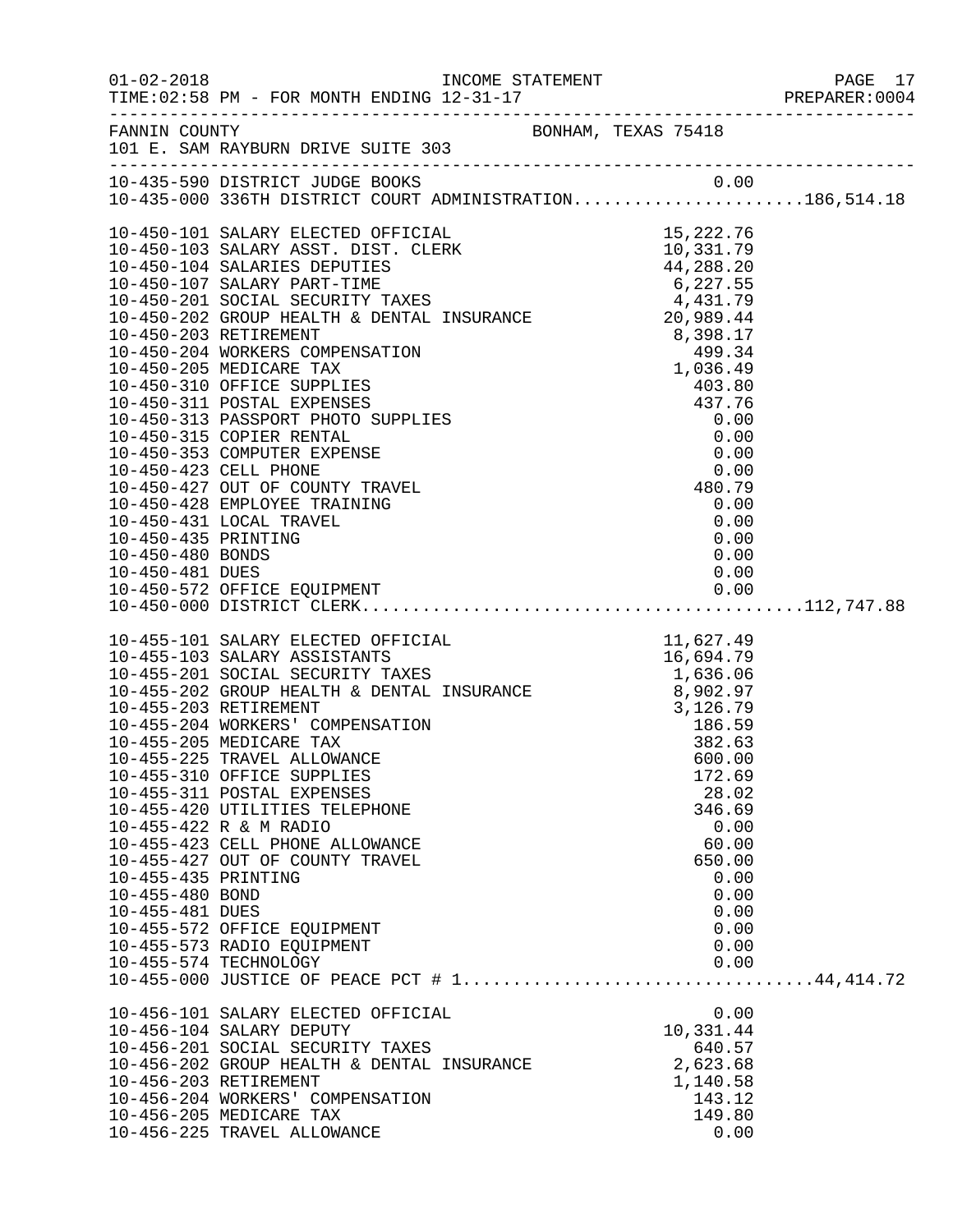FANNIN COUNTY — BONHAM, TEXAS 75418
101 E. SAM RAYBURN DRIVE SUITE 303

INCOME STATEMENT — TIME:02:58 PM - FOR MONTH ENDING 12-31-17

| Account | Description | Amount | Total |
|---|---|---|---|
| 10-435-590 | DISTRICT JUDGE BOOKS | 0.00 | |
| 10-435-000 | 336TH DISTRICT COURT ADMINISTRATION | | 186,514.18 |
| 10-450-101 | SALARY ELECTED OFFICIAL | 15,222.76 | |
| 10-450-103 | SALARY ASST. DIST. CLERK | 10,331.79 | |
| 10-450-104 | SALARIES DEPUTIES | 44,288.20 | |
| 10-450-107 | SALARY PART-TIME | 6,227.55 | |
| 10-450-201 | SOCIAL SECURITY TAXES | 4,431.79 | |
| 10-450-202 | GROUP HEALTH & DENTAL INSURANCE | 20,989.44 | |
| 10-450-203 | RETIREMENT | 8,398.17 | |
| 10-450-204 | WORKERS COMPENSATION | 499.34 | |
| 10-450-205 | MEDICARE TAX | 1,036.49 | |
| 10-450-310 | OFFICE SUPPLIES | 403.80 | |
| 10-450-311 | POSTAL EXPENSES | 437.76 | |
| 10-450-313 | PASSPORT PHOTO SUPPLIES | 0.00 | |
| 10-450-315 | COPIER RENTAL | 0.00 | |
| 10-450-353 | COMPUTER EXPENSE | 0.00 | |
| 10-450-423 | CELL PHONE | 0.00 | |
| 10-450-427 | OUT OF COUNTY TRAVEL | 480.79 | |
| 10-450-428 | EMPLOYEE TRAINING | 0.00 | |
| 10-450-431 | LOCAL TRAVEL | 0.00 | |
| 10-450-435 | PRINTING | 0.00 | |
| 10-450-480 | BONDS | 0.00 | |
| 10-450-481 | DUES | 0.00 | |
| 10-450-572 | OFFICE EQUIPMENT | 0.00 | |
| 10-450-000 | DISTRICT CLERK | | 112,747.88 |
| 10-455-101 | SALARY ELECTED OFFICIAL | 11,627.49 | |
| 10-455-103 | SALARY ASSISTANTS | 16,694.79 | |
| 10-455-201 | SOCIAL SECURITY TAXES | 1,636.06 | |
| 10-455-202 | GROUP HEALTH & DENTAL INSURANCE | 8,902.97 | |
| 10-455-203 | RETIREMENT | 3,126.79 | |
| 10-455-204 | WORKERS' COMPENSATION | 186.59 | |
| 10-455-205 | MEDICARE TAX | 382.63 | |
| 10-455-225 | TRAVEL ALLOWANCE | 600.00 | |
| 10-455-310 | OFFICE SUPPLIES | 172.69 | |
| 10-455-311 | POSTAL EXPENSES | 28.02 | |
| 10-455-420 | UTILITIES TELEPHONE | 346.69 | |
| 10-455-422 | R & M RADIO | 0.00 | |
| 10-455-423 | CELL PHONE ALLOWANCE | 60.00 | |
| 10-455-427 | OUT OF COUNTY TRAVEL | 650.00 | |
| 10-455-435 | PRINTING | 0.00 | |
| 10-455-480 | BOND | 0.00 | |
| 10-455-481 | DUES | 0.00 | |
| 10-455-572 | OFFICE EQUIPMENT | 0.00 | |
| 10-455-573 | RADIO EQUIPMENT | 0.00 | |
| 10-455-574 | TECHNOLOGY | 0.00 | |
| 10-455-000 | JUSTICE OF PEACE PCT # 1 | | 44,414.72 |
| 10-456-101 | SALARY ELECTED OFFICIAL | 0.00 | |
| 10-456-104 | SALARY DEPUTY | 10,331.44 | |
| 10-456-201 | SOCIAL SECURITY TAXES | 640.57 | |
| 10-456-202 | GROUP HEALTH & DENTAL INSURANCE | 2,623.68 | |
| 10-456-203 | RETIREMENT | 1,140.58 | |
| 10-456-204 | WORKERS' COMPENSATION | 143.12 | |
| 10-456-205 | MEDICARE TAX | 149.80 | |
| 10-456-225 | TRAVEL ALLOWANCE | 0.00 | |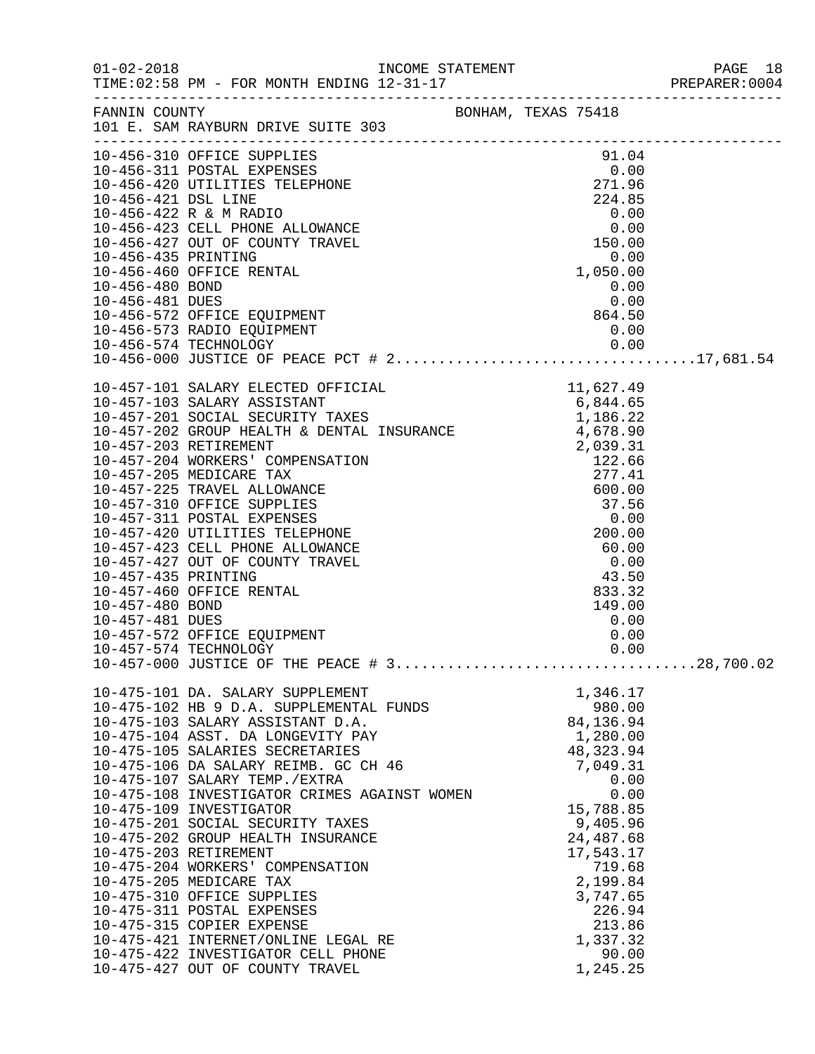FANNIN COUNTY BONHAM, TEXAS 75418
101 E. SAM RAYBURN DRIVE SUITE 303

| Account | Description | Amount | Total |
|---|---|---|---|
| 10-456-310 | OFFICE SUPPLIES | 91.04 | |
| 10-456-311 | POSTAL EXPENSES | 0.00 | |
| 10-456-420 | UTILITIES TELEPHONE | 271.96 | |
| 10-456-421 | DSL LINE | 224.85 | |
| 10-456-422 | R & M RADIO | 0.00 | |
| 10-456-423 | CELL PHONE ALLOWANCE | 0.00 | |
| 10-456-427 | OUT OF COUNTY TRAVEL | 150.00 | |
| 10-456-435 | PRINTING | 0.00 | |
| 10-456-460 | OFFICE RENTAL | 1,050.00 | |
| 10-456-480 | BOND | 0.00 | |
| 10-456-481 | DUES | 0.00 | |
| 10-456-572 | OFFICE EQUIPMENT | 864.50 | |
| 10-456-573 | RADIO EQUIPMENT | 0.00 | |
| 10-456-574 | TECHNOLOGY | 0.00 | |
| 10-456-000 | JUSTICE OF PEACE PCT # 2 | | 17,681.54 |
| 10-457-101 | SALARY ELECTED OFFICIAL | 11,627.49 | |
| 10-457-103 | SALARY ASSISTANT | 6,844.65 | |
| 10-457-201 | SOCIAL SECURITY TAXES | 1,186.22 | |
| 10-457-202 | GROUP HEALTH & DENTAL INSURANCE | 4,678.90 | |
| 10-457-203 | RETIREMENT | 2,039.31 | |
| 10-457-204 | WORKERS' COMPENSATION | 122.66 | |
| 10-457-205 | MEDICARE TAX | 277.41 | |
| 10-457-225 | TRAVEL ALLOWANCE | 600.00 | |
| 10-457-310 | OFFICE SUPPLIES | 37.56 | |
| 10-457-311 | POSTAL EXPENSES | 0.00 | |
| 10-457-420 | UTILITIES TELEPHONE | 200.00 | |
| 10-457-423 | CELL PHONE ALLOWANCE | 60.00 | |
| 10-457-427 | OUT OF COUNTY TRAVEL | 0.00 | |
| 10-457-435 | PRINTING | 43.50 | |
| 10-457-460 | OFFICE RENTAL | 833.32 | |
| 10-457-480 | BOND | 149.00 | |
| 10-457-481 | DUES | 0.00 | |
| 10-457-572 | OFFICE EQUIPMENT | 0.00 | |
| 10-457-574 | TECHNOLOGY | 0.00 | |
| 10-457-000 | JUSTICE OF THE PEACE # 3 | | 28,700.02 |
| 10-475-101 | DA. SALARY SUPPLEMENT | 1,346.17 | |
| 10-475-102 | HB 9 D.A. SUPPLEMENTAL FUNDS | 980.00 | |
| 10-475-103 | SALARY ASSISTANT D.A. | 84,136.94 | |
| 10-475-104 | ASST. DA LONGEVITY PAY | 1,280.00 | |
| 10-475-105 | SALARIES SECRETARIES | 48,323.94 | |
| 10-475-106 | DA SALARY REIMB. GC CH 46 | 7,049.31 | |
| 10-475-107 | SALARY TEMP./EXTRA | 0.00 | |
| 10-475-108 | INVESTIGATOR CRIMES AGAINST WOMEN | 0.00 | |
| 10-475-109 | INVESTIGATOR | 15,788.85 | |
| 10-475-201 | SOCIAL SECURITY TAXES | 9,405.96 | |
| 10-475-202 | GROUP HEALTH INSURANCE | 24,487.68 | |
| 10-475-203 | RETIREMENT | 17,543.17 | |
| 10-475-204 | WORKERS' COMPENSATION | 719.68 | |
| 10-475-205 | MEDICARE TAX | 2,199.84 | |
| 10-475-310 | OFFICE SUPPLIES | 3,747.65 | |
| 10-475-311 | POSTAL EXPENSES | 226.94 | |
| 10-475-315 | COPIER EXPENSE | 213.86 | |
| 10-475-421 | INTERNET/ONLINE LEGAL RE | 1,337.32 | |
| 10-475-422 | INVESTIGATOR CELL PHONE | 90.00 | |
| 10-475-427 | OUT OF COUNTY TRAVEL | 1,245.25 | |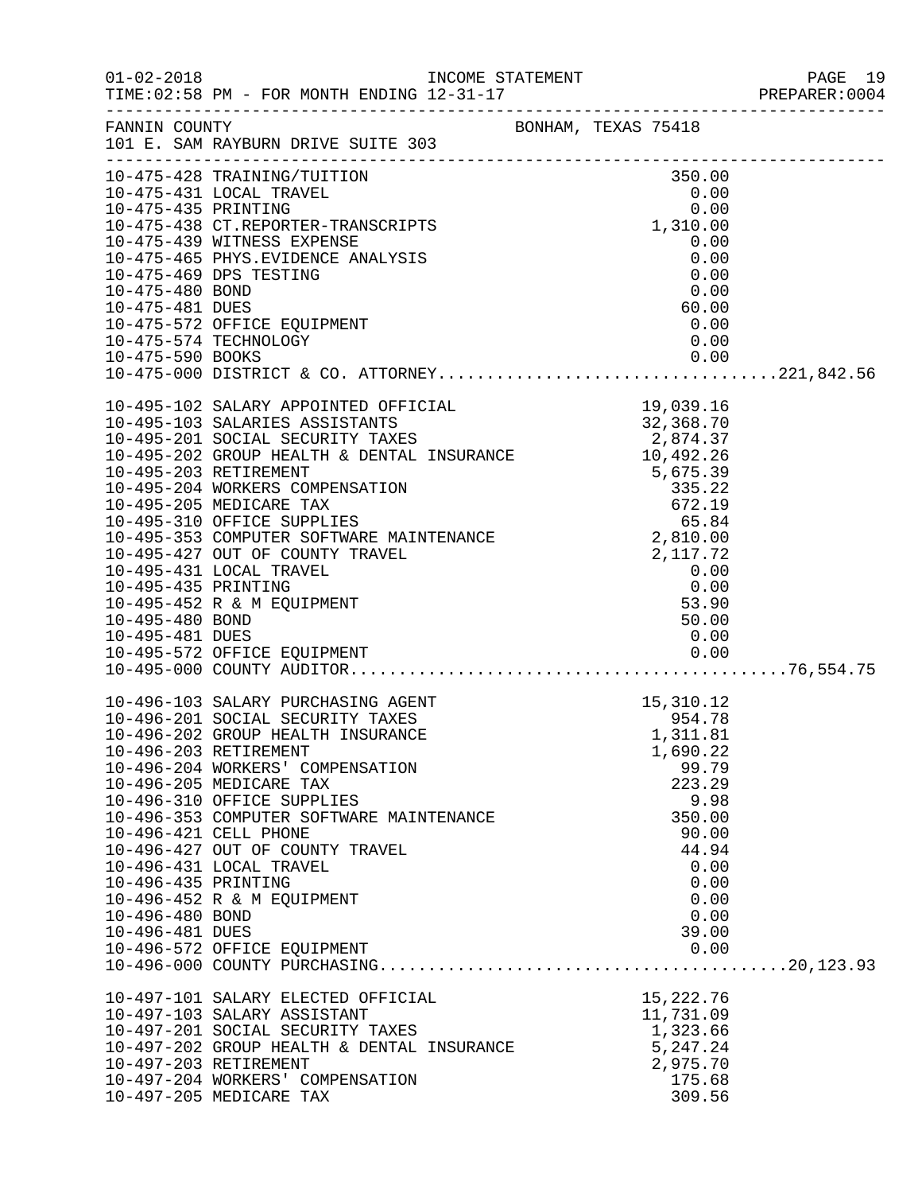FANNIN COUNTY BONHAM, TEXAS 75418
101 E. SAM RAYBURN DRIVE SUITE 303

| Account | Description | Amount | Total |
|---|---|---|---|
| 10-475-428 | TRAINING/TUITION | 350.00 | |
| 10-475-431 | LOCAL TRAVEL | 0.00 | |
| 10-475-435 | PRINTING | 0.00 | |
| 10-475-438 | CT.REPORTER-TRANSCRIPTS | 1,310.00 | |
| 10-475-439 | WITNESS EXPENSE | 0.00 | |
| 10-475-465 | PHYS.EVIDENCE ANALYSIS | 0.00 | |
| 10-475-469 | DPS TESTING | 0.00 | |
| 10-475-480 | BOND | 0.00 | |
| 10-475-481 | DUES | 60.00 | |
| 10-475-572 | OFFICE EQUIPMENT | 0.00 | |
| 10-475-574 | TECHNOLOGY | 0.00 | |
| 10-475-590 | BOOKS | 0.00 | |
| 10-475-000 | DISTRICT & CO. ATTORNEY | | 221,842.56 |
| 10-495-102 | SALARY APPOINTED OFFICIAL | 19,039.16 | |
| 10-495-103 | SALARIES ASSISTANTS | 32,368.70 | |
| 10-495-201 | SOCIAL SECURITY TAXES | 2,874.37 | |
| 10-495-202 | GROUP HEALTH & DENTAL INSURANCE | 10,492.26 | |
| 10-495-203 | RETIREMENT | 5,675.39 | |
| 10-495-204 | WORKERS COMPENSATION | 335.22 | |
| 10-495-205 | MEDICARE TAX | 672.19 | |
| 10-495-310 | OFFICE SUPPLIES | 65.84 | |
| 10-495-353 | COMPUTER SOFTWARE MAINTENANCE | 2,810.00 | |
| 10-495-427 | OUT OF COUNTY TRAVEL | 2,117.72 | |
| 10-495-431 | LOCAL TRAVEL | 0.00 | |
| 10-495-435 | PRINTING | 0.00 | |
| 10-495-452 | R & M EQUIPMENT | 53.90 | |
| 10-495-480 | BOND | 50.00 | |
| 10-495-481 | DUES | 0.00 | |
| 10-495-572 | OFFICE EQUIPMENT | 0.00 | |
| 10-495-000 | COUNTY AUDITOR | | 76,554.75 |
| 10-496-103 | SALARY PURCHASING AGENT | 15,310.12 | |
| 10-496-201 | SOCIAL SECURITY TAXES | 954.78 | |
| 10-496-202 | GROUP HEALTH INSURANCE | 1,311.81 | |
| 10-496-203 | RETIREMENT | 1,690.22 | |
| 10-496-204 | WORKERS' COMPENSATION | 99.79 | |
| 10-496-205 | MEDICARE TAX | 223.29 | |
| 10-496-310 | OFFICE SUPPLIES | 9.98 | |
| 10-496-353 | COMPUTER SOFTWARE MAINTENANCE | 350.00 | |
| 10-496-421 | CELL PHONE | 90.00 | |
| 10-496-427 | OUT OF COUNTY TRAVEL | 44.94 | |
| 10-496-431 | LOCAL TRAVEL | 0.00 | |
| 10-496-435 | PRINTING | 0.00 | |
| 10-496-452 | R & M EQUIPMENT | 0.00 | |
| 10-496-480 | BOND | 0.00 | |
| 10-496-481 | DUES | 39.00 | |
| 10-496-572 | OFFICE EQUIPMENT | 0.00 | |
| 10-496-000 | COUNTY PURCHASING | | 20,123.93 |
| 10-497-101 | SALARY ELECTED OFFICIAL | 15,222.76 | |
| 10-497-103 | SALARY ASSISTANT | 11,731.09 | |
| 10-497-201 | SOCIAL SECURITY TAXES | 1,323.66 | |
| 10-497-202 | GROUP HEALTH & DENTAL INSURANCE | 5,247.24 | |
| 10-497-203 | RETIREMENT | 2,975.70 | |
| 10-497-204 | WORKERS' COMPENSATION | 175.68 | |
| 10-497-205 | MEDICARE TAX | 309.56 | |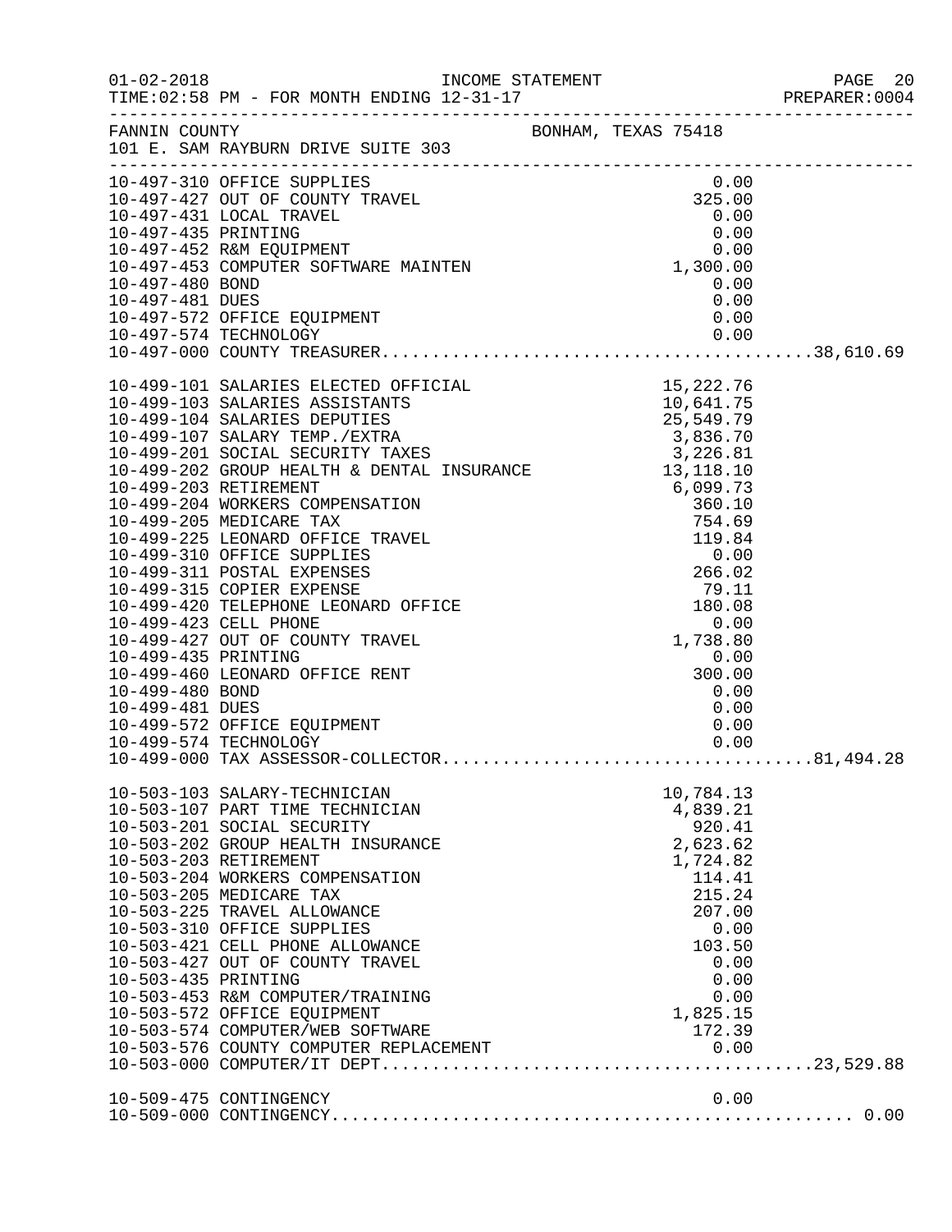FANNIN COUNTY BONHAM, TEXAS 75418
101 E. SAM RAYBURN DRIVE SUITE 303

| Account | Description | Amount | Total |
|---|---|---|---|
| 10-497-310 | OFFICE SUPPLIES | 0.00 | |
| 10-497-427 | OUT OF COUNTY TRAVEL | 325.00 | |
| 10-497-431 | LOCAL TRAVEL | 0.00 | |
| 10-497-435 | PRINTING | 0.00 | |
| 10-497-452 | R&M EQUIPMENT | 0.00 | |
| 10-497-453 | COMPUTER SOFTWARE MAINTEN | 1,300.00 | |
| 10-497-480 | BOND | 0.00 | |
| 10-497-481 | DUES | 0.00 | |
| 10-497-572 | OFFICE EQUIPMENT | 0.00 | |
| 10-497-574 | TECHNOLOGY | 0.00 | |
| 10-497-000 | COUNTY TREASURER | | 38,610.69 |
| 10-499-101 | SALARIES ELECTED OFFICIAL | 15,222.76 | |
| 10-499-103 | SALARIES ASSISTANTS | 10,641.75 | |
| 10-499-104 | SALARIES DEPUTIES | 25,549.79 | |
| 10-499-107 | SALARY TEMP./EXTRA | 3,836.70 | |
| 10-499-201 | SOCIAL SECURITY TAXES | 3,226.81 | |
| 10-499-202 | GROUP HEALTH & DENTAL INSURANCE | 13,118.10 | |
| 10-499-203 | RETIREMENT | 6,099.73 | |
| 10-499-204 | WORKERS COMPENSATION | 360.10 | |
| 10-499-205 | MEDICARE TAX | 754.69 | |
| 10-499-225 | LEONARD OFFICE TRAVEL | 119.84 | |
| 10-499-310 | OFFICE SUPPLIES | 0.00 | |
| 10-499-311 | POSTAL EXPENSES | 266.02 | |
| 10-499-315 | COPIER EXPENSE | 79.11 | |
| 10-499-420 | TELEPHONE LEONARD OFFICE | 180.08 | |
| 10-499-423 | CELL PHONE | 0.00 | |
| 10-499-427 | OUT OF COUNTY TRAVEL | 1,738.80 | |
| 10-499-435 | PRINTING | 0.00 | |
| 10-499-460 | LEONARD OFFICE RENT | 300.00 | |
| 10-499-480 | BOND | 0.00 | |
| 10-499-481 | DUES | 0.00 | |
| 10-499-572 | OFFICE EQUIPMENT | 0.00 | |
| 10-499-574 | TECHNOLOGY | 0.00 | |
| 10-499-000 | TAX ASSESSOR-COLLECTOR | | 81,494.28 |
| 10-503-103 | SALARY-TECHNICIAN | 10,784.13 | |
| 10-503-107 | PART TIME TECHNICIAN | 4,839.21 | |
| 10-503-201 | SOCIAL SECURITY | 920.41 | |
| 10-503-202 | GROUP HEALTH INSURANCE | 2,623.62 | |
| 10-503-203 | RETIREMENT | 1,724.82 | |
| 10-503-204 | WORKERS COMPENSATION | 114.41 | |
| 10-503-205 | MEDICARE TAX | 215.24 | |
| 10-503-225 | TRAVEL ALLOWANCE | 207.00 | |
| 10-503-310 | OFFICE SUPPLIES | 0.00 | |
| 10-503-421 | CELL PHONE ALLOWANCE | 103.50 | |
| 10-503-427 | OUT OF COUNTY TRAVEL | 0.00 | |
| 10-503-435 | PRINTING | 0.00 | |
| 10-503-453 | R&M COMPUTER/TRAINING | 0.00 | |
| 10-503-572 | OFFICE EQUIPMENT | 1,825.15 | |
| 10-503-574 | COMPUTER/WEB SOFTWARE | 172.39 | |
| 10-503-576 | COUNTY COMPUTER REPLACEMENT | 0.00 | |
| 10-503-000 | COMPUTER/IT DEPT | | 23,529.88 |
| 10-509-475 | CONTINGENCY | 0.00 | |
| 10-509-000 | CONTINGENCY | | 0.00 |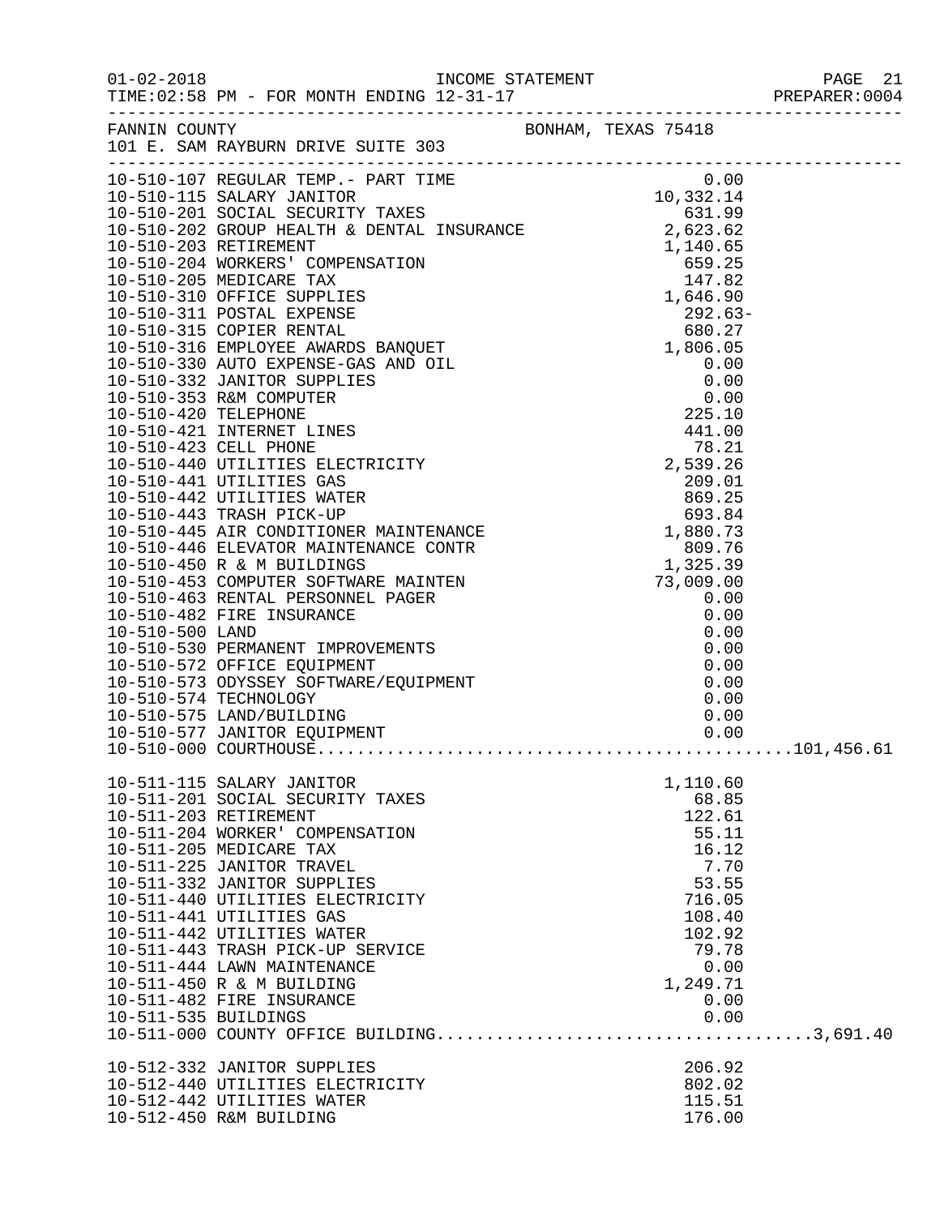FANNIN COUNTY — BONHAM, TEXAS 75418
101 E. SAM RAYBURN DRIVE SUITE 303

| Account | Description | Amount | Total |
|---|---|---|---|
| 10-510-107 | REGULAR TEMP.- PART TIME | 0.00 | |
| 10-510-115 | SALARY JANITOR | 10,332.14 | |
| 10-510-201 | SOCIAL SECURITY TAXES | 631.99 | |
| 10-510-202 | GROUP HEALTH & DENTAL INSURANCE | 2,623.62 | |
| 10-510-203 | RETIREMENT | 1,140.65 | |
| 10-510-204 | WORKERS' COMPENSATION | 659.25 | |
| 10-510-205 | MEDICARE TAX | 147.82 | |
| 10-510-310 | OFFICE SUPPLIES | 1,646.90 | |
| 10-510-311 | POSTAL EXPENSE | 292.63- | |
| 10-510-315 | COPIER RENTAL | 680.27 | |
| 10-510-316 | EMPLOYEE AWARDS BANQUET | 1,806.05 | |
| 10-510-330 | AUTO EXPENSE-GAS AND OIL | 0.00 | |
| 10-510-332 | JANITOR SUPPLIES | 0.00 | |
| 10-510-353 | R&M COMPUTER | 0.00 | |
| 10-510-420 | TELEPHONE | 225.10 | |
| 10-510-421 | INTERNET LINES | 441.00 | |
| 10-510-423 | CELL PHONE | 78.21 | |
| 10-510-440 | UTILITIES ELECTRICITY | 2,539.26 | |
| 10-510-441 | UTILITIES GAS | 209.01 | |
| 10-510-442 | UTILITIES WATER | 869.25 | |
| 10-510-443 | TRASH PICK-UP | 693.84 | |
| 10-510-445 | AIR CONDITIONER MAINTENANCE | 1,880.73 | |
| 10-510-446 | ELEVATOR MAINTENANCE CONTR | 809.76 | |
| 10-510-450 | R & M BUILDINGS | 1,325.39 | |
| 10-510-453 | COMPUTER SOFTWARE MAINTEN | 73,009.00 | |
| 10-510-463 | RENTAL PERSONNEL PAGER | 0.00 | |
| 10-510-482 | FIRE INSURANCE | 0.00 | |
| 10-510-500 | LAND | 0.00 | |
| 10-510-530 | PERMANENT IMPROVEMENTS | 0.00 | |
| 10-510-572 | OFFICE EQUIPMENT | 0.00 | |
| 10-510-573 | ODYSSEY SOFTWARE/EQUIPMENT | 0.00 | |
| 10-510-574 | TECHNOLOGY | 0.00 | |
| 10-510-575 | LAND/BUILDING | 0.00 | |
| 10-510-577 | JANITOR EQUIPMENT | 0.00 | |
| 10-510-000 | COURTHOUSE | | 101,456.61 |
| 10-511-115 | SALARY JANITOR | 1,110.60 | |
| 10-511-201 | SOCIAL SECURITY TAXES | 68.85 | |
| 10-511-203 | RETIREMENT | 122.61 | |
| 10-511-204 | WORKER' COMPENSATION | 55.11 | |
| 10-511-205 | MEDICARE TAX | 16.12 | |
| 10-511-225 | JANITOR TRAVEL | 7.70 | |
| 10-511-332 | JANITOR SUPPLIES | 53.55 | |
| 10-511-440 | UTILITIES ELECTRICITY | 716.05 | |
| 10-511-441 | UTILITIES GAS | 108.40 | |
| 10-511-442 | UTILITIES WATER | 102.92 | |
| 10-511-443 | TRASH PICK-UP SERVICE | 79.78 | |
| 10-511-444 | LAWN MAINTENANCE | 0.00 | |
| 10-511-450 | R & M BUILDING | 1,249.71 | |
| 10-511-482 | FIRE INSURANCE | 0.00 | |
| 10-511-535 | BUILDINGS | 0.00 | |
| 10-511-000 | COUNTY OFFICE BUILDING | | 3,691.40 |
| 10-512-332 | JANITOR SUPPLIES | 206.92 | |
| 10-512-440 | UTILITIES ELECTRICITY | 802.02 | |
| 10-512-442 | UTILITIES WATER | 115.51 | |
| 10-512-450 | R&M BUILDING | 176.00 | |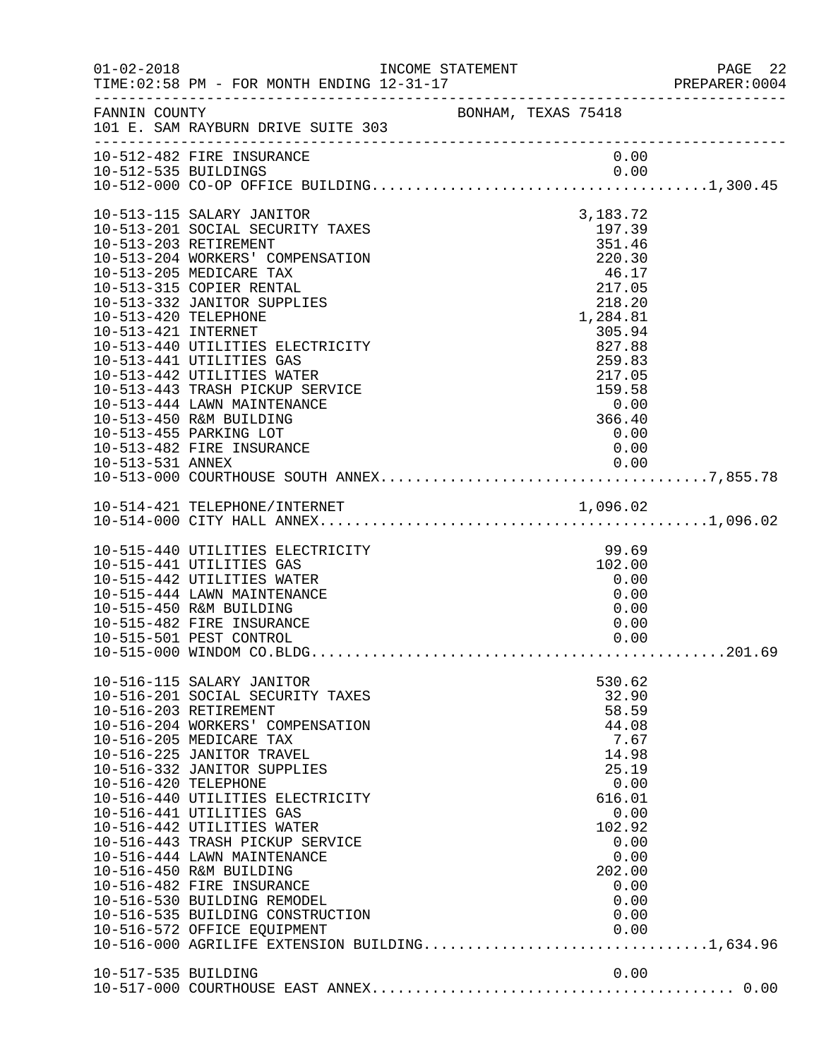FANNIN COUNTY — BONHAM, TEXAS 75418
101 E. SAM RAYBURN DRIVE SUITE 303

| Account | Description | Amount | Total |
|---|---|---|---|
| 10-512-482 | FIRE INSURANCE | 0.00 | |
| 10-512-535 | BUILDINGS | 0.00 | |
| 10-512-000 | CO-OP OFFICE BUILDING | | 1,300.45 |
| 10-513-115 | SALARY JANITOR | 3,183.72 | |
| 10-513-201 | SOCIAL SECURITY TAXES | 197.39 | |
| 10-513-203 | RETIREMENT | 351.46 | |
| 10-513-204 | WORKERS' COMPENSATION | 220.30 | |
| 10-513-205 | MEDICARE TAX | 46.17 | |
| 10-513-315 | COPIER RENTAL | 217.05 | |
| 10-513-332 | JANITOR SUPPLIES | 218.20 | |
| 10-513-420 | TELEPHONE | 1,284.81 | |
| 10-513-421 | INTERNET | 305.94 | |
| 10-513-440 | UTILITIES ELECTRICITY | 827.88 | |
| 10-513-441 | UTILITIES GAS | 259.83 | |
| 10-513-442 | UTILITIES WATER | 217.05 | |
| 10-513-443 | TRASH PICKUP SERVICE | 159.58 | |
| 10-513-444 | LAWN MAINTENANCE | 0.00 | |
| 10-513-450 | R&M BUILDING | 366.40 | |
| 10-513-455 | PARKING LOT | 0.00 | |
| 10-513-482 | FIRE INSURANCE | 0.00 | |
| 10-513-531 | ANNEX | 0.00 | |
| 10-513-000 | COURTHOUSE SOUTH ANNEX | | 7,855.78 |
| 10-514-421 | TELEPHONE/INTERNET | 1,096.02 | |
| 10-514-000 | CITY HALL ANNEX | | 1,096.02 |
| 10-515-440 | UTILITIES ELECTRICITY | 99.69 | |
| 10-515-441 | UTILITIES GAS | 102.00 | |
| 10-515-442 | UTILITIES WATER | 0.00 | |
| 10-515-444 | LAWN MAINTENANCE | 0.00 | |
| 10-515-450 | R&M BUILDING | 0.00 | |
| 10-515-482 | FIRE INSURANCE | 0.00 | |
| 10-515-501 | PEST CONTROL | 0.00 | |
| 10-515-000 | WINDOM CO.BLDG | | 201.69 |
| 10-516-115 | SALARY JANITOR | 530.62 | |
| 10-516-201 | SOCIAL SECURITY TAXES | 32.90 | |
| 10-516-203 | RETIREMENT | 58.59 | |
| 10-516-204 | WORKERS' COMPENSATION | 44.08 | |
| 10-516-205 | MEDICARE TAX | 7.67 | |
| 10-516-225 | JANITOR TRAVEL | 14.98 | |
| 10-516-332 | JANITOR SUPPLIES | 25.19 | |
| 10-516-420 | TELEPHONE | 0.00 | |
| 10-516-440 | UTILITIES ELECTRICITY | 616.01 | |
| 10-516-441 | UTILITIES GAS | 0.00 | |
| 10-516-442 | UTILITIES WATER | 102.92 | |
| 10-516-443 | TRASH PICKUP SERVICE | 0.00 | |
| 10-516-444 | LAWN MAINTENANCE | 0.00 | |
| 10-516-450 | R&M BUILDING | 202.00 | |
| 10-516-482 | FIRE INSURANCE | 0.00 | |
| 10-516-530 | BUILDING REMODEL | 0.00 | |
| 10-516-535 | BUILDING CONSTRUCTION | 0.00 | |
| 10-516-572 | OFFICE EQUIPMENT | 0.00 | |
| 10-516-000 | AGRILIFE EXTENSION BUILDING | | 1,634.96 |
| 10-517-535 | BUILDING | 0.00 | |
| 10-517-000 | COURTHOUSE EAST ANNEX | | 0.00 |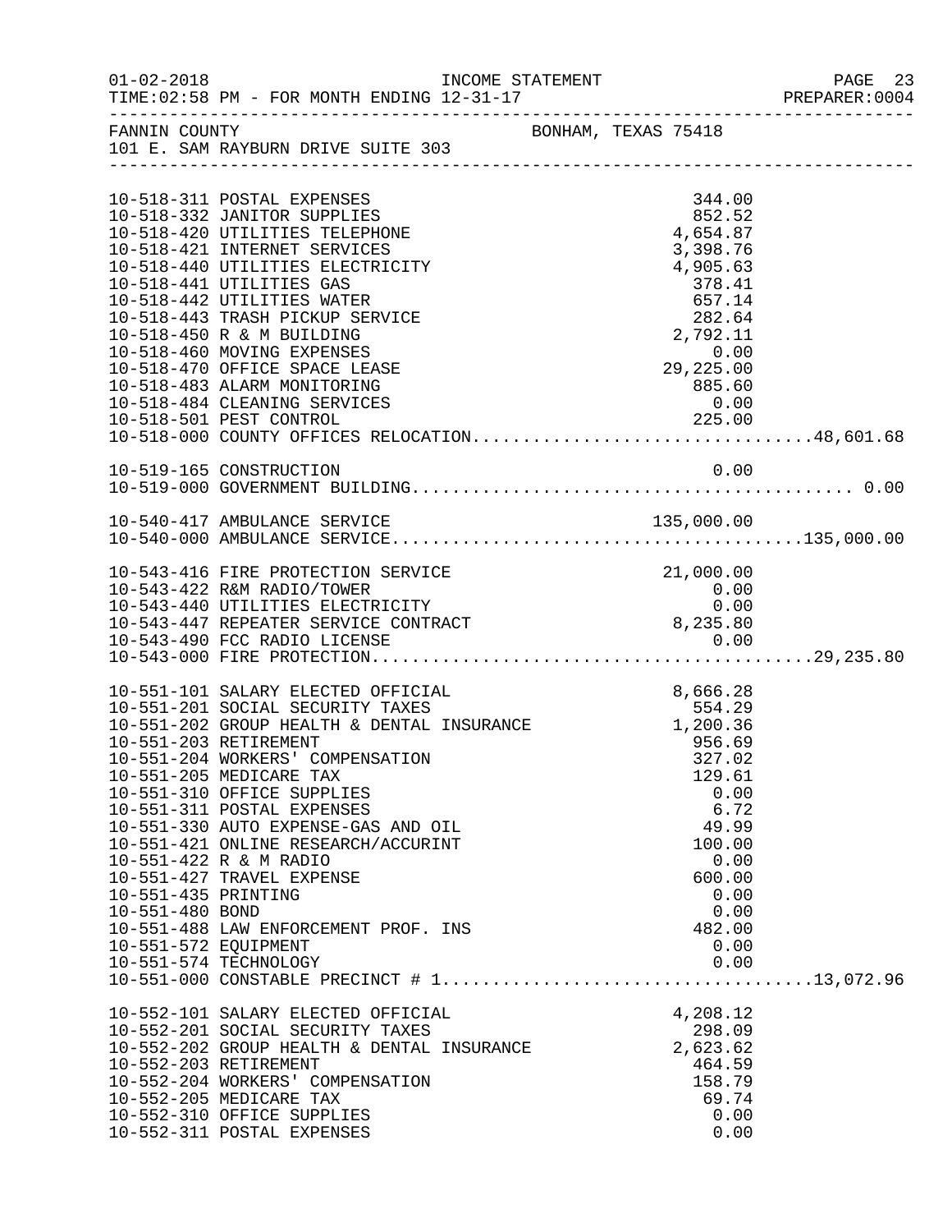FANNIN COUNTY BONHAM, TEXAS 75418
101 E. SAM RAYBURN DRIVE SUITE 303

| Account | Description | Amount | Total |
|---|---|---|---|
| 10-518-311 | POSTAL EXPENSES | 344.00 | |
| 10-518-332 | JANITOR SUPPLIES | 852.52 | |
| 10-518-420 | UTILITIES TELEPHONE | 4,654.87 | |
| 10-518-421 | INTERNET SERVICES | 3,398.76 | |
| 10-518-440 | UTILITIES ELECTRICITY | 4,905.63 | |
| 10-518-441 | UTILITIES GAS | 378.41 | |
| 10-518-442 | UTILITIES WATER | 657.14 | |
| 10-518-443 | TRASH PICKUP SERVICE | 282.64 | |
| 10-518-450 | R & M BUILDING | 2,792.11 | |
| 10-518-460 | MOVING EXPENSES | 0.00 | |
| 10-518-470 | OFFICE SPACE LEASE | 29,225.00 | |
| 10-518-483 | ALARM MONITORING | 885.60 | |
| 10-518-484 | CLEANING SERVICES | 0.00 | |
| 10-518-501 | PEST CONTROL | 225.00 | |
| 10-518-000 | COUNTY OFFICES RELOCATION | | 48,601.68 |
| 10-519-165 | CONSTRUCTION | 0.00 | |
| 10-519-000 | GOVERNMENT BUILDING | | 0.00 |
| 10-540-417 | AMBULANCE SERVICE | 135,000.00 | |
| 10-540-000 | AMBULANCE SERVICE | | 135,000.00 |
| 10-543-416 | FIRE PROTECTION SERVICE | 21,000.00 | |
| 10-543-422 | R&M RADIO/TOWER | 0.00 | |
| 10-543-440 | UTILITIES ELECTRICITY | 0.00 | |
| 10-543-447 | REPEATER SERVICE CONTRACT | 8,235.80 | |
| 10-543-490 | FCC RADIO LICENSE | 0.00 | |
| 10-543-000 | FIRE PROTECTION | | 29,235.80 |
| 10-551-101 | SALARY ELECTED OFFICIAL | 8,666.28 | |
| 10-551-201 | SOCIAL SECURITY TAXES | 554.29 | |
| 10-551-202 | GROUP HEALTH & DENTAL INSURANCE | 1,200.36 | |
| 10-551-203 | RETIREMENT | 956.69 | |
| 10-551-204 | WORKERS' COMPENSATION | 327.02 | |
| 10-551-205 | MEDICARE TAX | 129.61 | |
| 10-551-310 | OFFICE SUPPLIES | 0.00 | |
| 10-551-311 | POSTAL EXPENSES | 6.72 | |
| 10-551-330 | AUTO EXPENSE-GAS AND OIL | 49.99 | |
| 10-551-421 | ONLINE RESEARCH/ACCURINT | 100.00 | |
| 10-551-422 | R & M RADIO | 0.00 | |
| 10-551-427 | TRAVEL EXPENSE | 600.00 | |
| 10-551-435 | PRINTING | 0.00 | |
| 10-551-480 | BOND | 0.00 | |
| 10-551-488 | LAW ENFORCEMENT PROF. INS | 482.00 | |
| 10-551-572 | EQUIPMENT | 0.00 | |
| 10-551-574 | TECHNOLOGY | 0.00 | |
| 10-551-000 | CONSTABLE PRECINCT # 1 | | 13,072.96 |
| 10-552-101 | SALARY ELECTED OFFICIAL | 4,208.12 | |
| 10-552-201 | SOCIAL SECURITY TAXES | 298.09 | |
| 10-552-202 | GROUP HEALTH & DENTAL INSURANCE | 2,623.62 | |
| 10-552-203 | RETIREMENT | 464.59 | |
| 10-552-204 | WORKERS' COMPENSATION | 158.79 | |
| 10-552-205 | MEDICARE TAX | 69.74 | |
| 10-552-310 | OFFICE SUPPLIES | 0.00 | |
| 10-552-311 | POSTAL EXPENSES | 0.00 | |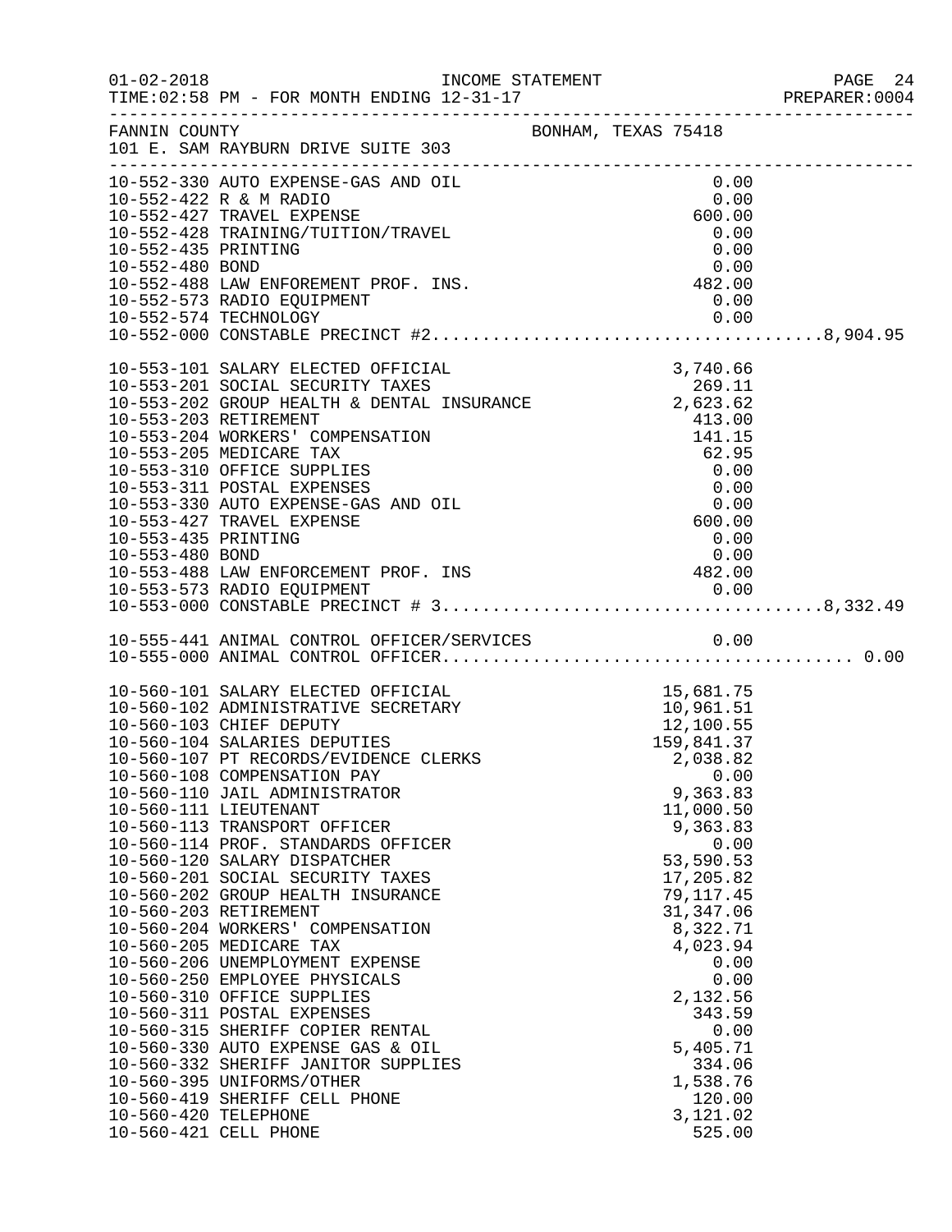FANNIN COUNTY BONHAM, TEXAS 75418
101 E. SAM RAYBURN DRIVE SUITE 303

INCOME STATEMENT — FOR MONTH ENDING 12-31-17

| Account | Description | Amount | Total |
|---|---|---|---|
| 10-552-330 | AUTO EXPENSE-GAS AND OIL | 0.00 | |
| 10-552-422 | R & M RADIO | 0.00 | |
| 10-552-427 | TRAVEL EXPENSE | 600.00 | |
| 10-552-428 | TRAINING/TUITION/TRAVEL | 0.00 | |
| 10-552-435 | PRINTING | 0.00 | |
| 10-552-480 | BOND | 0.00 | |
| 10-552-488 | LAW ENFOREMENT PROF. INS. | 482.00 | |
| 10-552-573 | RADIO EQUIPMENT | 0.00 | |
| 10-552-574 | TECHNOLOGY | 0.00 | |
| 10-552-000 | CONSTABLE PRECINCT #2 | | 8,904.95 |
| 10-553-101 | SALARY ELECTED OFFICIAL | 3,740.66 | |
| 10-553-201 | SOCIAL SECURITY TAXES | 269.11 | |
| 10-553-202 | GROUP HEALTH & DENTAL INSURANCE | 2,623.62 | |
| 10-553-203 | RETIREMENT | 413.00 | |
| 10-553-204 | WORKERS' COMPENSATION | 141.15 | |
| 10-553-205 | MEDICARE TAX | 62.95 | |
| 10-553-310 | OFFICE SUPPLIES | 0.00 | |
| 10-553-311 | POSTAL EXPENSES | 0.00 | |
| 10-553-330 | AUTO EXPENSE-GAS AND OIL | 0.00 | |
| 10-553-427 | TRAVEL EXPENSE | 600.00 | |
| 10-553-435 | PRINTING | 0.00 | |
| 10-553-480 | BOND | 0.00 | |
| 10-553-488 | LAW ENFORCEMENT PROF. INS | 482.00 | |
| 10-553-573 | RADIO EQUIPMENT | 0.00 | |
| 10-553-000 | CONSTABLE PRECINCT # 3 | | 8,332.49 |
| 10-555-441 | ANIMAL CONTROL OFFICER/SERVICES | 0.00 | |
| 10-555-000 | ANIMAL CONTROL OFFICER | | 0.00 |
| 10-560-101 | SALARY ELECTED OFFICIAL | 15,681.75 | |
| 10-560-102 | ADMINISTRATIVE SECRETARY | 10,961.51 | |
| 10-560-103 | CHIEF DEPUTY | 12,100.55 | |
| 10-560-104 | SALARIES DEPUTIES | 159,841.37 | |
| 10-560-107 | PT RECORDS/EVIDENCE CLERKS | 2,038.82 | |
| 10-560-108 | COMPENSATION PAY | 0.00 | |
| 10-560-110 | JAIL ADMINISTRATOR | 9,363.83 | |
| 10-560-111 | LIEUTENANT | 11,000.50 | |
| 10-560-113 | TRANSPORT OFFICER | 9,363.83 | |
| 10-560-114 | PROF. STANDARDS OFFICER | 0.00 | |
| 10-560-120 | SALARY DISPATCHER | 53,590.53 | |
| 10-560-201 | SOCIAL SECURITY TAXES | 17,205.82 | |
| 10-560-202 | GROUP HEALTH INSURANCE | 79,117.45 | |
| 10-560-203 | RETIREMENT | 31,347.06 | |
| 10-560-204 | WORKERS' COMPENSATION | 8,322.71 | |
| 10-560-205 | MEDICARE TAX | 4,023.94 | |
| 10-560-206 | UNEMPLOYMENT EXPENSE | 0.00 | |
| 10-560-250 | EMPLOYEE PHYSICALS | 0.00 | |
| 10-560-310 | OFFICE SUPPLIES | 2,132.56 | |
| 10-560-311 | POSTAL EXPENSES | 343.59 | |
| 10-560-315 | SHERIFF COPIER RENTAL | 0.00 | |
| 10-560-330 | AUTO EXPENSE GAS & OIL | 5,405.71 | |
| 10-560-332 | SHERIFF JANITOR SUPPLIES | 334.06 | |
| 10-560-395 | UNIFORMS/OTHER | 1,538.76 | |
| 10-560-419 | SHERIFF CELL PHONE | 120.00 | |
| 10-560-420 | TELEPHONE | 3,121.02 | |
| 10-560-421 | CELL PHONE | 525.00 | |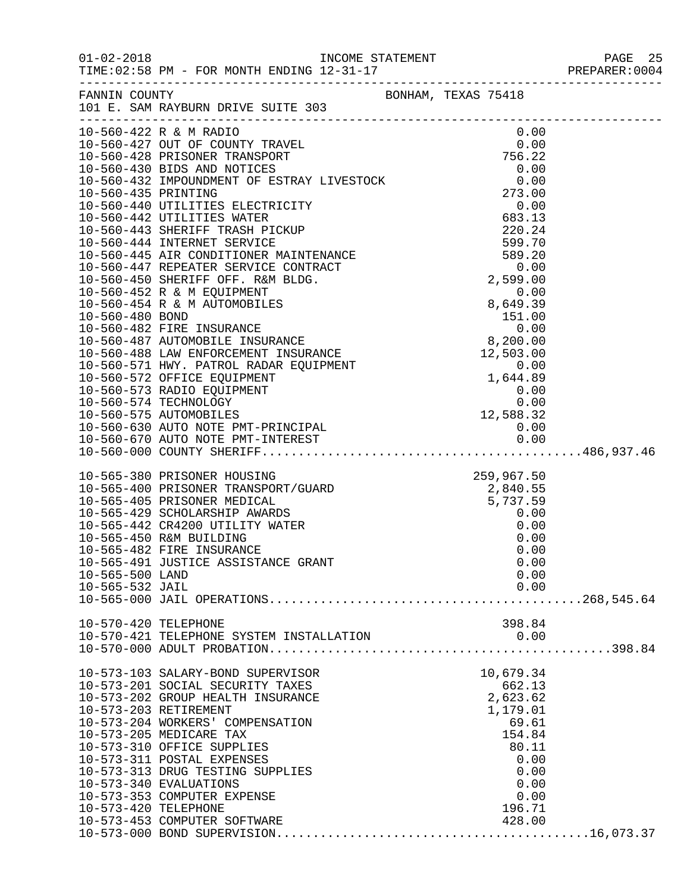FANNIN COUNTY BONHAM, TEXAS 75418
101 E. SAM RAYBURN DRIVE SUITE 303

INCOME STATEMENT — FOR MONTH ENDING 12-31-17

| Account | Description | Amount | Total |
|---|---|---|---|
| 10-560-422 | R & M RADIO | 0.00 | |
| 10-560-427 | OUT OF COUNTY TRAVEL | 0.00 | |
| 10-560-428 | PRISONER TRANSPORT | 756.22 | |
| 10-560-430 | BIDS AND NOTICES | 0.00 | |
| 10-560-432 | IMPOUNDMENT OF ESTRAY LIVESTOCK | 0.00 | |
| 10-560-435 | PRINTING | 273.00 | |
| 10-560-440 | UTILITIES ELECTRICITY | 0.00 | |
| 10-560-442 | UTILITIES WATER | 683.13 | |
| 10-560-443 | SHERIFF TRASH PICKUP | 220.24 | |
| 10-560-444 | INTERNET SERVICE | 599.70 | |
| 10-560-445 | AIR CONDITIONER MAINTENANCE | 589.20 | |
| 10-560-447 | REPEATER SERVICE CONTRACT | 0.00 | |
| 10-560-450 | SHERIFF OFF. R&M BLDG. | 2,599.00 | |
| 10-560-452 | R & M EQUIPMENT | 0.00 | |
| 10-560-454 | R & M AUTOMOBILES | 8,649.39 | |
| 10-560-480 | BOND | 151.00 | |
| 10-560-482 | FIRE INSURANCE | 0.00 | |
| 10-560-487 | AUTOMOBILE INSURANCE | 8,200.00 | |
| 10-560-488 | LAW ENFORCEMENT INSURANCE | 12,503.00 | |
| 10-560-571 | HWY. PATROL RADAR EQUIPMENT | 0.00 | |
| 10-560-572 | OFFICE EQUIPMENT | 1,644.89 | |
| 10-560-573 | RADIO EQUIPMENT | 0.00 | |
| 10-560-574 | TECHNOLOGY | 0.00 | |
| 10-560-575 | AUTOMOBILES | 12,588.32 | |
| 10-560-630 | AUTO NOTE PMT-PRINCIPAL | 0.00 | |
| 10-560-670 | AUTO NOTE PMT-INTEREST | 0.00 | |
| 10-560-000 | COUNTY SHERIFF | | 486,937.46 |
| 10-565-380 | PRISONER HOUSING | 259,967.50 | |
| 10-565-400 | PRISONER TRANSPORT/GUARD | 2,840.55 | |
| 10-565-405 | PRISONER MEDICAL | 5,737.59 | |
| 10-565-429 | SCHOLARSHIP AWARDS | 0.00 | |
| 10-565-442 | CR4200 UTILITY WATER | 0.00 | |
| 10-565-450 | R&M BUILDING | 0.00 | |
| 10-565-482 | FIRE INSURANCE | 0.00 | |
| 10-565-491 | JUSTICE ASSISTANCE GRANT | 0.00 | |
| 10-565-500 | LAND | 0.00 | |
| 10-565-532 | JAIL | 0.00 | |
| 10-565-000 | JAIL OPERATIONS | | 268,545.64 |
| 10-570-420 | TELEPHONE | 398.84 | |
| 10-570-421 | TELEPHONE SYSTEM INSTALLATION | 0.00 | |
| 10-570-000 | ADULT PROBATION | | 398.84 |
| 10-573-103 | SALARY-BOND SUPERVISOR | 10,679.34 | |
| 10-573-201 | SOCIAL SECURITY TAXES | 662.13 | |
| 10-573-202 | GROUP HEALTH INSURANCE | 2,623.62 | |
| 10-573-203 | RETIREMENT | 1,179.01 | |
| 10-573-204 | WORKERS' COMPENSATION | 69.61 | |
| 10-573-205 | MEDICARE TAX | 154.84 | |
| 10-573-310 | OFFICE SUPPLIES | 80.11 | |
| 10-573-311 | POSTAL EXPENSES | 0.00 | |
| 10-573-313 | DRUG TESTING SUPPLIES | 0.00 | |
| 10-573-340 | EVALUATIONS | 0.00 | |
| 10-573-353 | COMPUTER EXPENSE | 0.00 | |
| 10-573-420 | TELEPHONE | 196.71 | |
| 10-573-453 | COMPUTER SOFTWARE | 428.00 | |
| 10-573-000 | BOND SUPERVISION | | 16,073.37 |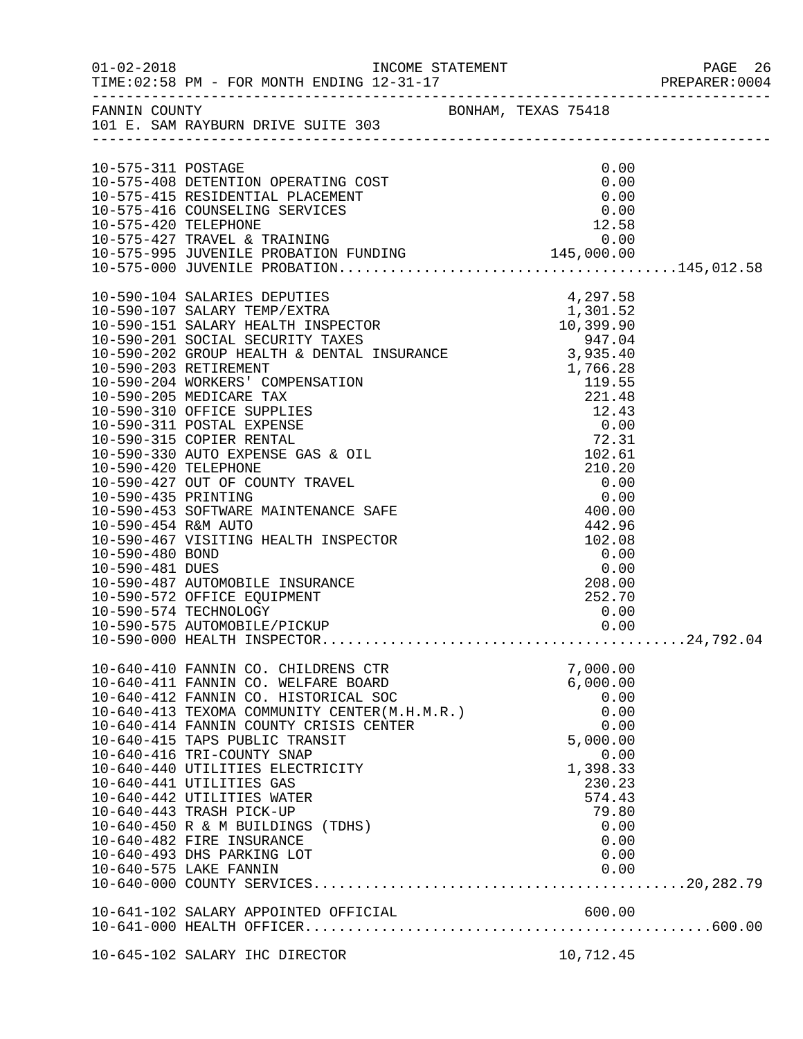FANNIN COUNTY — BONHAM, TEXAS 75418
101 E. SAM RAYBURN DRIVE SUITE 303

INCOME STATEMENT — FOR MONTH ENDING 12-31-17

| Account | Description | Amount | Total |
|---|---|---|---|
| 10-575-311 | POSTAGE | 0.00 | |
| 10-575-408 | DETENTION OPERATING COST | 0.00 | |
| 10-575-415 | RESIDENTIAL PLACEMENT | 0.00 | |
| 10-575-416 | COUNSELING SERVICES | 0.00 | |
| 10-575-420 | TELEPHONE | 12.58 | |
| 10-575-427 | TRAVEL & TRAINING | 0.00 | |
| 10-575-995 | JUVENILE PROBATION FUNDING | 145,000.00 | |
| 10-575-000 | JUVENILE PROBATION | | 145,012.58 |
| 10-590-104 | SALARIES DEPUTIES | 4,297.58 | |
| 10-590-107 | SALARY TEMP/EXTRA | 1,301.52 | |
| 10-590-151 | SALARY HEALTH INSPECTOR | 10,399.90 | |
| 10-590-201 | SOCIAL SECURITY TAXES | 947.04 | |
| 10-590-202 | GROUP HEALTH & DENTAL INSURANCE | 3,935.40 | |
| 10-590-203 | RETIREMENT | 1,766.28 | |
| 10-590-204 | WORKERS' COMPENSATION | 119.55 | |
| 10-590-205 | MEDICARE TAX | 221.48 | |
| 10-590-310 | OFFICE SUPPLIES | 12.43 | |
| 10-590-311 | POSTAL EXPENSE | 0.00 | |
| 10-590-315 | COPIER RENTAL | 72.31 | |
| 10-590-330 | AUTO EXPENSE GAS & OIL | 102.61 | |
| 10-590-420 | TELEPHONE | 210.20 | |
| 10-590-427 | OUT OF COUNTY TRAVEL | 0.00 | |
| 10-590-435 | PRINTING | 0.00 | |
| 10-590-453 | SOFTWARE MAINTENANCE SAFE | 400.00 | |
| 10-590-454 | R&M AUTO | 442.96 | |
| 10-590-467 | VISITING HEALTH INSPECTOR | 102.08 | |
| 10-590-480 | BOND | 0.00 | |
| 10-590-481 | DUES | 0.00 | |
| 10-590-487 | AUTOMOBILE INSURANCE | 208.00 | |
| 10-590-572 | OFFICE EQUIPMENT | 252.70 | |
| 10-590-574 | TECHNOLOGY | 0.00 | |
| 10-590-575 | AUTOMOBILE/PICKUP | 0.00 | |
| 10-590-000 | HEALTH INSPECTOR | | 24,792.04 |
| 10-640-410 | FANNIN CO. CHILDRENS CTR | 7,000.00 | |
| 10-640-411 | FANNIN CO. WELFARE BOARD | 6,000.00 | |
| 10-640-412 | FANNIN CO. HISTORICAL SOC | 0.00 | |
| 10-640-413 | TEXOMA COMMUNITY CENTER(M.H.M.R.) | 0.00 | |
| 10-640-414 | FANNIN COUNTY CRISIS CENTER | 0.00 | |
| 10-640-415 | TAPS PUBLIC TRANSIT | 5,000.00 | |
| 10-640-416 | TRI-COUNTY SNAP | 0.00 | |
| 10-640-440 | UTILITIES ELECTRICITY | 1,398.33 | |
| 10-640-441 | UTILITIES GAS | 230.23 | |
| 10-640-442 | UTILITIES WATER | 574.43 | |
| 10-640-443 | TRASH PICK-UP | 79.80 | |
| 10-640-450 | R & M BUILDINGS (TDHS) | 0.00 | |
| 10-640-482 | FIRE INSURANCE | 0.00 | |
| 10-640-493 | DHS PARKING LOT | 0.00 | |
| 10-640-575 | LAKE FANNIN | 0.00 | |
| 10-640-000 | COUNTY SERVICES | | 20,282.79 |
| 10-641-102 | SALARY APPOINTED OFFICIAL | 600.00 | |
| 10-641-000 | HEALTH OFFICER | | 600.00 |
| 10-645-102 | SALARY IHC DIRECTOR | 10,712.45 | |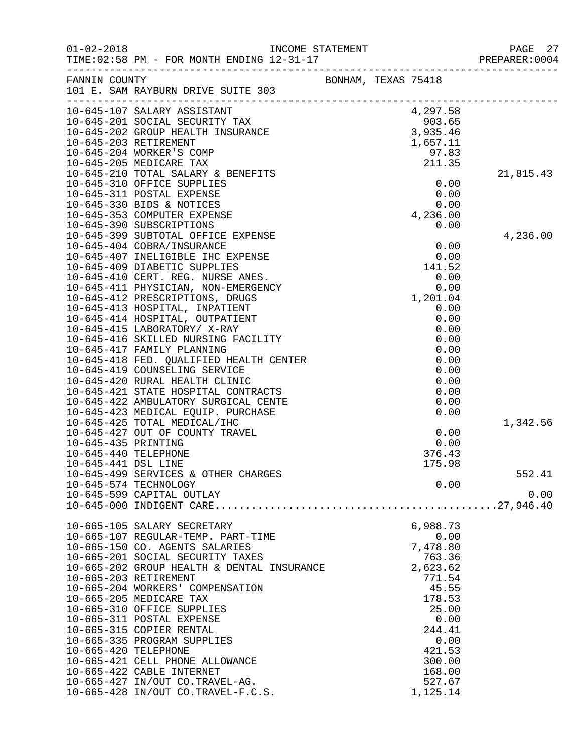FANNIN COUNTY BONHAM, TEXAS 75418
101 E. SAM RAYBURN DRIVE SUITE 303

| Account | Description | Amount | Total |
|---|---|---|---|
| 10-645-107 | SALARY ASSISTANT | 4,297.58 | |
| 10-645-201 | SOCIAL SECURITY TAX | 903.65 | |
| 10-645-202 | GROUP HEALTH INSURANCE | 3,935.46 | |
| 10-645-203 | RETIREMENT | 1,657.11 | |
| 10-645-204 | WORKER'S COMP | 97.83 | |
| 10-645-205 | MEDICARE TAX | 211.35 | |
| 10-645-210 | TOTAL SALARY & BENEFITS | | 21,815.43 |
| 10-645-310 | OFFICE SUPPLIES | 0.00 | |
| 10-645-311 | POSTAL EXPENSE | 0.00 | |
| 10-645-330 | BIDS & NOTICES | 0.00 | |
| 10-645-353 | COMPUTER EXPENSE | 4,236.00 | |
| 10-645-390 | SUBSCRIPTIONS | 0.00 | |
| 10-645-399 | SUBTOTAL OFFICE EXPENSE | | 4,236.00 |
| 10-645-404 | COBRA/INSURANCE | 0.00 | |
| 10-645-407 | INELIGIBLE IHC EXPENSE | 0.00 | |
| 10-645-409 | DIABETIC SUPPLIES | 141.52 | |
| 10-645-410 | CERT. REG. NURSE ANES. | 0.00 | |
| 10-645-411 | PHYSICIAN, NON-EMERGENCY | 0.00 | |
| 10-645-412 | PRESCRIPTIONS, DRUGS | 1,201.04 | |
| 10-645-413 | HOSPITAL, INPATIENT | 0.00 | |
| 10-645-414 | HOSPITAL, OUTPATIENT | 0.00 | |
| 10-645-415 | LABORATORY/ X-RAY | 0.00 | |
| 10-645-416 | SKILLED NURSING FACILITY | 0.00 | |
| 10-645-417 | FAMILY PLANNING | 0.00 | |
| 10-645-418 | FED. QUALIFIED HEALTH CENTER | 0.00 | |
| 10-645-419 | COUNSELING SERVICE | 0.00 | |
| 10-645-420 | RURAL HEALTH CLINIC | 0.00 | |
| 10-645-421 | STATE HOSPITAL CONTRACTS | 0.00 | |
| 10-645-422 | AMBULATORY SURGICAL CENTE | 0.00 | |
| 10-645-423 | MEDICAL EQUIP. PURCHASE | 0.00 | |
| 10-645-425 | TOTAL MEDICAL/IHC | | 1,342.56 |
| 10-645-427 | OUT OF COUNTY TRAVEL | 0.00 | |
| 10-645-435 | PRINTING | 0.00 | |
| 10-645-440 | TELEPHONE | 376.43 | |
| 10-645-441 | DSL LINE | 175.98 | |
| 10-645-499 | SERVICES & OTHER CHARGES | | 552.41 |
| 10-645-574 | TECHNOLOGY | 0.00 | |
| 10-645-599 | CAPITAL OUTLAY | | 0.00 |
| 10-645-000 | INDIGENT CARE | | 27,946.40 |
| | | | |
| 10-665-105 | SALARY SECRETARY | 6,988.73 | |
| 10-665-107 | REGULAR-TEMP. PART-TIME | 0.00 | |
| 10-665-150 | CO. AGENTS SALARIES | 7,478.80 | |
| 10-665-201 | SOCIAL SECURITY TAXES | 763.36 | |
| 10-665-202 | GROUP HEALTH & DENTAL INSURANCE | 2,623.62 | |
| 10-665-203 | RETIREMENT | 771.54 | |
| 10-665-204 | WORKERS' COMPENSATION | 45.55 | |
| 10-665-205 | MEDICARE TAX | 178.53 | |
| 10-665-310 | OFFICE SUPPLIES | 25.00 | |
| 10-665-311 | POSTAL EXPENSE | 0.00 | |
| 10-665-315 | COPIER RENTAL | 244.41 | |
| 10-665-335 | PROGRAM SUPPLIES | 0.00 | |
| 10-665-420 | TELEPHONE | 421.53 | |
| 10-665-421 | CELL PHONE ALLOWANCE | 300.00 | |
| 10-665-422 | CABLE INTERNET | 168.00 | |
| 10-665-427 | IN/OUT CO.TRAVEL-AG. | 527.67 | |
| 10-665-428 | IN/OUT CO.TRAVEL-F.C.S. | 1,125.14 | |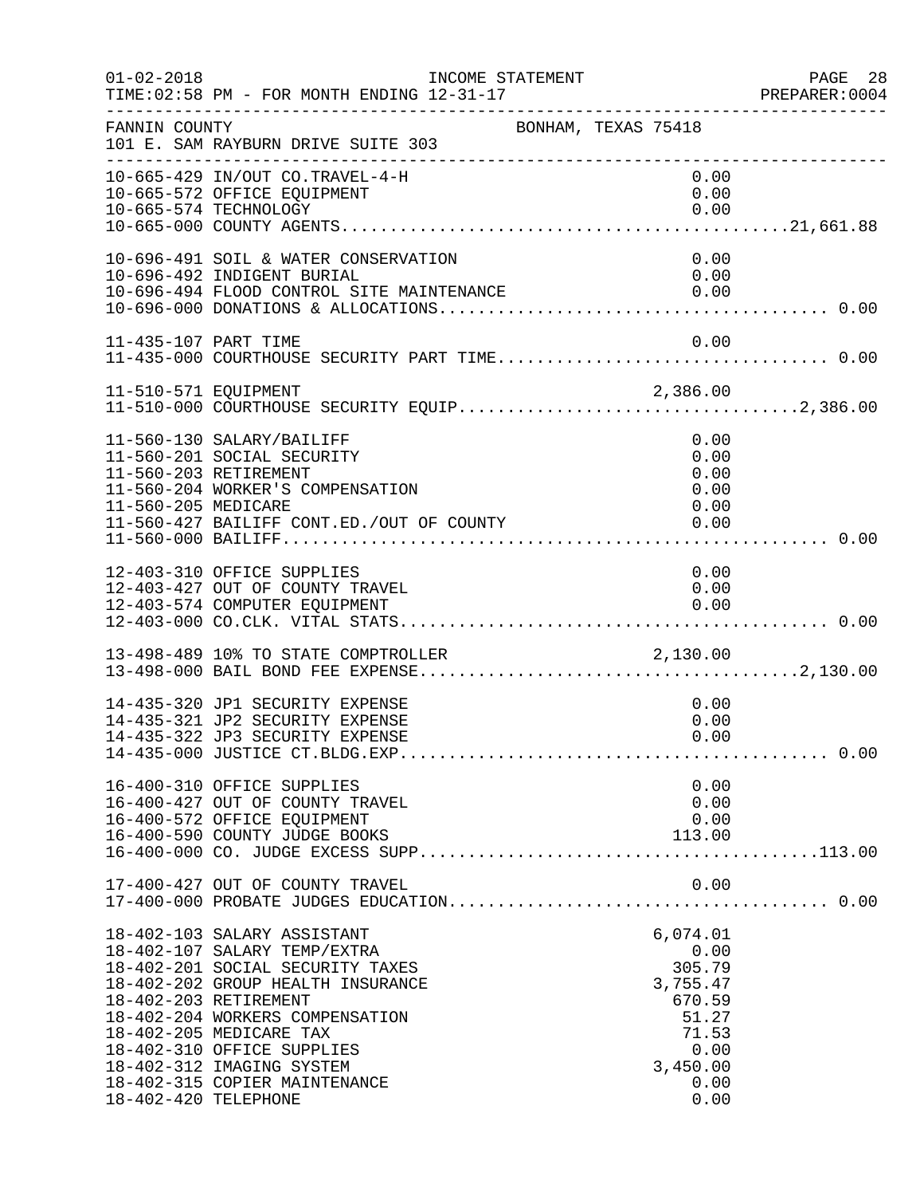FANNIN COUNTY BONHAM, TEXAS 75418
101 E. SAM RAYBURN DRIVE SUITE 303

| Account | Description | Amount | Total |
|---|---|---|---|
| 10-665-429 | IN/OUT CO.TRAVEL-4-H | 0.00 | |
| 10-665-572 | OFFICE EQUIPMENT | 0.00 | |
| 10-665-574 | TECHNOLOGY | 0.00 | |
| 10-665-000 | COUNTY AGENTS | | 21,661.88 |
| 10-696-491 | SOIL & WATER CONSERVATION | 0.00 | |
| 10-696-492 | INDIGENT BURIAL | 0.00 | |
| 10-696-494 | FLOOD CONTROL SITE MAINTENANCE | 0.00 | |
| 10-696-000 | DONATIONS & ALLOCATIONS | | 0.00 |
| 11-435-107 | PART TIME | 0.00 | |
| 11-435-000 | COURTHOUSE SECURITY PART TIME | | 0.00 |
| 11-510-571 | EQUIPMENT | 2,386.00 | |
| 11-510-000 | COURTHOUSE SECURITY EQUIP | | 2,386.00 |
| 11-560-130 | SALARY/BAILIFF | 0.00 | |
| 11-560-201 | SOCIAL SECURITY | 0.00 | |
| 11-560-203 | RETIREMENT | 0.00 | |
| 11-560-204 | WORKER'S COMPENSATION | 0.00 | |
| 11-560-205 | MEDICARE | 0.00 | |
| 11-560-427 | BAILIFF CONT.ED./OUT OF COUNTY | 0.00 | |
| 11-560-000 | BAILIFF | | 0.00 |
| 12-403-310 | OFFICE SUPPLIES | 0.00 | |
| 12-403-427 | OUT OF COUNTY TRAVEL | 0.00 | |
| 12-403-574 | COMPUTER EQUIPMENT | 0.00 | |
| 12-403-000 | CO.CLK. VITAL STATS | | 0.00 |
| 13-498-489 | 10% TO STATE COMPTROLLER | 2,130.00 | |
| 13-498-000 | BAIL BOND FEE EXPENSE | | 2,130.00 |
| 14-435-320 | JP1 SECURITY EXPENSE | 0.00 | |
| 14-435-321 | JP2 SECURITY EXPENSE | 0.00 | |
| 14-435-322 | JP3 SECURITY EXPENSE | 0.00 | |
| 14-435-000 | JUSTICE CT.BLDG.EXP | | 0.00 |
| 16-400-310 | OFFICE SUPPLIES | 0.00 | |
| 16-400-427 | OUT OF COUNTY TRAVEL | 0.00 | |
| 16-400-572 | OFFICE EQUIPMENT | 0.00 | |
| 16-400-590 | COUNTY JUDGE BOOKS | 113.00 | |
| 16-400-000 | CO. JUDGE EXCESS SUPP | | 113.00 |
| 17-400-427 | OUT OF COUNTY TRAVEL | 0.00 | |
| 17-400-000 | PROBATE JUDGES EDUCATION | | 0.00 |
| 18-402-103 | SALARY ASSISTANT | 6,074.01 | |
| 18-402-107 | SALARY TEMP/EXTRA | 0.00 | |
| 18-402-201 | SOCIAL SECURITY TAXES | 305.79 | |
| 18-402-202 | GROUP HEALTH INSURANCE | 3,755.47 | |
| 18-402-203 | RETIREMENT | 670.59 | |
| 18-402-204 | WORKERS COMPENSATION | 51.27 | |
| 18-402-205 | MEDICARE TAX | 71.53 | |
| 18-402-310 | OFFICE SUPPLIES | 0.00 | |
| 18-402-312 | IMAGING SYSTEM | 3,450.00 | |
| 18-402-315 | COPIER MAINTENANCE | 0.00 | |
| 18-402-420 | TELEPHONE | 0.00 | |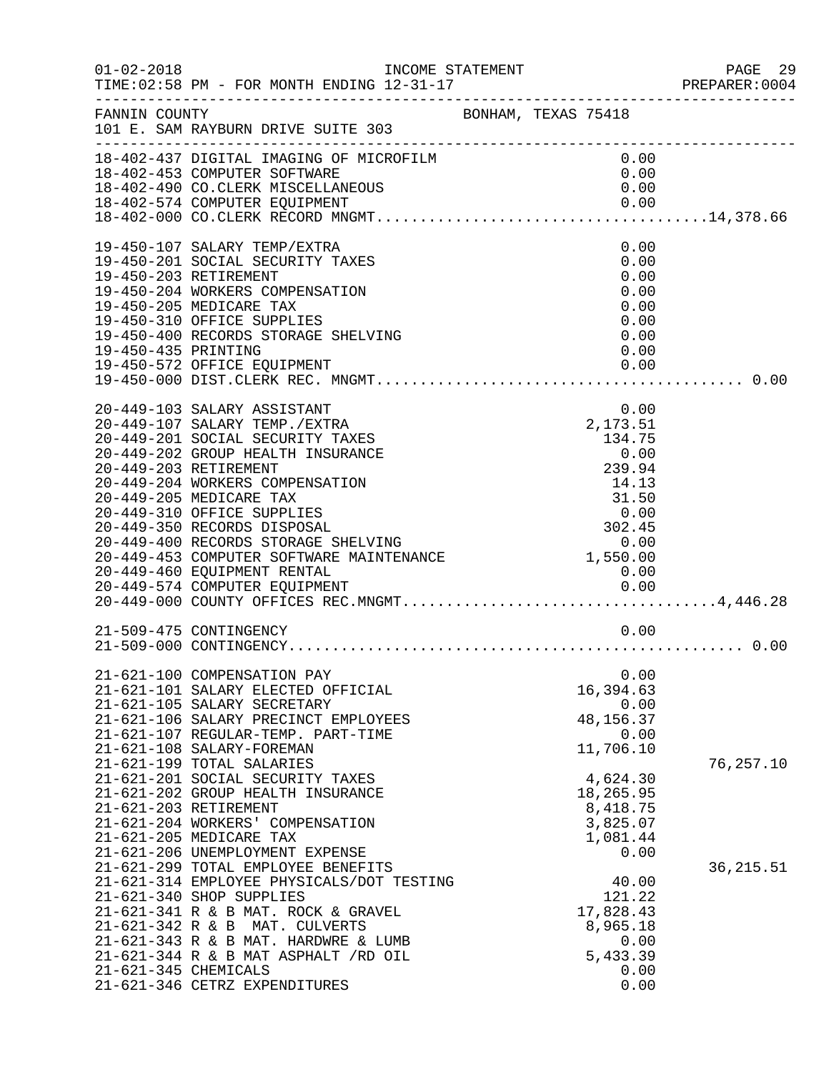FANNIN COUNTY — BONHAM, TEXAS 75418
101 E. SAM RAYBURN DRIVE SUITE 303

INCOME STATEMENT
TIME:02:58 PM - FOR MONTH ENDING 12-31-17

| Account | Description | Amount | Total |
|---|---|---|---|
| 18-402-437 | DIGITAL IMAGING OF MICROFILM | 0.00 | |
| 18-402-453 | COMPUTER SOFTWARE | 0.00 | |
| 18-402-490 | CO.CLERK MISCELLANEOUS | 0.00 | |
| 18-402-574 | COMPUTER EQUIPMENT | 0.00 | |
| 18-402-000 | CO.CLERK RECORD MNGMT. | | 14,378.66 |
| 19-450-107 | SALARY TEMP/EXTRA | 0.00 | |
| 19-450-201 | SOCIAL SECURITY TAXES | 0.00 | |
| 19-450-203 | RETIREMENT | 0.00 | |
| 19-450-204 | WORKERS COMPENSATION | 0.00 | |
| 19-450-205 | MEDICARE TAX | 0.00 | |
| 19-450-310 | OFFICE SUPPLIES | 0.00 | |
| 19-450-400 | RECORDS STORAGE SHELVING | 0.00 | |
| 19-450-435 | PRINTING | 0.00 | |
| 19-450-572 | OFFICE EQUIPMENT | 0.00 | |
| 19-450-000 | DIST.CLERK REC. MNGMT. | | 0.00 |
| 20-449-103 | SALARY ASSISTANT | 0.00 | |
| 20-449-107 | SALARY TEMP./EXTRA | 2,173.51 | |
| 20-449-201 | SOCIAL SECURITY TAXES | 134.75 | |
| 20-449-202 | GROUP HEALTH INSURANCE | 0.00 | |
| 20-449-203 | RETIREMENT | 239.94 | |
| 20-449-204 | WORKERS COMPENSATION | 14.13 | |
| 20-449-205 | MEDICARE TAX | 31.50 | |
| 20-449-310 | OFFICE SUPPLIES | 0.00 | |
| 20-449-350 | RECORDS DISPOSAL | 302.45 | |
| 20-449-400 | RECORDS STORAGE SHELVING | 0.00 | |
| 20-449-453 | COMPUTER SOFTWARE MAINTENANCE | 1,550.00 | |
| 20-449-460 | EQUIPMENT RENTAL | 0.00 | |
| 20-449-574 | COMPUTER EQUIPMENT | 0.00 | |
| 20-449-000 | COUNTY OFFICES REC.MNGMT. | | 4,446.28 |
| 21-509-475 | CONTINGENCY | 0.00 | |
| 21-509-000 | CONTINGENCY | | 0.00 |
| 21-621-100 | COMPENSATION PAY | 0.00 | |
| 21-621-101 | SALARY ELECTED OFFICIAL | 16,394.63 | |
| 21-621-105 | SALARY SECRETARY | 0.00 | |
| 21-621-106 | SALARY PRECINCT EMPLOYEES | 48,156.37 | |
| 21-621-107 | REGULAR-TEMP. PART-TIME | 0.00 | |
| 21-621-108 | SALARY-FOREMAN | 11,706.10 | |
| 21-621-199 | TOTAL SALARIES | | 76,257.10 |
| 21-621-201 | SOCIAL SECURITY TAXES | 4,624.30 | |
| 21-621-202 | GROUP HEALTH INSURANCE | 18,265.95 | |
| 21-621-203 | RETIREMENT | 8,418.75 | |
| 21-621-204 | WORKERS' COMPENSATION | 3,825.07 | |
| 21-621-205 | MEDICARE TAX | 1,081.44 | |
| 21-621-206 | UNEMPLOYMENT EXPENSE | 0.00 | |
| 21-621-299 | TOTAL EMPLOYEE BENEFITS | | 36,215.51 |
| 21-621-314 | EMPLOYEE PHYSICALS/DOT TESTING | 40.00 | |
| 21-621-340 | SHOP SUPPLIES | 121.22 | |
| 21-621-341 | R & B MAT. ROCK & GRAVEL | 17,828.43 | |
| 21-621-342 | R & B MAT. CULVERTS | 8,965.18 | |
| 21-621-343 | R & B MAT. HARDWRE & LUMB | 0.00 | |
| 21-621-344 | R & B MAT ASPHALT /RD OIL | 5,433.39 | |
| 21-621-345 | CHEMICALS | 0.00 | |
| 21-621-346 | CETRZ EXPENDITURES | 0.00 | |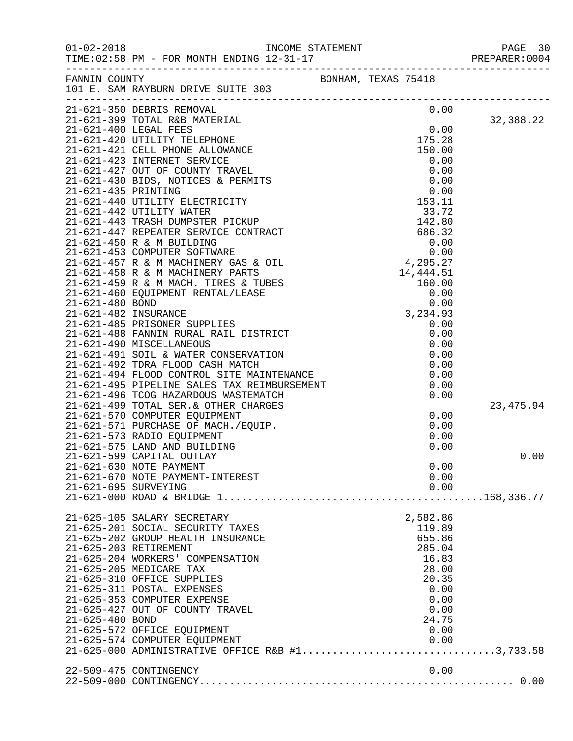FANNIN COUNTY BONHAM, TEXAS 75418
101 E. SAM RAYBURN DRIVE SUITE 303

| Account | Description | Amount | Total |
|---|---|---|---|
| 21-621-350 | DEBRIS REMOVAL | 0.00 | |
| 21-621-399 | TOTAL R&B MATERIAL | | 32,388.22 |
| 21-621-400 | LEGAL FEES | 0.00 | |
| 21-621-420 | UTILITY TELEPHONE | 175.28 | |
| 21-621-421 | CELL PHONE ALLOWANCE | 150.00 | |
| 21-621-423 | INTERNET SERVICE | 0.00 | |
| 21-621-427 | OUT OF COUNTY TRAVEL | 0.00 | |
| 21-621-430 | BIDS, NOTICES & PERMITS | 0.00 | |
| 21-621-435 | PRINTING | 0.00 | |
| 21-621-440 | UTILITY ELECTRICITY | 153.11 | |
| 21-621-442 | UTILITY WATER | 33.72 | |
| 21-621-443 | TRASH DUMPSTER PICKUP | 142.80 | |
| 21-621-447 | REPEATER SERVICE CONTRACT | 686.32 | |
| 21-621-450 | R & M BUILDING | 0.00 | |
| 21-621-453 | COMPUTER SOFTWARE | 0.00 | |
| 21-621-457 | R & M MACHINERY GAS & OIL | 4,295.27 | |
| 21-621-458 | R & M MACHINERY PARTS | 14,444.51 | |
| 21-621-459 | R & M MACH. TIRES & TUBES | 160.00 | |
| 21-621-460 | EQUIPMENT RENTAL/LEASE | 0.00 | |
| 21-621-480 | BOND | 0.00 | |
| 21-621-482 | INSURANCE | 3,234.93 | |
| 21-621-485 | PRISONER SUPPLIES | 0.00 | |
| 21-621-488 | FANNIN RURAL RAIL DISTRICT | 0.00 | |
| 21-621-490 | MISCELLANEOUS | 0.00 | |
| 21-621-491 | SOIL & WATER CONSERVATION | 0.00 | |
| 21-621-492 | TDRA FLOOD CASH MATCH | 0.00 | |
| 21-621-494 | FLOOD CONTROL SITE MAINTENANCE | 0.00 | |
| 21-621-495 | PIPELINE SALES TAX REIMBURSEMENT | 0.00 | |
| 21-621-496 | TCOG HAZARDOUS WASTEMATCH | 0.00 | |
| 21-621-499 | TOTAL SER.& OTHER CHARGES | | 23,475.94 |
| 21-621-570 | COMPUTER EQUIPMENT | 0.00 | |
| 21-621-571 | PURCHASE OF MACH./EQUIP. | 0.00 | |
| 21-621-573 | RADIO EQUIPMENT | 0.00 | |
| 21-621-575 | LAND AND BUILDING | 0.00 | |
| 21-621-599 | CAPITAL OUTLAY | | 0.00 |
| 21-621-630 | NOTE PAYMENT | 0.00 | |
| 21-621-670 | NOTE PAYMENT-INTEREST | 0.00 | |
| 21-621-695 | SURVEYING | 0.00 | |
| 21-621-000 | ROAD & BRIDGE 1 | | 168,336.77 |
| | | | |
| 21-625-105 | SALARY SECRETARY | 2,582.86 | |
| 21-625-201 | SOCIAL SECURITY TAXES | 119.89 | |
| 21-625-202 | GROUP HEALTH INSURANCE | 655.86 | |
| 21-625-203 | RETIREMENT | 285.04 | |
| 21-625-204 | WORKERS' COMPENSATION | 16.83 | |
| 21-625-205 | MEDICARE TAX | 28.00 | |
| 21-625-310 | OFFICE SUPPLIES | 20.35 | |
| 21-625-311 | POSTAL EXPENSES | 0.00 | |
| 21-625-353 | COMPUTER EXPENSE | 0.00 | |
| 21-625-427 | OUT OF COUNTY TRAVEL | 0.00 | |
| 21-625-480 | BOND | 24.75 | |
| 21-625-572 | OFFICE EQUIPMENT | 0.00 | |
| 21-625-574 | COMPUTER EQUIPMENT | 0.00 | |
| 21-625-000 | ADMINISTRATIVE OFFICE R&B #1 | | 3,733.58 |
| | | | |
| 22-509-475 | CONTINGENCY | 0.00 | |
| 22-509-000 | CONTINGENCY | | 0.00 |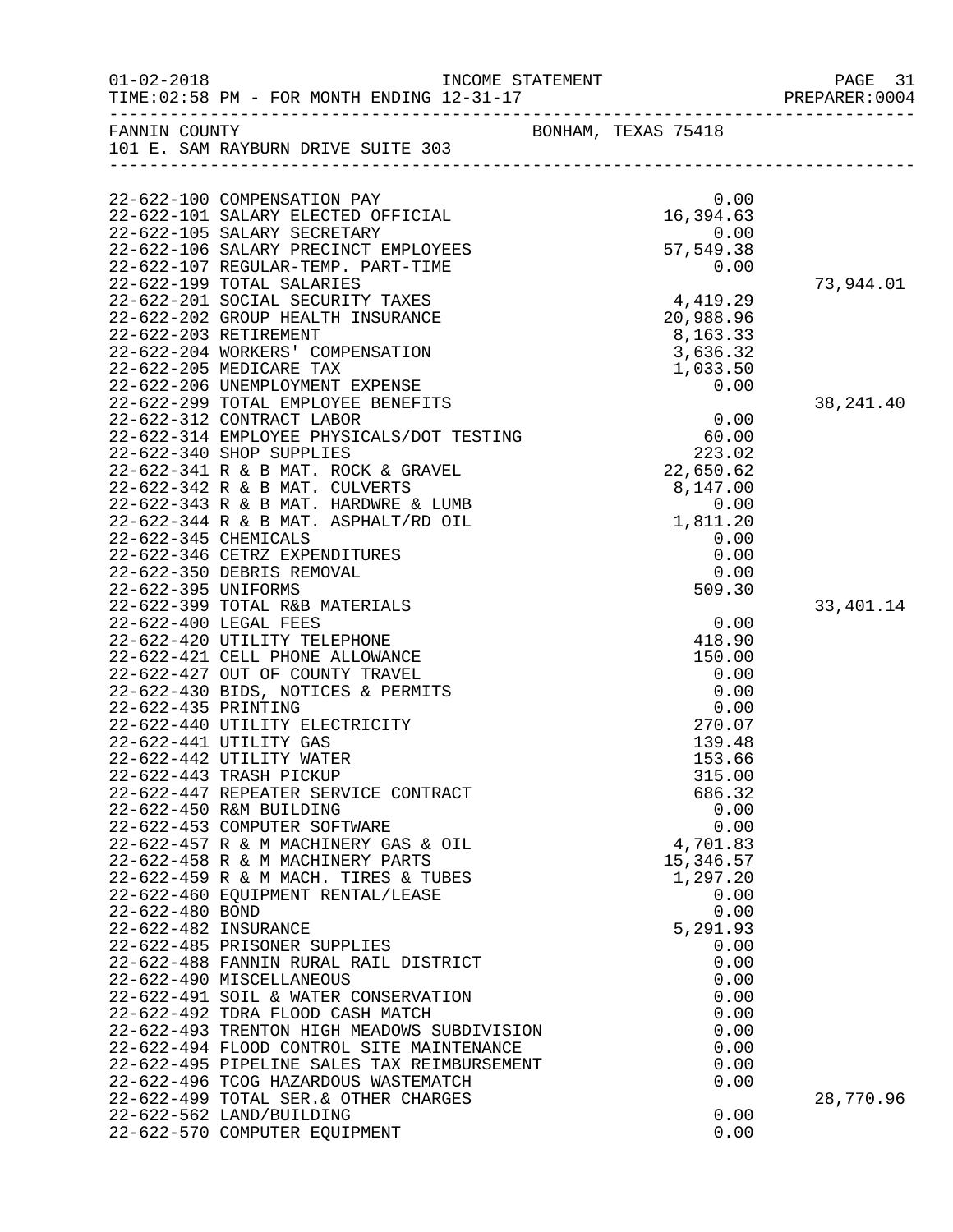INCOME STATEMENT

TIME:02:58 PM - FOR MONTH ENDING 12-31-17

FANNIN COUNTY BONHAM, TEXAS 75418

101 E. SAM RAYBURN DRIVE SUITE 303

| Account | Description | Amount | Total |
|---|---|---|---|
| 22-622-100 | COMPENSATION PAY | 0.00 | |
| 22-622-101 | SALARY ELECTED OFFICIAL | 16,394.63 | |
| 22-622-105 | SALARY SECRETARY | 0.00 | |
| 22-622-106 | SALARY PRECINCT EMPLOYEES | 57,549.38 | |
| 22-622-107 | REGULAR-TEMP. PART-TIME | 0.00 | |
| 22-622-199 | TOTAL SALARIES | | 73,944.01 |
| 22-622-201 | SOCIAL SECURITY TAXES | 4,419.29 | |
| 22-622-202 | GROUP HEALTH INSURANCE | 20,988.96 | |
| 22-622-203 | RETIREMENT | 8,163.33 | |
| 22-622-204 | WORKERS' COMPENSATION | 3,636.32 | |
| 22-622-205 | MEDICARE TAX | 1,033.50 | |
| 22-622-206 | UNEMPLOYMENT EXPENSE | 0.00 | |
| 22-622-299 | TOTAL EMPLOYEE BENEFITS | | 38,241.40 |
| 22-622-312 | CONTRACT LABOR | 0.00 | |
| 22-622-314 | EMPLOYEE PHYSICALS/DOT TESTING | 60.00 | |
| 22-622-340 | SHOP SUPPLIES | 223.02 | |
| 22-622-341 | R & B MAT. ROCK & GRAVEL | 22,650.62 | |
| 22-622-342 | R & B MAT. CULVERTS | 8,147.00 | |
| 22-622-343 | R & B MAT. HARDWRE & LUMB | 0.00 | |
| 22-622-344 | R & B MAT. ASPHALT/RD OIL | 1,811.20 | |
| 22-622-345 | CHEMICALS | 0.00 | |
| 22-622-346 | CETRZ EXPENDITURES | 0.00 | |
| 22-622-350 | DEBRIS REMOVAL | 0.00 | |
| 22-622-395 | UNIFORMS | 509.30 | |
| 22-622-399 | TOTAL R&B MATERIALS | | 33,401.14 |
| 22-622-400 | LEGAL FEES | 0.00 | |
| 22-622-420 | UTILITY TELEPHONE | 418.90 | |
| 22-622-421 | CELL PHONE ALLOWANCE | 150.00 | |
| 22-622-427 | OUT OF COUNTY TRAVEL | 0.00 | |
| 22-622-430 | BIDS, NOTICES & PERMITS | 0.00 | |
| 22-622-435 | PRINTING | 0.00 | |
| 22-622-440 | UTILITY ELECTRICITY | 270.07 | |
| 22-622-441 | UTILITY GAS | 139.48 | |
| 22-622-442 | UTILITY WATER | 153.66 | |
| 22-622-443 | TRASH PICKUP | 315.00 | |
| 22-622-447 | REPEATER SERVICE CONTRACT | 686.32 | |
| 22-622-450 | R&M BUILDING | 0.00 | |
| 22-622-453 | COMPUTER SOFTWARE | 0.00 | |
| 22-622-457 | R & M MACHINERY GAS & OIL | 4,701.83 | |
| 22-622-458 | R & M MACHINERY PARTS | 15,346.57 | |
| 22-622-459 | R & M MACH. TIRES & TUBES | 1,297.20 | |
| 22-622-460 | EQUIPMENT RENTAL/LEASE | 0.00 | |
| 22-622-480 | BOND | 0.00 | |
| 22-622-482 | INSURANCE | 5,291.93 | |
| 22-622-485 | PRISONER SUPPLIES | 0.00 | |
| 22-622-488 | FANNIN RURAL RAIL DISTRICT | 0.00 | |
| 22-622-490 | MISCELLANEOUS | 0.00 | |
| 22-622-491 | SOIL & WATER CONSERVATION | 0.00 | |
| 22-622-492 | TDRA FLOOD CASH MATCH | 0.00 | |
| 22-622-493 | TRENTON HIGH MEADOWS SUBDIVISION | 0.00 | |
| 22-622-494 | FLOOD CONTROL SITE MAINTENANCE | 0.00 | |
| 22-622-495 | PIPELINE SALES TAX REIMBURSEMENT | 0.00 | |
| 22-622-496 | TCOG HAZARDOUS WASTEMATCH | 0.00 | |
| 22-622-499 | TOTAL SER.& OTHER CHARGES | | 28,770.96 |
| 22-622-562 | LAND/BUILDING | 0.00 | |
| 22-622-570 | COMPUTER EQUIPMENT | 0.00 | |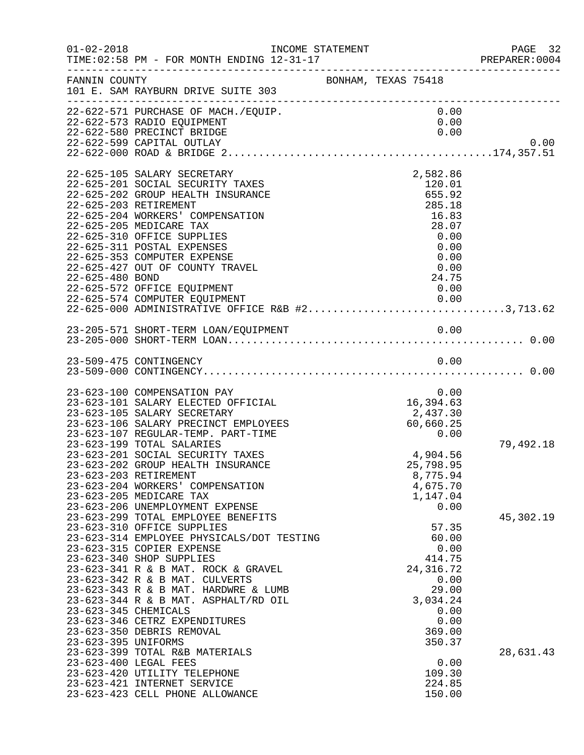FANNIN COUNTY BONHAM, TEXAS 75418
101 E. SAM RAYBURN DRIVE SUITE 303

INCOME STATEMENT — FOR MONTH ENDING 12-31-17

| Account | Description | Amount | Total |
|---|---|---|---|
| 22-622-571 | PURCHASE OF MACH./EQUIP. | 0.00 | |
| 22-622-573 | RADIO EQUIPMENT | 0.00 | |
| 22-622-580 | PRECINCT BRIDGE | 0.00 | |
| 22-622-599 | CAPITAL OUTLAY | | 0.00 |
| 22-622-000 | ROAD & BRIDGE 2 | | 174,357.51 |
| 22-625-105 | SALARY SECRETARY | 2,582.86 | |
| 22-625-201 | SOCIAL SECURITY TAXES | 120.01 | |
| 22-625-202 | GROUP HEALTH INSURANCE | 655.92 | |
| 22-625-203 | RETIREMENT | 285.18 | |
| 22-625-204 | WORKERS' COMPENSATION | 16.83 | |
| 22-625-205 | MEDICARE TAX | 28.07 | |
| 22-625-310 | OFFICE SUPPLIES | 0.00 | |
| 22-625-311 | POSTAL EXPENSES | 0.00 | |
| 22-625-353 | COMPUTER EXPENSE | 0.00 | |
| 22-625-427 | OUT OF COUNTY TRAVEL | 0.00 | |
| 22-625-480 | BOND | 24.75 | |
| 22-625-572 | OFFICE EQUIPMENT | 0.00 | |
| 22-625-574 | COMPUTER EQUIPMENT | 0.00 | |
| 22-625-000 | ADMINISTRATIVE OFFICE R&B #2 | | 3,713.62 |
| 23-205-571 | SHORT-TERM LOAN/EQUIPMENT | 0.00 | |
| 23-205-000 | SHORT-TERM LOAN | | 0.00 |
| 23-509-475 | CONTINGENCY | 0.00 | |
| 23-509-000 | CONTINGENCY | | 0.00 |
| 23-623-100 | COMPENSATION PAY | 0.00 | |
| 23-623-101 | SALARY ELECTED OFFICIAL | 16,394.63 | |
| 23-623-105 | SALARY SECRETARY | 2,437.30 | |
| 23-623-106 | SALARY PRECINCT EMPLOYEES | 60,660.25 | |
| 23-623-107 | REGULAR-TEMP. PART-TIME | 0.00 | |
| 23-623-199 | TOTAL SALARIES | | 79,492.18 |
| 23-623-201 | SOCIAL SECURITY TAXES | 4,904.56 | |
| 23-623-202 | GROUP HEALTH INSURANCE | 25,798.95 | |
| 23-623-203 | RETIREMENT | 8,775.94 | |
| 23-623-204 | WORKERS' COMPENSATION | 4,675.70 | |
| 23-623-205 | MEDICARE TAX | 1,147.04 | |
| 23-623-206 | UNEMPLOYMENT EXPENSE | 0.00 | |
| 23-623-299 | TOTAL EMPLOYEE BENEFITS | | 45,302.19 |
| 23-623-310 | OFFICE SUPPLIES | 57.35 | |
| 23-623-314 | EMPLOYEE PHYSICALS/DOT TESTING | 60.00 | |
| 23-623-315 | COPIER EXPENSE | 0.00 | |
| 23-623-340 | SHOP SUPPLIES | 414.75 | |
| 23-623-341 | R & B MAT. ROCK & GRAVEL | 24,316.72 | |
| 23-623-342 | R & B MAT. CULVERTS | 0.00 | |
| 23-623-343 | R & B MAT. HARDWRE & LUMB | 29.00 | |
| 23-623-344 | R & B MAT. ASPHALT/RD OIL | 3,034.24 | |
| 23-623-345 | CHEMICALS | 0.00 | |
| 23-623-346 | CETRZ EXPENDITURES | 0.00 | |
| 23-623-350 | DEBRIS REMOVAL | 369.00 | |
| 23-623-395 | UNIFORMS | 350.37 | |
| 23-623-399 | TOTAL R&B MATERIALS | | 28,631.43 |
| 23-623-400 | LEGAL FEES | 0.00 | |
| 23-623-420 | UTILITY TELEPHONE | 109.30 | |
| 23-623-421 | INTERNET SERVICE | 224.85 | |
| 23-623-423 | CELL PHONE ALLOWANCE | 150.00 | |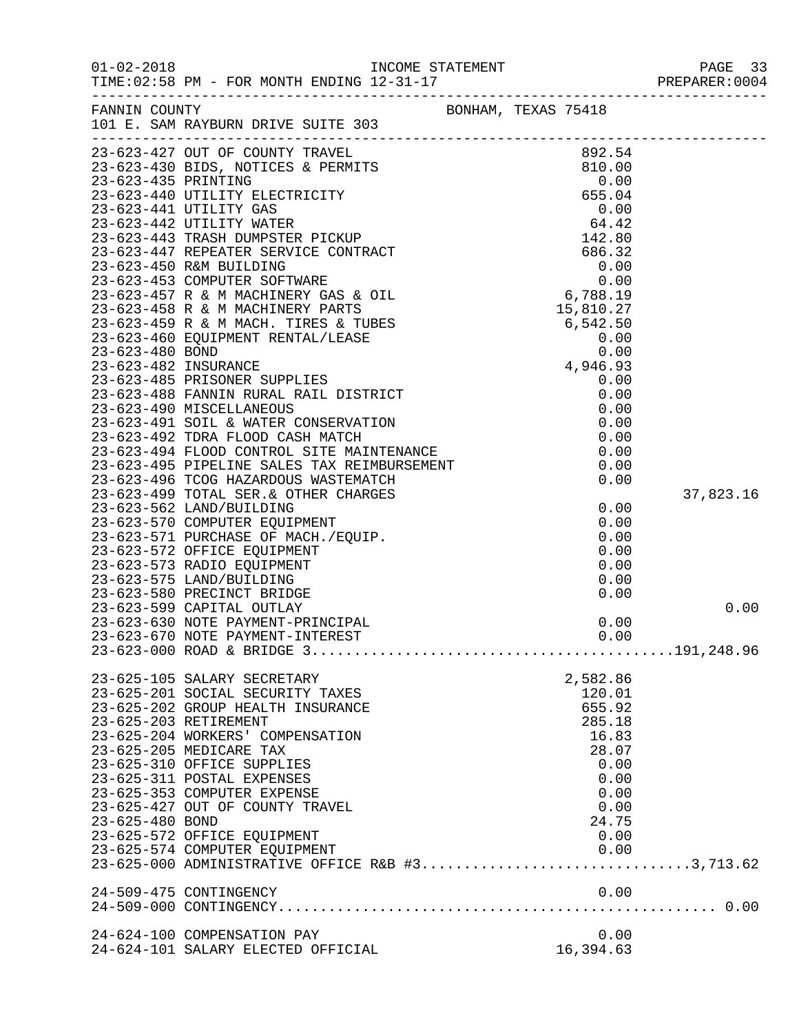FANNIN COUNTY BONHAM, TEXAS 75418
101 E. SAM RAYBURN DRIVE SUITE 303

| Account | Description | Amount | Total |
|---|---|---|---|
| 23-623-427 | OUT OF COUNTY TRAVEL | 892.54 | |
| 23-623-430 | BIDS, NOTICES & PERMITS | 810.00 | |
| 23-623-435 | PRINTING | 0.00 | |
| 23-623-440 | UTILITY ELECTRICITY | 655.04 | |
| 23-623-441 | UTILITY GAS | 0.00 | |
| 23-623-442 | UTILITY WATER | 64.42 | |
| 23-623-443 | TRASH DUMPSTER PICKUP | 142.80 | |
| 23-623-447 | REPEATER SERVICE CONTRACT | 686.32 | |
| 23-623-450 | R&M BUILDING | 0.00 | |
| 23-623-453 | COMPUTER SOFTWARE | 0.00 | |
| 23-623-457 | R & M MACHINERY GAS & OIL | 6,788.19 | |
| 23-623-458 | R & M MACHINERY PARTS | 15,810.27 | |
| 23-623-459 | R & M MACH. TIRES & TUBES | 6,542.50 | |
| 23-623-460 | EQUIPMENT RENTAL/LEASE | 0.00 | |
| 23-623-480 | BOND | 0.00 | |
| 23-623-482 | INSURANCE | 4,946.93 | |
| 23-623-485 | PRISONER SUPPLIES | 0.00 | |
| 23-623-488 | FANNIN RURAL RAIL DISTRICT | 0.00 | |
| 23-623-490 | MISCELLANEOUS | 0.00 | |
| 23-623-491 | SOIL & WATER CONSERVATION | 0.00 | |
| 23-623-492 | TDRA FLOOD CASH MATCH | 0.00 | |
| 23-623-494 | FLOOD CONTROL SITE MAINTENANCE | 0.00 | |
| 23-623-495 | PIPELINE SALES TAX REIMBURSEMENT | 0.00 | |
| 23-623-496 | TCOG HAZARDOUS WASTEMATCH | 0.00 | |
| 23-623-499 | TOTAL SER.& OTHER CHARGES | | 37,823.16 |
| 23-623-562 | LAND/BUILDING | 0.00 | |
| 23-623-570 | COMPUTER EQUIPMENT | 0.00 | |
| 23-623-571 | PURCHASE OF MACH./EQUIP. | 0.00 | |
| 23-623-572 | OFFICE EQUIPMENT | 0.00 | |
| 23-623-573 | RADIO EQUIPMENT | 0.00 | |
| 23-623-575 | LAND/BUILDING | 0.00 | |
| 23-623-580 | PRECINCT BRIDGE | 0.00 | |
| 23-623-599 | CAPITAL OUTLAY | | 0.00 |
| 23-623-630 | NOTE PAYMENT-PRINCIPAL | 0.00 | |
| 23-623-670 | NOTE PAYMENT-INTEREST | 0.00 | |
| 23-623-000 | ROAD & BRIDGE 3 | | 191,248.96 |
| 23-625-105 | SALARY SECRETARY | 2,582.86 | |
| 23-625-201 | SOCIAL SECURITY TAXES | 120.01 | |
| 23-625-202 | GROUP HEALTH INSURANCE | 655.92 | |
| 23-625-203 | RETIREMENT | 285.18 | |
| 23-625-204 | WORKERS' COMPENSATION | 16.83 | |
| 23-625-205 | MEDICARE TAX | 28.07 | |
| 23-625-310 | OFFICE SUPPLIES | 0.00 | |
| 23-625-311 | POSTAL EXPENSES | 0.00 | |
| 23-625-353 | COMPUTER EXPENSE | 0.00 | |
| 23-625-427 | OUT OF COUNTY TRAVEL | 0.00 | |
| 23-625-480 | BOND | 24.75 | |
| 23-625-572 | OFFICE EQUIPMENT | 0.00 | |
| 23-625-574 | COMPUTER EQUIPMENT | 0.00 | |
| 23-625-000 | ADMINISTRATIVE OFFICE R&B #3 | | 3,713.62 |
| 24-509-475 | CONTINGENCY | 0.00 | |
| 24-509-000 | CONTINGENCY | | 0.00 |
| 24-624-100 | COMPENSATION PAY | 0.00 | |
| 24-624-101 | SALARY ELECTED OFFICIAL | 16,394.63 | |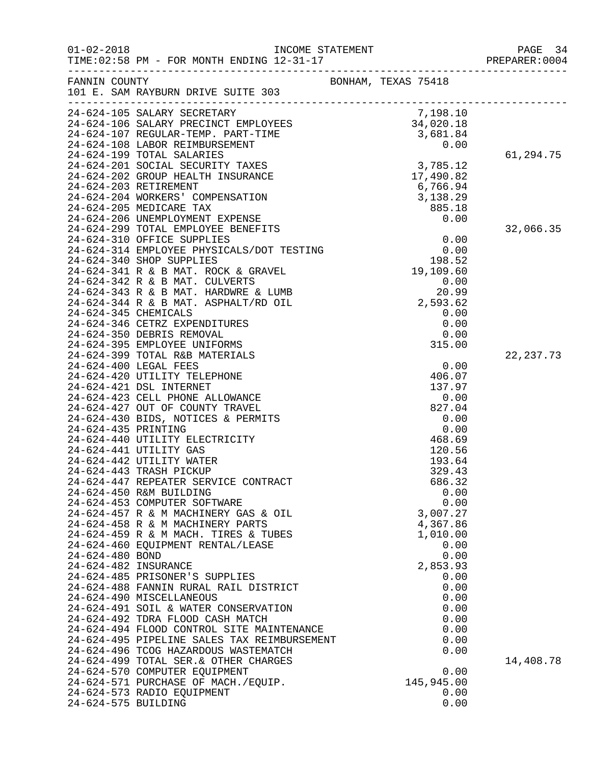01-02-2018 INCOME STATEMENT
TIME:02:58 PM - FOR MONTH ENDING 12-31-17 PREPARER:0004

FANNIN COUNTY BONHAM, TEXAS 75418
101 E. SAM RAYBURN DRIVE SUITE 303

| Account | Description | Amount | Total |
|---|---|---|---|
| 24-624-105 | SALARY SECRETARY | 7,198.10 | |
| 24-624-106 | SALARY PRECINCT EMPLOYEES | 34,020.18 | |
| 24-624-107 | REGULAR-TEMP. PART-TIME | 3,681.84 | |
| 24-624-108 | LABOR REIMBURSEMENT | 0.00 | |
| 24-624-199 | TOTAL SALARIES | | 61,294.75 |
| 24-624-201 | SOCIAL SECURITY TAXES | 3,785.12 | |
| 24-624-202 | GROUP HEALTH INSURANCE | 17,490.82 | |
| 24-624-203 | RETIREMENT | 6,766.94 | |
| 24-624-204 | WORKERS' COMPENSATION | 3,138.29 | |
| 24-624-205 | MEDICARE TAX | 885.18 | |
| 24-624-206 | UNEMPLOYMENT EXPENSE | 0.00 | |
| 24-624-299 | TOTAL EMPLOYEE BENEFITS | | 32,066.35 |
| 24-624-310 | OFFICE SUPPLIES | 0.00 | |
| 24-624-314 | EMPLOYEE PHYSICALS/DOT TESTING | 0.00 | |
| 24-624-340 | SHOP SUPPLIES | 198.52 | |
| 24-624-341 | R & B MAT. ROCK & GRAVEL | 19,109.60 | |
| 24-624-342 | R & B MAT. CULVERTS | 0.00 | |
| 24-624-343 | R & B MAT. HARDWRE & LUMB | 20.99 | |
| 24-624-344 | R & B MAT. ASPHALT/RD OIL | 2,593.62 | |
| 24-624-345 | CHEMICALS | 0.00 | |
| 24-624-346 | CETRZ EXPENDITURES | 0.00 | |
| 24-624-350 | DEBRIS REMOVAL | 0.00 | |
| 24-624-395 | EMPLOYEE UNIFORMS | 315.00 | |
| 24-624-399 | TOTAL R&B MATERIALS | | 22,237.73 |
| 24-624-400 | LEGAL FEES | 0.00 | |
| 24-624-420 | UTILITY TELEPHONE | 406.07 | |
| 24-624-421 | DSL INTERNET | 137.97 | |
| 24-624-423 | CELL PHONE ALLOWANCE | 0.00 | |
| 24-624-427 | OUT OF COUNTY TRAVEL | 827.04 | |
| 24-624-430 | BIDS, NOTICES & PERMITS | 0.00 | |
| 24-624-435 | PRINTING | 0.00 | |
| 24-624-440 | UTILITY ELECTRICITY | 468.69 | |
| 24-624-441 | UTILITY GAS | 120.56 | |
| 24-624-442 | UTILITY WATER | 193.64 | |
| 24-624-443 | TRASH PICKUP | 329.43 | |
| 24-624-447 | REPEATER SERVICE CONTRACT | 686.32 | |
| 24-624-450 | R&M BUILDING | 0.00 | |
| 24-624-453 | COMPUTER SOFTWARE | 0.00 | |
| 24-624-457 | R & M MACHINERY GAS & OIL | 3,007.27 | |
| 24-624-458 | R & M MACHINERY PARTS | 4,367.86 | |
| 24-624-459 | R & M MACH. TIRES & TUBES | 1,010.00 | |
| 24-624-460 | EQUIPMENT RENTAL/LEASE | 0.00 | |
| 24-624-480 | BOND | 0.00 | |
| 24-624-482 | INSURANCE | 2,853.93 | |
| 24-624-485 | PRISONER'S SUPPLIES | 0.00 | |
| 24-624-488 | FANNIN RURAL RAIL DISTRICT | 0.00 | |
| 24-624-490 | MISCELLANEOUS | 0.00 | |
| 24-624-491 | SOIL & WATER CONSERVATION | 0.00 | |
| 24-624-492 | TDRA FLOOD CASH MATCH | 0.00 | |
| 24-624-494 | FLOOD CONTROL SITE MAINTENANCE | 0.00 | |
| 24-624-495 | PIPELINE SALES TAX REIMBURSEMENT | 0.00 | |
| 24-624-496 | TCOG HAZARDOUS WASTEMATCH | 0.00 | |
| 24-624-499 | TOTAL SER.& OTHER CHARGES | | 14,408.78 |
| 24-624-570 | COMPUTER EQUIPMENT | 0.00 | |
| 24-624-571 | PURCHASE OF MACH./EQUIP. | 145,945.00 | |
| 24-624-573 | RADIO EQUIPMENT | 0.00 | |
| 24-624-575 | BUILDING | 0.00 | |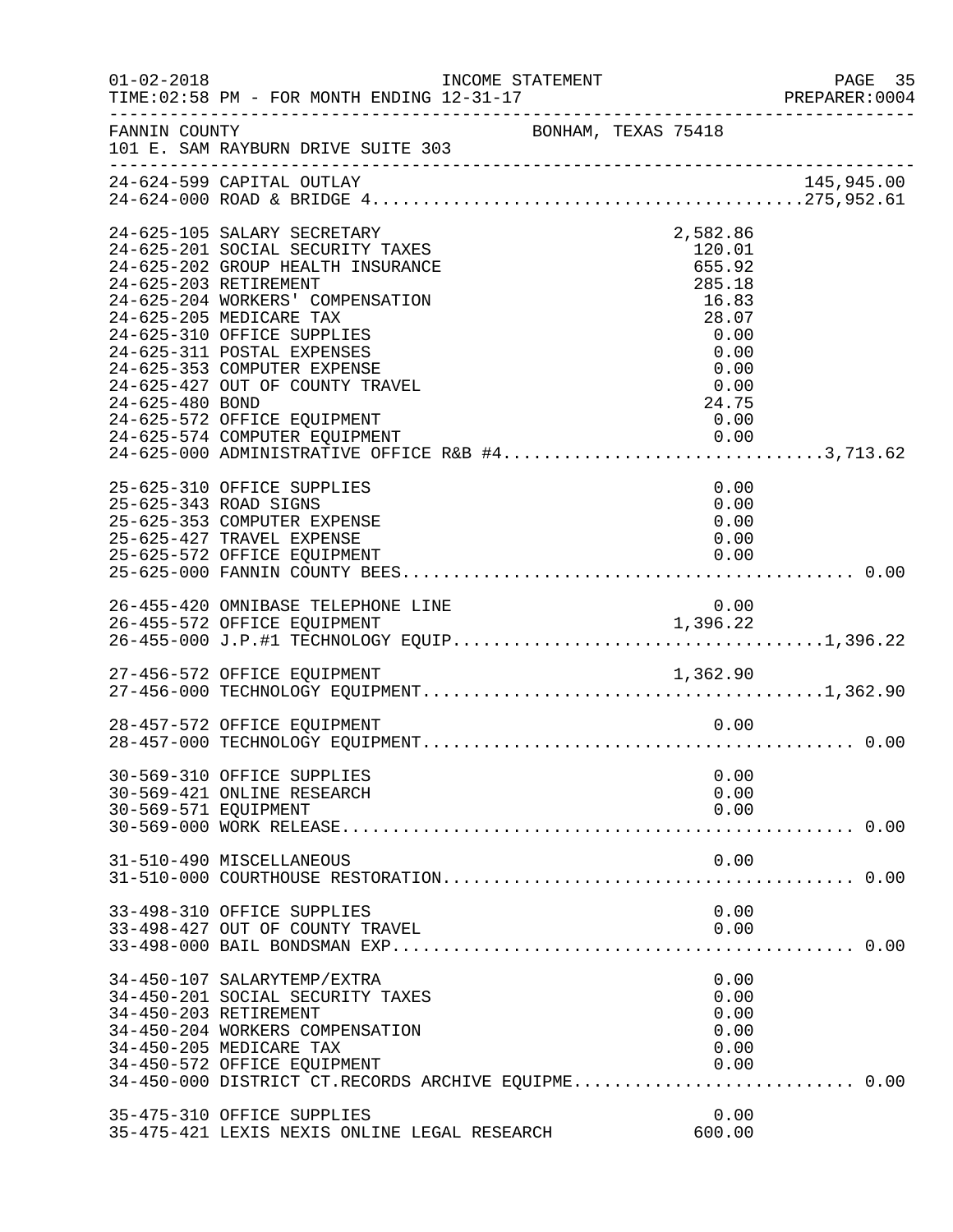FANNIN COUNTY BONHAM, TEXAS 75418
101 E. SAM RAYBURN DRIVE SUITE 303

INCOME STATEMENT
FOR MONTH ENDING 12-31-17

| Account | Description | Amount | Total |
|---|---|---|---|
| 24-624-599 | CAPITAL OUTLAY | | 145,945.00 |
| 24-624-000 | ROAD & BRIDGE 4 | | 275,952.61 |
| 24-625-105 | SALARY SECRETARY | 2,582.86 | |
| 24-625-201 | SOCIAL SECURITY TAXES | 120.01 | |
| 24-625-202 | GROUP HEALTH INSURANCE | 655.92 | |
| 24-625-203 | RETIREMENT | 285.18 | |
| 24-625-204 | WORKERS' COMPENSATION | 16.83 | |
| 24-625-205 | MEDICARE TAX | 28.07 | |
| 24-625-310 | OFFICE SUPPLIES | 0.00 | |
| 24-625-311 | POSTAL EXPENSES | 0.00 | |
| 24-625-353 | COMPUTER EXPENSE | 0.00 | |
| 24-625-427 | OUT OF COUNTY TRAVEL | 0.00 | |
| 24-625-480 | BOND | 24.75 | |
| 24-625-572 | OFFICE EQUIPMENT | 0.00 | |
| 24-625-574 | COMPUTER EQUIPMENT | 0.00 | |
| 24-625-000 | ADMINISTRATIVE OFFICE R&B #4 | | 3,713.62 |
| 25-625-310 | OFFICE SUPPLIES | 0.00 | |
| 25-625-343 | ROAD SIGNS | 0.00 | |
| 25-625-353 | COMPUTER EXPENSE | 0.00 | |
| 25-625-427 | TRAVEL EXPENSE | 0.00 | |
| 25-625-572 | OFFICE EQUIPMENT | 0.00 | |
| 25-625-000 | FANNIN COUNTY BEES | | 0.00 |
| 26-455-420 | OMNIBASE TELEPHONE LINE | 0.00 | |
| 26-455-572 | OFFICE EQUIPMENT | 1,396.22 | |
| 26-455-000 | J.P.#1 TECHNOLOGY EQUIP | | 1,396.22 |
| 27-456-572 | OFFICE EQUIPMENT | 1,362.90 | |
| 27-456-000 | TECHNOLOGY EQUIPMENT | | 1,362.90 |
| 28-457-572 | OFFICE EQUIPMENT | 0.00 | |
| 28-457-000 | TECHNOLOGY EQUIPMENT | | 0.00 |
| 30-569-310 | OFFICE SUPPLIES | 0.00 | |
| 30-569-421 | ONLINE RESEARCH | 0.00 | |
| 30-569-571 | EQUIPMENT | 0.00 | |
| 30-569-000 | WORK RELEASE | | 0.00 |
| 31-510-490 | MISCELLANEOUS | 0.00 | |
| 31-510-000 | COURTHOUSE RESTORATION | | 0.00 |
| 33-498-310 | OFFICE SUPPLIES | 0.00 | |
| 33-498-427 | OUT OF COUNTY TRAVEL | 0.00 | |
| 33-498-000 | BAIL BONDSMAN EXP | | 0.00 |
| 34-450-107 | SALARYTEMP/EXTRA | 0.00 | |
| 34-450-201 | SOCIAL SECURITY TAXES | 0.00 | |
| 34-450-203 | RETIREMENT | 0.00 | |
| 34-450-204 | WORKERS COMPENSATION | 0.00 | |
| 34-450-205 | MEDICARE TAX | 0.00 | |
| 34-450-572 | OFFICE EQUIPMENT | 0.00 | |
| 34-450-000 | DISTRICT CT.RECORDS ARCHIVE EQUIPME | | 0.00 |
| 35-475-310 | OFFICE SUPPLIES | 0.00 | |
| 35-475-421 | LEXIS NEXIS ONLINE LEGAL RESEARCH | 600.00 | |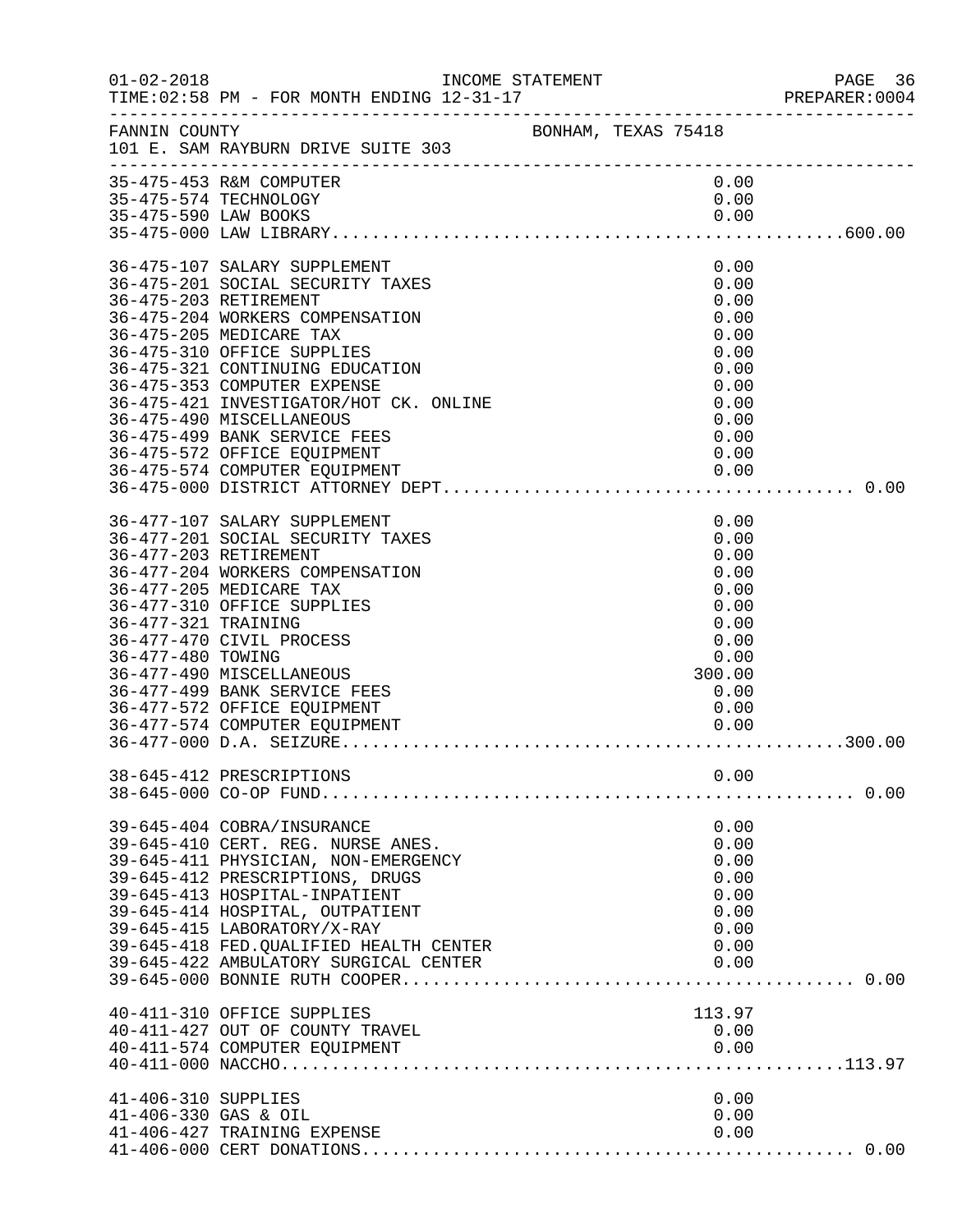FANNIN COUNTY BONHAM, TEXAS 75418
101 E. SAM RAYBURN DRIVE SUITE 303

| Account | Description | Amount | Total |
|---|---|---|---|
| 35-475-453 | R&M COMPUTER | 0.00 | |
| 35-475-574 | TECHNOLOGY | 0.00 | |
| 35-475-590 | LAW BOOKS | 0.00 | |
| 35-475-000 | LAW LIBRARY | | 600.00 |
| 36-475-107 | SALARY SUPPLEMENT | 0.00 | |
| 36-475-201 | SOCIAL SECURITY TAXES | 0.00 | |
| 36-475-203 | RETIREMENT | 0.00 | |
| 36-475-204 | WORKERS COMPENSATION | 0.00 | |
| 36-475-205 | MEDICARE TAX | 0.00 | |
| 36-475-310 | OFFICE SUPPLIES | 0.00 | |
| 36-475-321 | CONTINUING EDUCATION | 0.00 | |
| 36-475-353 | COMPUTER EXPENSE | 0.00 | |
| 36-475-421 | INVESTIGATOR/HOT CK. ONLINE | 0.00 | |
| 36-475-490 | MISCELLANEOUS | 0.00 | |
| 36-475-499 | BANK SERVICE FEES | 0.00 | |
| 36-475-572 | OFFICE EQUIPMENT | 0.00 | |
| 36-475-574 | COMPUTER EQUIPMENT | 0.00 | |
| 36-475-000 | DISTRICT ATTORNEY DEPT | | 0.00 |
| 36-477-107 | SALARY SUPPLEMENT | 0.00 | |
| 36-477-201 | SOCIAL SECURITY TAXES | 0.00 | |
| 36-477-203 | RETIREMENT | 0.00 | |
| 36-477-204 | WORKERS COMPENSATION | 0.00 | |
| 36-477-205 | MEDICARE TAX | 0.00 | |
| 36-477-310 | OFFICE SUPPLIES | 0.00 | |
| 36-477-321 | TRAINING | 0.00 | |
| 36-477-470 | CIVIL PROCESS | 0.00 | |
| 36-477-480 | TOWING | 0.00 | |
| 36-477-490 | MISCELLANEOUS | 300.00 | |
| 36-477-499 | BANK SERVICE FEES | 0.00 | |
| 36-477-572 | OFFICE EQUIPMENT | 0.00 | |
| 36-477-574 | COMPUTER EQUIPMENT | 0.00 | |
| 36-477-000 | D.A. SEIZURE | | 300.00 |
| 38-645-412 | PRESCRIPTIONS | 0.00 | |
| 38-645-000 | CO-OP FUND | | 0.00 |
| 39-645-404 | COBRA/INSURANCE | 0.00 | |
| 39-645-410 | CERT. REG. NURSE ANES. | 0.00 | |
| 39-645-411 | PHYSICIAN, NON-EMERGENCY | 0.00 | |
| 39-645-412 | PRESCRIPTIONS, DRUGS | 0.00 | |
| 39-645-413 | HOSPITAL-INPATIENT | 0.00 | |
| 39-645-414 | HOSPITAL, OUTPATIENT | 0.00 | |
| 39-645-415 | LABORATORY/X-RAY | 0.00 | |
| 39-645-418 | FED.QUALIFIED HEALTH CENTER | 0.00 | |
| 39-645-422 | AMBULATORY SURGICAL CENTER | 0.00 | |
| 39-645-000 | BONNIE RUTH COOPER | | 0.00 |
| 40-411-310 | OFFICE SUPPLIES | 113.97 | |
| 40-411-427 | OUT OF COUNTY TRAVEL | 0.00 | |
| 40-411-574 | COMPUTER EQUIPMENT | 0.00 | |
| 40-411-000 | NACCHO | | 113.97 |
| 41-406-310 | SUPPLIES | 0.00 | |
| 41-406-330 | GAS & OIL | 0.00 | |
| 41-406-427 | TRAINING EXPENSE | 0.00 | |
| 41-406-000 | CERT DONATIONS | | 0.00 |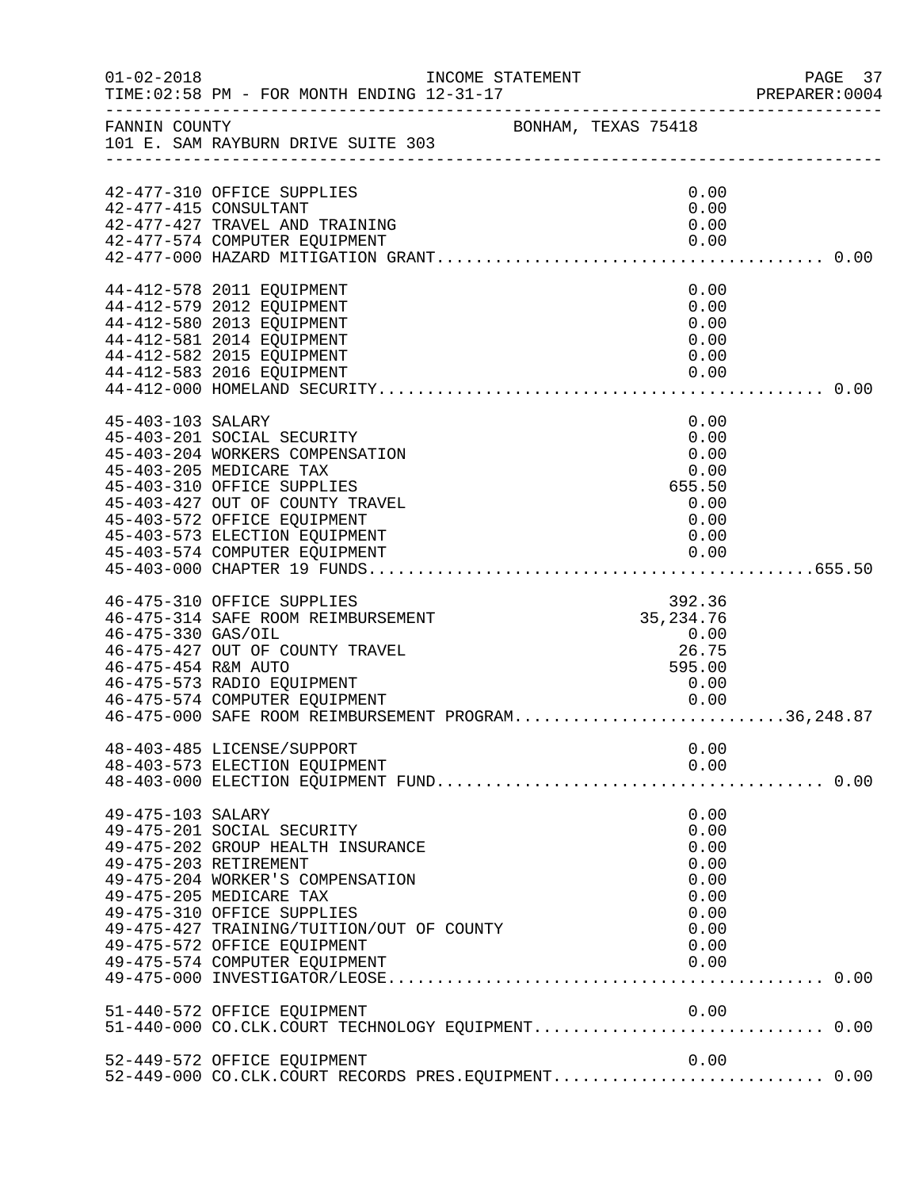FANNIN COUNTY BONHAM, TEXAS 75418
101 E. SAM RAYBURN DRIVE SUITE 303

| Account | Description | Amount | Total |
|---|---|---|---|
| 42-477-310 | OFFICE SUPPLIES | 0.00 | |
| 42-477-415 | CONSULTANT | 0.00 | |
| 42-477-427 | TRAVEL AND TRAINING | 0.00 | |
| 42-477-574 | COMPUTER EQUIPMENT | 0.00 | |
| 42-477-000 | HAZARD MITIGATION GRANT | | 0.00 |
| 44-412-578 | 2011 EQUIPMENT | 0.00 | |
| 44-412-579 | 2012 EQUIPMENT | 0.00 | |
| 44-412-580 | 2013 EQUIPMENT | 0.00 | |
| 44-412-581 | 2014 EQUIPMENT | 0.00 | |
| 44-412-582 | 2015 EQUIPMENT | 0.00 | |
| 44-412-583 | 2016 EQUIPMENT | 0.00 | |
| 44-412-000 | HOMELAND SECURITY | | 0.00 |
| 45-403-103 | SALARY | 0.00 | |
| 45-403-201 | SOCIAL SECURITY | 0.00 | |
| 45-403-204 | WORKERS COMPENSATION | 0.00 | |
| 45-403-205 | MEDICARE TAX | 0.00 | |
| 45-403-310 | OFFICE SUPPLIES | 655.50 | |
| 45-403-427 | OUT OF COUNTY TRAVEL | 0.00 | |
| 45-403-572 | OFFICE EQUIPMENT | 0.00 | |
| 45-403-573 | ELECTION EQUIPMENT | 0.00 | |
| 45-403-574 | COMPUTER EQUIPMENT | 0.00 | |
| 45-403-000 | CHAPTER 19 FUNDS | | 655.50 |
| 46-475-310 | OFFICE SUPPLIES | 392.36 | |
| 46-475-314 | SAFE ROOM REIMBURSEMENT | 35,234.76 | |
| 46-475-330 | GAS/OIL | 0.00 | |
| 46-475-427 | OUT OF COUNTY TRAVEL | 26.75 | |
| 46-475-454 | R&M AUTO | 595.00 | |
| 46-475-573 | RADIO EQUIPMENT | 0.00 | |
| 46-475-574 | COMPUTER EQUIPMENT | 0.00 | |
| 46-475-000 | SAFE ROOM REIMBURSEMENT PROGRAM | | 36,248.87 |
| 48-403-485 | LICENSE/SUPPORT | 0.00 | |
| 48-403-573 | ELECTION EQUIPMENT | 0.00 | |
| 48-403-000 | ELECTION EQUIPMENT FUND | | 0.00 |
| 49-475-103 | SALARY | 0.00 | |
| 49-475-201 | SOCIAL SECURITY | 0.00 | |
| 49-475-202 | GROUP HEALTH INSURANCE | 0.00 | |
| 49-475-203 | RETIREMENT | 0.00 | |
| 49-475-204 | WORKER'S COMPENSATION | 0.00 | |
| 49-475-205 | MEDICARE TAX | 0.00 | |
| 49-475-310 | OFFICE SUPPLIES | 0.00 | |
| 49-475-427 | TRAINING/TUITION/OUT OF COUNTY | 0.00 | |
| 49-475-572 | OFFICE EQUIPMENT | 0.00 | |
| 49-475-574 | COMPUTER EQUIPMENT | 0.00 | |
| 49-475-000 | INVESTIGATOR/LEOSE | | 0.00 |
| 51-440-572 | OFFICE EQUIPMENT | 0.00 | |
| 51-440-000 | CO.CLK.COURT TECHNOLOGY EQUIPMENT | | 0.00 |
| 52-449-572 | OFFICE EQUIPMENT | 0.00 | |
| 52-449-000 | CO.CLK.COURT RECORDS PRES.EQUIPMENT | | 0.00 |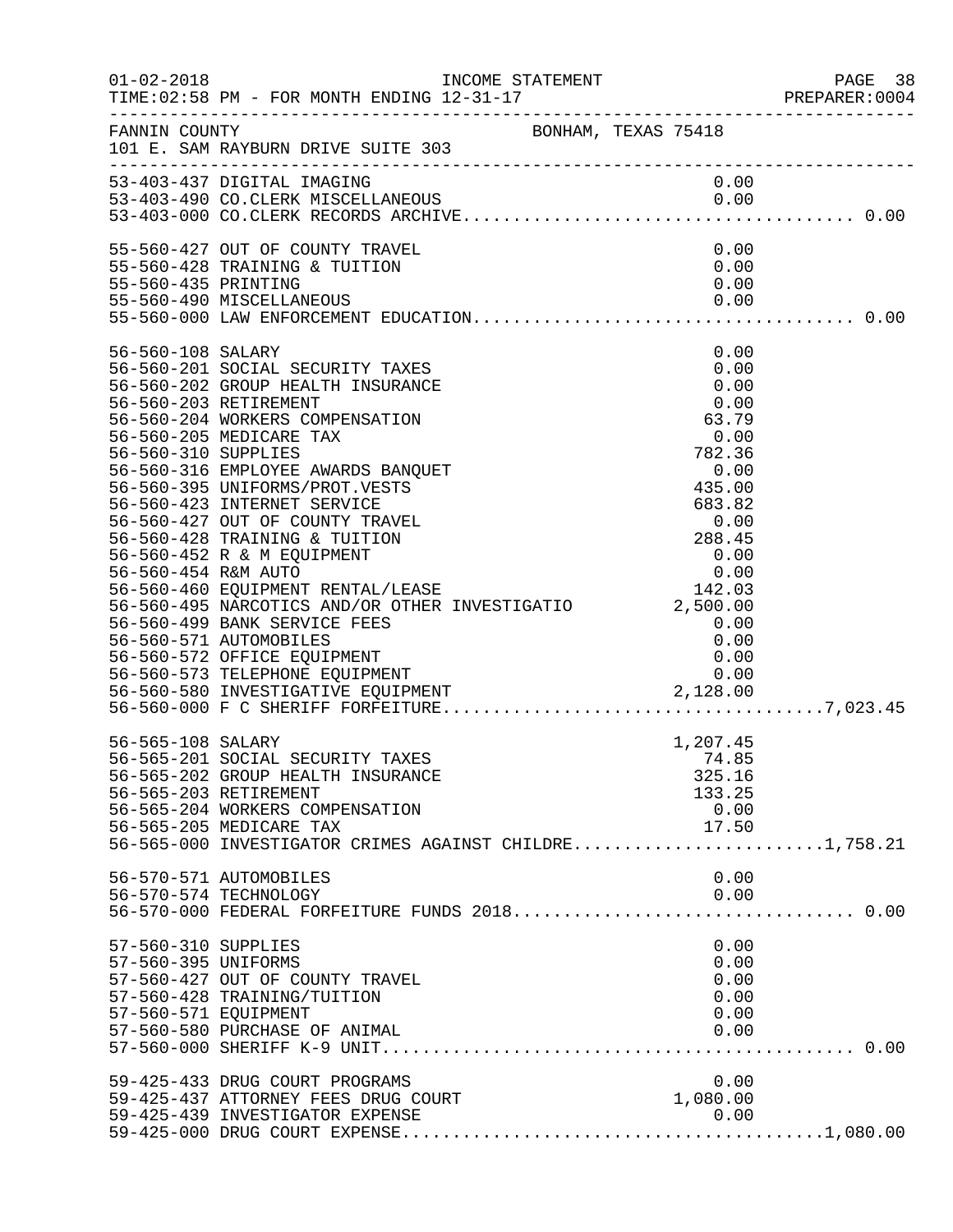FANNIN COUNTY — BONHAM, TEXAS 75418
101 E. SAM RAYBURN DRIVE SUITE 303

INCOME STATEMENT — FOR MONTH ENDING 12-31-17

| Account | Description | Amount | Total |
|---|---|---|---|
| 53-403-437 | DIGITAL IMAGING | 0.00 | |
| 53-403-490 | CO.CLERK MISCELLANEOUS | 0.00 | |
| 53-403-000 | CO.CLERK RECORDS ARCHIVE | | 0.00 |
| 55-560-427 | OUT OF COUNTY TRAVEL | 0.00 | |
| 55-560-428 | TRAINING & TUITION | 0.00 | |
| 55-560-435 | PRINTING | 0.00 | |
| 55-560-490 | MISCELLANEOUS | 0.00 | |
| 55-560-000 | LAW ENFORCEMENT EDUCATION | | 0.00 |
| 56-560-108 | SALARY | 0.00 | |
| 56-560-201 | SOCIAL SECURITY TAXES | 0.00 | |
| 56-560-202 | GROUP HEALTH INSURANCE | 0.00 | |
| 56-560-203 | RETIREMENT | 0.00 | |
| 56-560-204 | WORKERS COMPENSATION | 63.79 | |
| 56-560-205 | MEDICARE TAX | 0.00 | |
| 56-560-310 | SUPPLIES | 782.36 | |
| 56-560-316 | EMPLOYEE AWARDS BANQUET | 0.00 | |
| 56-560-395 | UNIFORMS/PROT.VESTS | 435.00 | |
| 56-560-423 | INTERNET SERVICE | 683.82 | |
| 56-560-427 | OUT OF COUNTY TRAVEL | 0.00 | |
| 56-560-428 | TRAINING & TUITION | 288.45 | |
| 56-560-452 | R & M EQUIPMENT | 0.00 | |
| 56-560-454 | R&M AUTO | 0.00 | |
| 56-560-460 | EQUIPMENT RENTAL/LEASE | 142.03 | |
| 56-560-495 | NARCOTICS AND/OR OTHER INVESTIGATIO | 2,500.00 | |
| 56-560-499 | BANK SERVICE FEES | 0.00 | |
| 56-560-571 | AUTOMOBILES | 0.00 | |
| 56-560-572 | OFFICE EQUIPMENT | 0.00 | |
| 56-560-573 | TELEPHONE EQUIPMENT | 0.00 | |
| 56-560-580 | INVESTIGATIVE EQUIPMENT | 2,128.00 | |
| 56-560-000 | F C SHERIFF FORFEITURE | | 7,023.45 |
| 56-565-108 | SALARY | 1,207.45 | |
| 56-565-201 | SOCIAL SECURITY TAXES | 74.85 | |
| 56-565-202 | GROUP HEALTH INSURANCE | 325.16 | |
| 56-565-203 | RETIREMENT | 133.25 | |
| 56-565-204 | WORKERS COMPENSATION | 0.00 | |
| 56-565-205 | MEDICARE TAX | 17.50 | |
| 56-565-000 | INVESTIGATOR CRIMES AGAINST CHILDRE | | 1,758.21 |
| 56-570-571 | AUTOMOBILES | 0.00 | |
| 56-570-574 | TECHNOLOGY | 0.00 | |
| 56-570-000 | FEDERAL FORFEITURE FUNDS 2018 | | 0.00 |
| 57-560-310 | SUPPLIES | 0.00 | |
| 57-560-395 | UNIFORMS | 0.00 | |
| 57-560-427 | OUT OF COUNTY TRAVEL | 0.00 | |
| 57-560-428 | TRAINING/TUITION | 0.00 | |
| 57-560-571 | EQUIPMENT | 0.00 | |
| 57-560-580 | PURCHASE OF ANIMAL | 0.00 | |
| 57-560-000 | SHERIFF K-9 UNIT | | 0.00 |
| 59-425-433 | DRUG COURT PROGRAMS | 0.00 | |
| 59-425-437 | ATTORNEY FEES DRUG COURT | 1,080.00 | |
| 59-425-439 | INVESTIGATOR EXPENSE | 0.00 | |
| 59-425-000 | DRUG COURT EXPENSE | | 1,080.00 |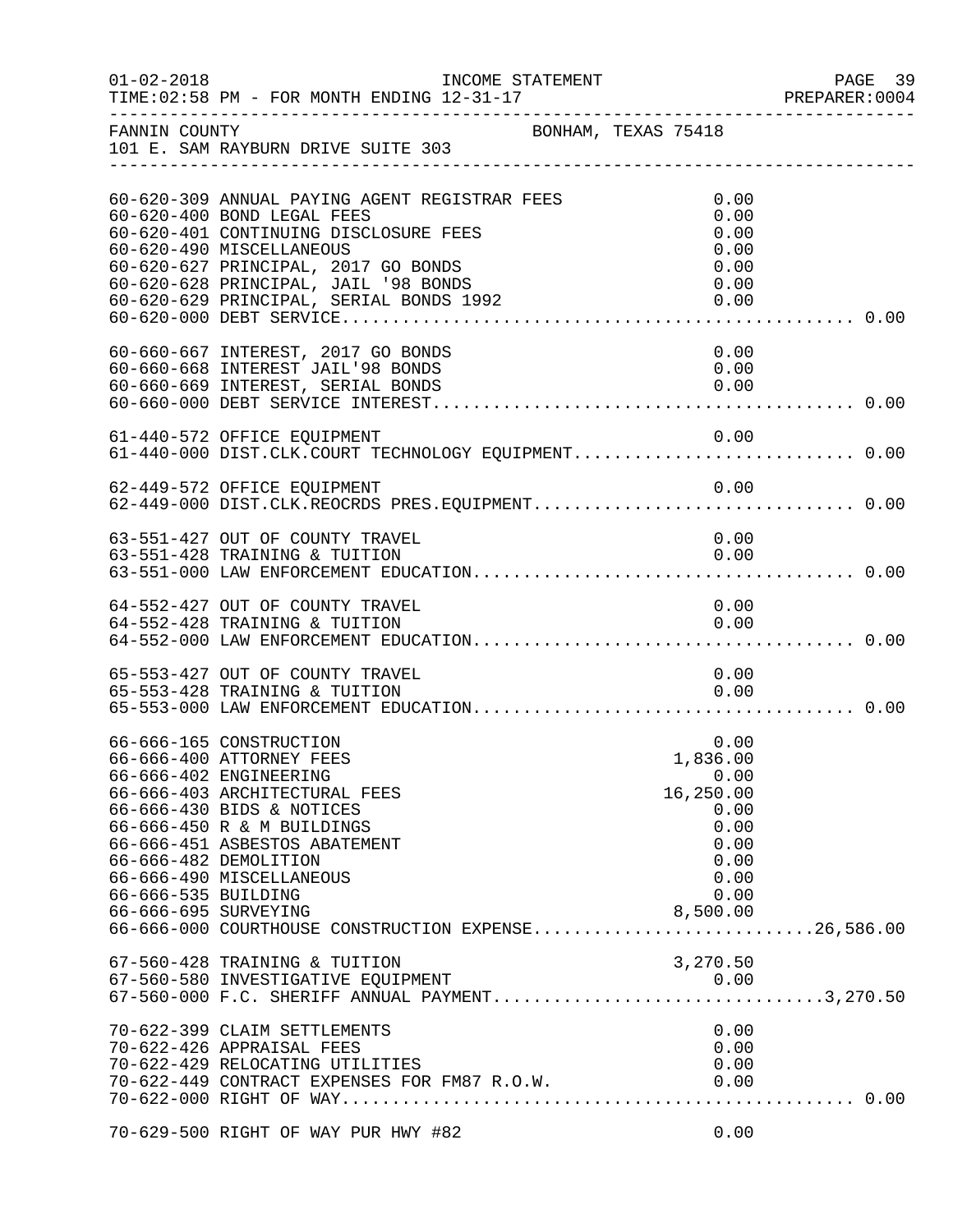FANNIN COUNTY BONHAM, TEXAS 75418
101 E. SAM RAYBURN DRIVE SUITE 303

| Account | Description | Amount | Total |
|---|---|---|---|
| 60-620-309 | ANNUAL PAYING AGENT REGISTRAR FEES | 0.00 | |
| 60-620-400 | BOND LEGAL FEES | 0.00 | |
| 60-620-401 | CONTINUING DISCLOSURE FEES | 0.00 | |
| 60-620-490 | MISCELLANEOUS | 0.00 | |
| 60-620-627 | PRINCIPAL, 2017 GO BONDS | 0.00 | |
| 60-620-628 | PRINCIPAL, JAIL '98 BONDS | 0.00 | |
| 60-620-629 | PRINCIPAL, SERIAL BONDS 1992 | 0.00 | |
| 60-620-000 | DEBT SERVICE | | 0.00 |
| 60-660-667 | INTEREST, 2017 GO BONDS | 0.00 | |
| 60-660-668 | INTEREST JAIL'98 BONDS | 0.00 | |
| 60-660-669 | INTEREST, SERIAL BONDS | 0.00 | |
| 60-660-000 | DEBT SERVICE INTEREST | | 0.00 |
| 61-440-572 | OFFICE EQUIPMENT | 0.00 | |
| 61-440-000 | DIST.CLK.COURT TECHNOLOGY EQUIPMENT | | 0.00 |
| 62-449-572 | OFFICE EQUIPMENT | 0.00 | |
| 62-449-000 | DIST.CLK.REOCRDS PRES.EQUIPMENT | | 0.00 |
| 63-551-427 | OUT OF COUNTY TRAVEL | 0.00 | |
| 63-551-428 | TRAINING & TUITION | 0.00 | |
| 63-551-000 | LAW ENFORCEMENT EDUCATION | | 0.00 |
| 64-552-427 | OUT OF COUNTY TRAVEL | 0.00 | |
| 64-552-428 | TRAINING & TUITION | 0.00 | |
| 64-552-000 | LAW ENFORCEMENT EDUCATION | | 0.00 |
| 65-553-427 | OUT OF COUNTY TRAVEL | 0.00 | |
| 65-553-428 | TRAINING & TUITION | 0.00 | |
| 65-553-000 | LAW ENFORCEMENT EDUCATION | | 0.00 |
| 66-666-165 | CONSTRUCTION | 0.00 | |
| 66-666-400 | ATTORNEY FEES | 1,836.00 | |
| 66-666-402 | ENGINEERING | 0.00 | |
| 66-666-403 | ARCHITECTURAL FEES | 16,250.00 | |
| 66-666-430 | BIDS & NOTICES | 0.00 | |
| 66-666-450 | R & M BUILDINGS | 0.00 | |
| 66-666-451 | ASBESTOS ABATEMENT | 0.00 | |
| 66-666-482 | DEMOLITION | 0.00 | |
| 66-666-490 | MISCELLANEOUS | 0.00 | |
| 66-666-535 | BUILDING | 0.00 | |
| 66-666-695 | SURVEYING | 8,500.00 | |
| 66-666-000 | COURTHOUSE CONSTRUCTION EXPENSE | | 26,586.00 |
| 67-560-428 | TRAINING & TUITION | 3,270.50 | |
| 67-560-580 | INVESTIGATIVE EQUIPMENT | 0.00 | |
| 67-560-000 | F.C. SHERIFF ANNUAL PAYMENT | | 3,270.50 |
| 70-622-399 | CLAIM SETTLEMENTS | 0.00 | |
| 70-622-426 | APPRAISAL FEES | 0.00 | |
| 70-622-429 | RELOCATING UTILITIES | 0.00 | |
| 70-622-449 | CONTRACT EXPENSES FOR FM87 R.O.W. | 0.00 | |
| 70-622-000 | RIGHT OF WAY | | 0.00 |
| 70-629-500 | RIGHT OF WAY PUR HWY #82 | 0.00 | |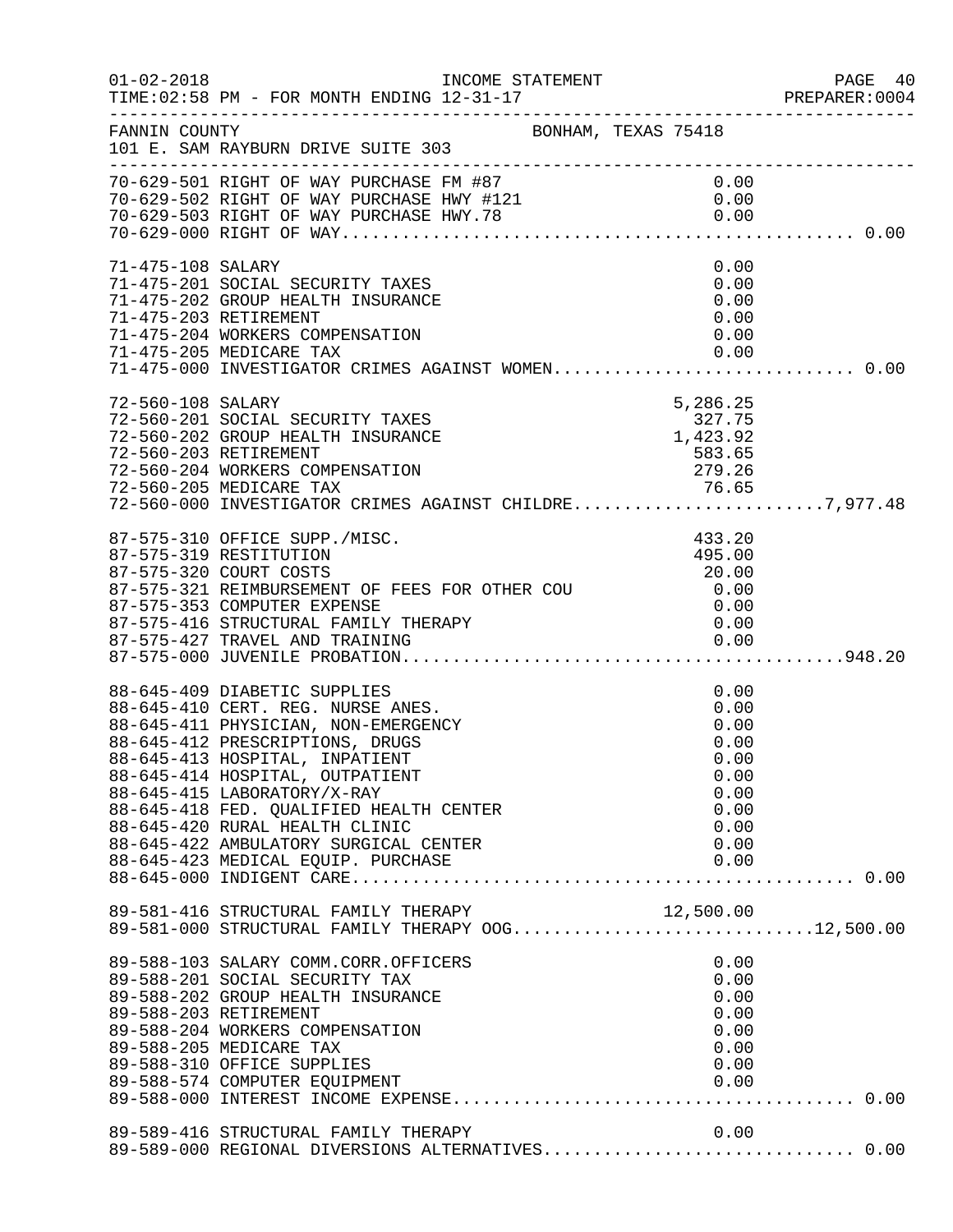FANNIN COUNTY BONHAM, TEXAS 75418
101 E. SAM RAYBURN DRIVE SUITE 303

INCOME STATEMENT
TIME:02:58 PM - FOR MONTH ENDING 12-31-17

| Account | Description | Amount | Total |
|---|---|---|---|
| 70-629-501 | RIGHT OF WAY PURCHASE FM #87 | 0.00 | |
| 70-629-502 | RIGHT OF WAY PURCHASE HWY #121 | 0.00 | |
| 70-629-503 | RIGHT OF WAY PURCHASE HWY.78 | 0.00 | |
| 70-629-000 | RIGHT OF WAY | | 0.00 |
| 71-475-108 | SALARY | 0.00 | |
| 71-475-201 | SOCIAL SECURITY TAXES | 0.00 | |
| 71-475-202 | GROUP HEALTH INSURANCE | 0.00 | |
| 71-475-203 | RETIREMENT | 0.00 | |
| 71-475-204 | WORKERS COMPENSATION | 0.00 | |
| 71-475-205 | MEDICARE TAX | 0.00 | |
| 71-475-000 | INVESTIGATOR CRIMES AGAINST WOMEN | | 0.00 |
| 72-560-108 | SALARY | 5,286.25 | |
| 72-560-201 | SOCIAL SECURITY TAXES | 327.75 | |
| 72-560-202 | GROUP HEALTH INSURANCE | 1,423.92 | |
| 72-560-203 | RETIREMENT | 583.65 | |
| 72-560-204 | WORKERS COMPENSATION | 279.26 | |
| 72-560-205 | MEDICARE TAX | 76.65 | |
| 72-560-000 | INVESTIGATOR CRIMES AGAINST CHILDRE | | 7,977.48 |
| 87-575-310 | OFFICE SUPP./MISC. | 433.20 | |
| 87-575-319 | RESTITUTION | 495.00 | |
| 87-575-320 | COURT COSTS | 20.00 | |
| 87-575-321 | REIMBURSEMENT OF FEES FOR OTHER COU | 0.00 | |
| 87-575-353 | COMPUTER EXPENSE | 0.00 | |
| 87-575-416 | STRUCTURAL FAMILY THERAPY | 0.00 | |
| 87-575-427 | TRAVEL AND TRAINING | 0.00 | |
| 87-575-000 | JUVENILE PROBATION | | 948.20 |
| 88-645-409 | DIABETIC SUPPLIES | 0.00 | |
| 88-645-410 | CERT. REG. NURSE ANES. | 0.00 | |
| 88-645-411 | PHYSICIAN, NON-EMERGENCY | 0.00 | |
| 88-645-412 | PRESCRIPTIONS, DRUGS | 0.00 | |
| 88-645-413 | HOSPITAL, INPATIENT | 0.00 | |
| 88-645-414 | HOSPITAL, OUTPATIENT | 0.00 | |
| 88-645-415 | LABORATORY/X-RAY | 0.00 | |
| 88-645-418 | FED. QUALIFIED HEALTH CENTER | 0.00 | |
| 88-645-420 | RURAL HEALTH CLINIC | 0.00 | |
| 88-645-422 | AMBULATORY SURGICAL CENTER | 0.00 | |
| 88-645-423 | MEDICAL EQUIP. PURCHASE | 0.00 | |
| 88-645-000 | INDIGENT CARE | | 0.00 |
| 89-581-416 | STRUCTURAL FAMILY THERAPY | 12,500.00 | |
| 89-581-000 | STRUCTURAL FAMILY THERAPY OOG | | 12,500.00 |
| 89-588-103 | SALARY COMM.CORR.OFFICERS | 0.00 | |
| 89-588-201 | SOCIAL SECURITY TAX | 0.00 | |
| 89-588-202 | GROUP HEALTH INSURANCE | 0.00 | |
| 89-588-203 | RETIREMENT | 0.00 | |
| 89-588-204 | WORKERS COMPENSATION | 0.00 | |
| 89-588-205 | MEDICARE TAX | 0.00 | |
| 89-588-310 | OFFICE SUPPLIES | 0.00 | |
| 89-588-574 | COMPUTER EQUIPMENT | 0.00 | |
| 89-588-000 | INTEREST INCOME EXPENSE | | 0.00 |
| 89-589-416 | STRUCTURAL FAMILY THERAPY | 0.00 | |
| 89-589-000 | REGIONAL DIVERSIONS ALTERNATIVES | | 0.00 |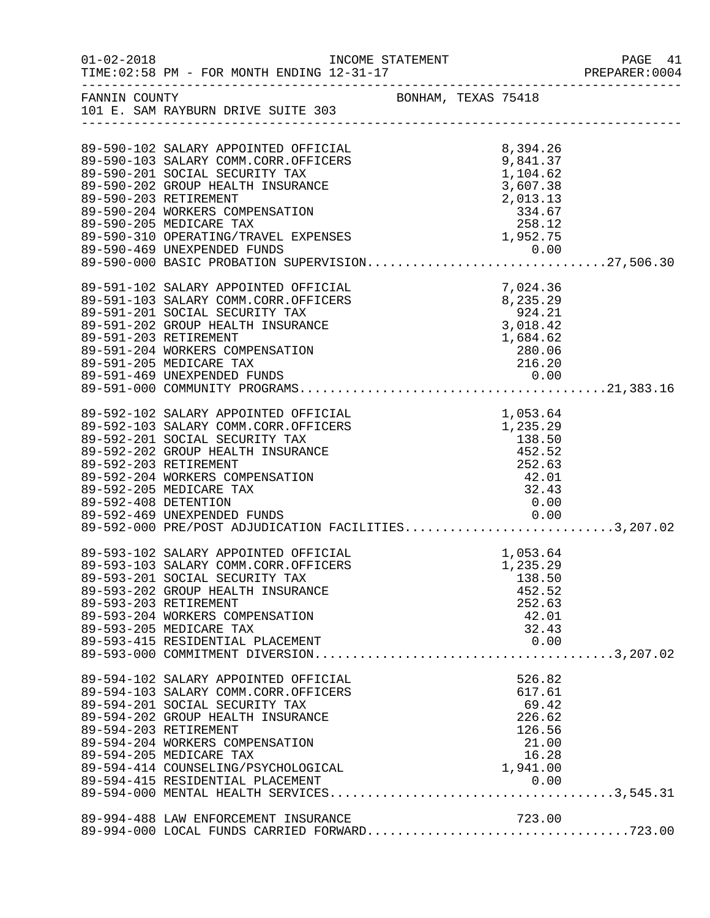FANNIN COUNTY BONHAM, TEXAS 75418
101 E. SAM RAYBURN DRIVE SUITE 303

| Account | Description | Amount | Total |
|---|---|---|---|
| 89-590-102 | SALARY APPOINTED OFFICIAL | 8,394.26 | |
| 89-590-103 | SALARY COMM.CORR.OFFICERS | 9,841.37 | |
| 89-590-201 | SOCIAL SECURITY TAX | 1,104.62 | |
| 89-590-202 | GROUP HEALTH INSURANCE | 3,607.38 | |
| 89-590-203 | RETIREMENT | 2,013.13 | |
| 89-590-204 | WORKERS COMPENSATION | 334.67 | |
| 89-590-205 | MEDICARE TAX | 258.12 | |
| 89-590-310 | OPERATING/TRAVEL EXPENSES | 1,952.75 | |
| 89-590-469 | UNEXPENDED FUNDS | 0.00 | |
| 89-590-000 | BASIC PROBATION SUPERVISION | | 27,506.30 |
| 89-591-102 | SALARY APPOINTED OFFICIAL | 7,024.36 | |
| 89-591-103 | SALARY COMM.CORR.OFFICERS | 8,235.29 | |
| 89-591-201 | SOCIAL SECURITY TAX | 924.21 | |
| 89-591-202 | GROUP HEALTH INSURANCE | 3,018.42 | |
| 89-591-203 | RETIREMENT | 1,684.62 | |
| 89-591-204 | WORKERS COMPENSATION | 280.06 | |
| 89-591-205 | MEDICARE TAX | 216.20 | |
| 89-591-469 | UNEXPENDED FUNDS | 0.00 | |
| 89-591-000 | COMMUNITY PROGRAMS | | 21,383.16 |
| 89-592-102 | SALARY APPOINTED OFFICIAL | 1,053.64 | |
| 89-592-103 | SALARY COMM.CORR.OFFICERS | 1,235.29 | |
| 89-592-201 | SOCIAL SECURITY TAX | 138.50 | |
| 89-592-202 | GROUP HEALTH INSURANCE | 452.52 | |
| 89-592-203 | RETIREMENT | 252.63 | |
| 89-592-204 | WORKERS COMPENSATION | 42.01 | |
| 89-592-205 | MEDICARE TAX | 32.43 | |
| 89-592-408 | DETENTION | 0.00 | |
| 89-592-469 | UNEXPENDED FUNDS | 0.00 | |
| 89-592-000 | PRE/POST ADJUDICATION FACILITIES | | 3,207.02 |
| 89-593-102 | SALARY APPOINTED OFFICIAL | 1,053.64 | |
| 89-593-103 | SALARY COMM.CORR.OFFICERS | 1,235.29 | |
| 89-593-201 | SOCIAL SECURITY TAX | 138.50 | |
| 89-593-202 | GROUP HEALTH INSURANCE | 452.52 | |
| 89-593-203 | RETIREMENT | 252.63 | |
| 89-593-204 | WORKERS COMPENSATION | 42.01 | |
| 89-593-205 | MEDICARE TAX | 32.43 | |
| 89-593-415 | RESIDENTIAL PLACEMENT | 0.00 | |
| 89-593-000 | COMMITMENT DIVERSION | | 3,207.02 |
| 89-594-102 | SALARY APPOINTED OFFICIAL | 526.82 | |
| 89-594-103 | SALARY COMM.CORR.OFFICERS | 617.61 | |
| 89-594-201 | SOCIAL SECURITY TAX | 69.42 | |
| 89-594-202 | GROUP HEALTH INSURANCE | 226.62 | |
| 89-594-203 | RETIREMENT | 126.56 | |
| 89-594-204 | WORKERS COMPENSATION | 21.00 | |
| 89-594-205 | MEDICARE TAX | 16.28 | |
| 89-594-414 | COUNSELING/PSYCHOLOGICAL | 1,941.00 | |
| 89-594-415 | RESIDENTIAL PLACEMENT | 0.00 | |
| 89-594-000 | MENTAL HEALTH SERVICES | | 3,545.31 |
| 89-994-488 | LAW ENFORCEMENT INSURANCE | 723.00 | |
| 89-994-000 | LOCAL FUNDS CARRIED FORWARD | | 723.00 |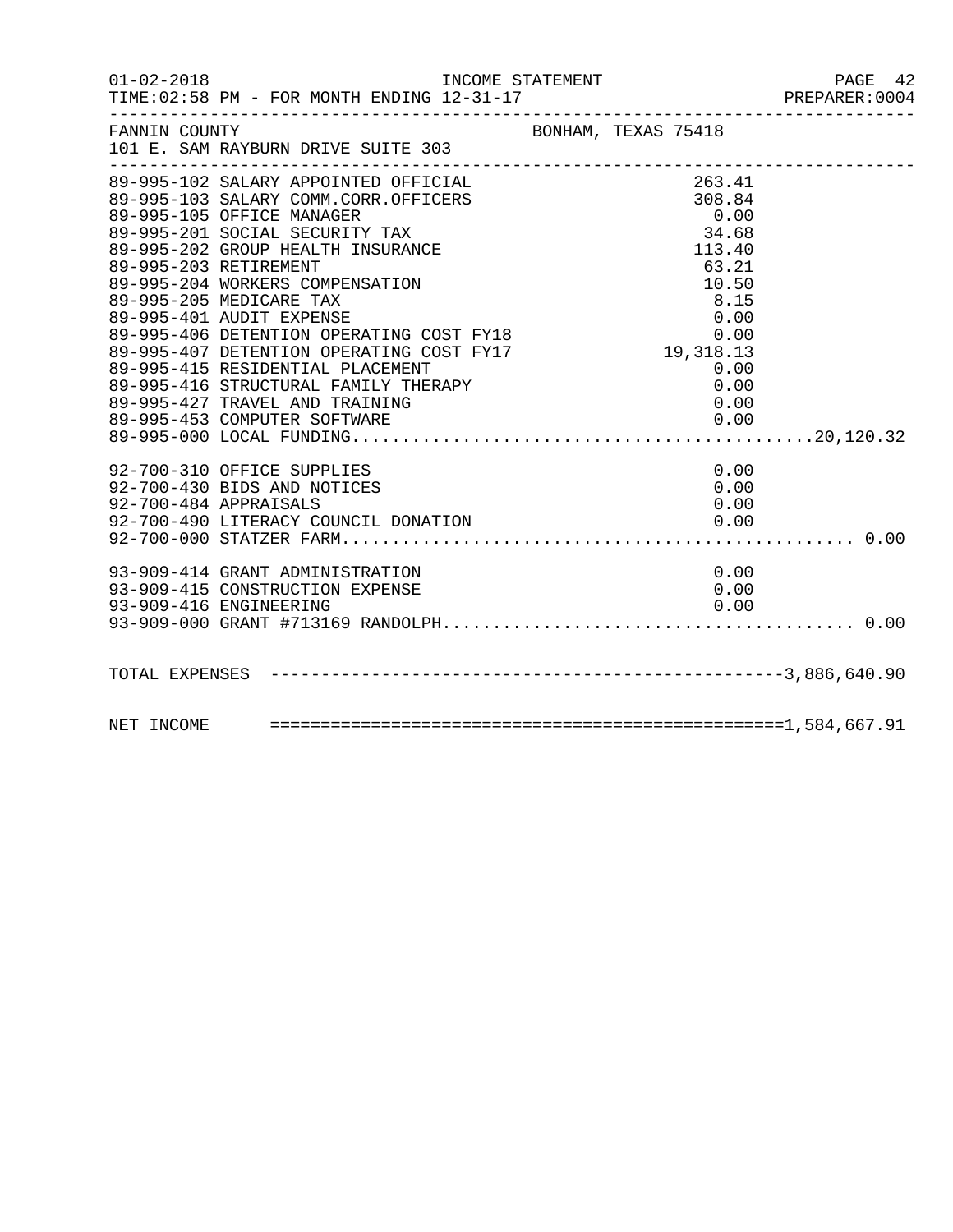FANNIN COUNTY BONHAM, TEXAS 75418
101 E. SAM RAYBURN DRIVE SUITE 303

| Account | Description | Amount | Total |
|---|---|---|---|
| 89-995-102 | SALARY APPOINTED OFFICIAL | 263.41 | |
| 89-995-103 | SALARY COMM.CORR.OFFICERS | 308.84 | |
| 89-995-105 | OFFICE MANAGER | 0.00 | |
| 89-995-201 | SOCIAL SECURITY TAX | 34.68 | |
| 89-995-202 | GROUP HEALTH INSURANCE | 113.40 | |
| 89-995-203 | RETIREMENT | 63.21 | |
| 89-995-204 | WORKERS COMPENSATION | 10.50 | |
| 89-995-205 | MEDICARE TAX | 8.15 | |
| 89-995-401 | AUDIT EXPENSE | 0.00 | |
| 89-995-406 | DETENTION OPERATING COST FY18 | 0.00 | |
| 89-995-407 | DETENTION OPERATING COST FY17 | 19,318.13 | |
| 89-995-415 | RESIDENTIAL PLACEMENT | 0.00 | |
| 89-995-416 | STRUCTURAL FAMILY THERAPY | 0.00 | |
| 89-995-427 | TRAVEL AND TRAINING | 0.00 | |
| 89-995-453 | COMPUTER SOFTWARE | 0.00 | |
| 89-995-000 | LOCAL FUNDING | | 20,120.32 |
| 92-700-310 | OFFICE SUPPLIES | 0.00 | |
| 92-700-430 | BIDS AND NOTICES | 0.00 | |
| 92-700-484 | APPRAISALS | 0.00 | |
| 92-700-490 | LITERACY COUNCIL DONATION | 0.00 | |
| 92-700-000 | STATZER FARM | | 0.00 |
| 93-909-414 | GRANT ADMINISTRATION | 0.00 | |
| 93-909-415 | CONSTRUCTION EXPENSE | 0.00 | |
| 93-909-416 | ENGINEERING | 0.00 | |
| 93-909-000 | GRANT #713169 RANDOLPH | | 0.00 |

TOTAL EXPENSES ---------------------------------------------------3,886,640.90

NET INCOME ===================================================1,584,667.91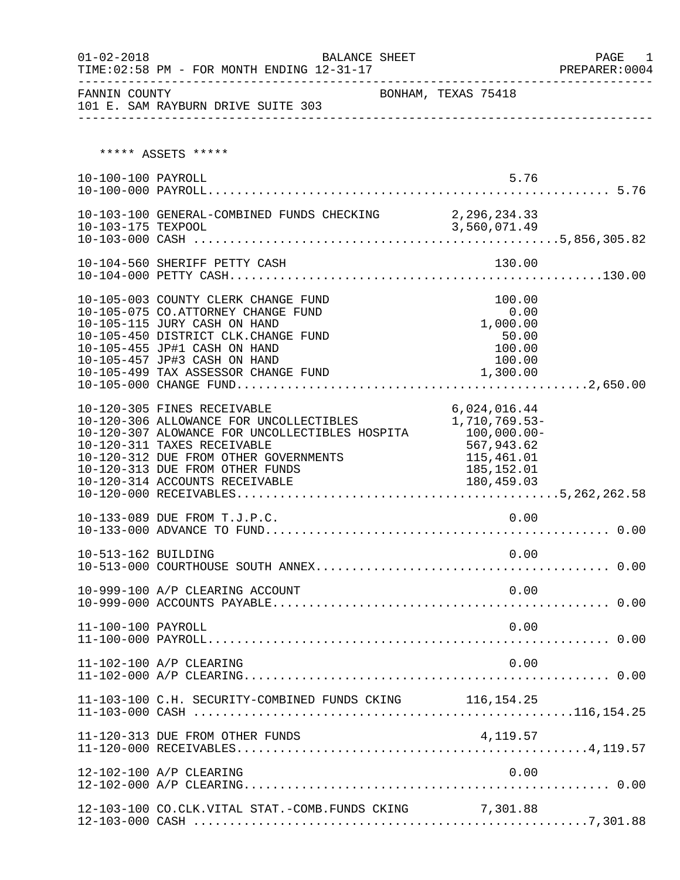BALANCE SHEET

TIME:02:58 PM - FOR MONTH ENDING 12-31-17

FANNIN COUNTY — BONHAM, TEXAS 75418

101 E. SAM RAYBURN DRIVE SUITE 303

***** ASSETS *****

| Account | Description | Amount | Total |
|---|---|---|---|
| 10-100-100 | PAYROLL | 5.76 | |
| 10-100-000 | PAYROLL | | 5.76 |
| 10-103-100 | GENERAL-COMBINED FUNDS CHECKING | 2,296,234.33 | |
| 10-103-175 | TEXPOOL | 3,560,071.49 | |
| 10-103-000 | CASH | | 5,856,305.82 |
| 10-104-560 | SHERIFF PETTY CASH | 130.00 | |
| 10-104-000 | PETTY CASH | | 130.00 |
| 10-105-003 | COUNTY CLERK CHANGE FUND | 100.00 | |
| 10-105-075 | CO.ATTORNEY CHANGE FUND | 0.00 | |
| 10-105-115 | JURY CASH ON HAND | 1,000.00 | |
| 10-105-450 | DISTRICT CLK.CHANGE FUND | 50.00 | |
| 10-105-455 | JP#1 CASH ON HAND | 100.00 | |
| 10-105-457 | JP#3 CASH ON HAND | 100.00 | |
| 10-105-499 | TAX ASSESSOR CHANGE FUND | 1,300.00 | |
| 10-105-000 | CHANGE FUND | | 2,650.00 |
| 10-120-305 | FINES RECEIVABLE | 6,024,016.44 | |
| 10-120-306 | ALLOWANCE FOR UNCOLLECTIBLES | 1,710,769.53- | |
| 10-120-307 | ALOWANCE FOR UNCOLLECTIBLES HOSPITA | 100,000.00- | |
| 10-120-311 | TAXES RECEIVABLE | 567,943.62 | |
| 10-120-312 | DUE FROM OTHER GOVERNMENTS | 115,461.01 | |
| 10-120-313 | DUE FROM OTHER FUNDS | 185,152.01 | |
| 10-120-314 | ACCOUNTS RECEIVABLE | 180,459.03 | |
| 10-120-000 | RECEIVABLES | | 5,262,262.58 |
| 10-133-089 | DUE FROM T.J.P.C. | 0.00 | |
| 10-133-000 | ADVANCE TO FUND | | 0.00 |
| 10-513-162 | BUILDING | 0.00 | |
| 10-513-000 | COURTHOUSE SOUTH ANNEX | | 0.00 |
| 10-999-100 | A/P CLEARING ACCOUNT | 0.00 | |
| 10-999-000 | ACCOUNTS PAYABLE | | 0.00 |
| 11-100-100 | PAYROLL | 0.00 | |
| 11-100-000 | PAYROLL | | 0.00 |
| 11-102-100 | A/P CLEARING | 0.00 | |
| 11-102-000 | A/P CLEARING | | 0.00 |
| 11-103-100 | C.H. SECURITY-COMBINED FUNDS CKING | 116,154.25 | |
| 11-103-000 | CASH | | 116,154.25 |
| 11-120-313 | DUE FROM OTHER FUNDS | 4,119.57 | |
| 11-120-000 | RECEIVABLES | | 4,119.57 |
| 12-102-100 | A/P CLEARING | 0.00 | |
| 12-102-000 | A/P CLEARING | | 0.00 |
| 12-103-100 | CO.CLK.VITAL STAT.-COMB.FUNDS CKING | 7,301.88 | |
| 12-103-000 | CASH | | 7,301.88 |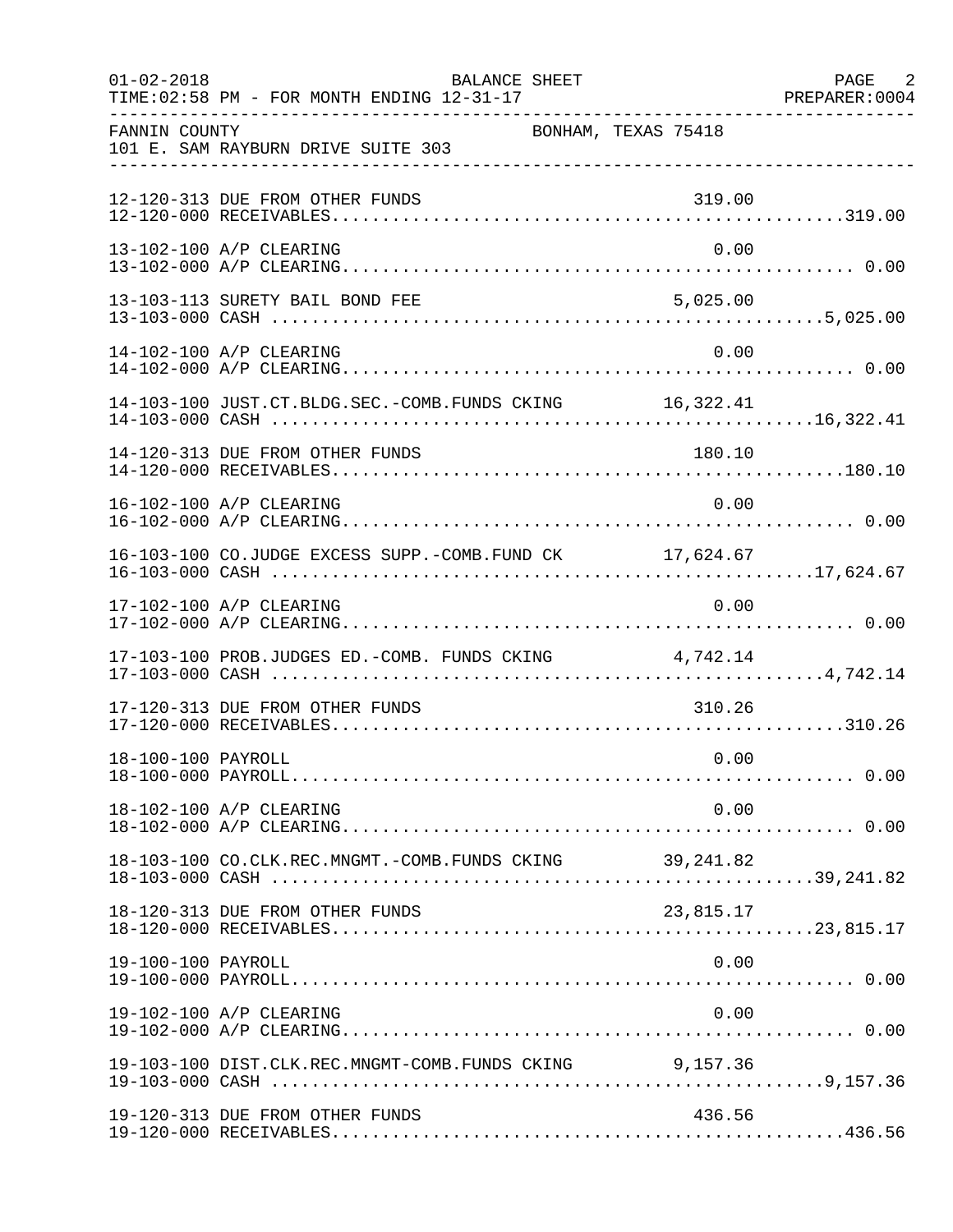FANNIN COUNTY BONHAM, TEXAS 75418
101 E. SAM RAYBURN DRIVE SUITE 303

| Account | Description | Amount | Total |
|---|---|---|---|
| 12-120-313 | DUE FROM OTHER FUNDS | 319.00 | |
| 12-120-000 | RECEIVABLES | | 319.00 |
| 13-102-100 | A/P CLEARING | 0.00 | |
| 13-102-000 | A/P CLEARING | | 0.00 |
| 13-103-113 | SURETY BAIL BOND FEE | 5,025.00 | |
| 13-103-000 | CASH | | 5,025.00 |
| 14-102-100 | A/P CLEARING | 0.00 | |
| 14-102-000 | A/P CLEARING | | 0.00 |
| 14-103-100 | JUST.CT.BLDG.SEC.-COMB.FUNDS CKING | 16,322.41 | |
| 14-103-000 | CASH | | 16,322.41 |
| 14-120-313 | DUE FROM OTHER FUNDS | 180.10 | |
| 14-120-000 | RECEIVABLES | | 180.10 |
| 16-102-100 | A/P CLEARING | 0.00 | |
| 16-102-000 | A/P CLEARING | | 0.00 |
| 16-103-100 | CO.JUDGE EXCESS SUPP.-COMB.FUND CK | 17,624.67 | |
| 16-103-000 | CASH | | 17,624.67 |
| 17-102-100 | A/P CLEARING | 0.00 | |
| 17-102-000 | A/P CLEARING | | 0.00 |
| 17-103-100 | PROB.JUDGES ED.-COMB. FUNDS CKING | 4,742.14 | |
| 17-103-000 | CASH | | 4,742.14 |
| 17-120-313 | DUE FROM OTHER FUNDS | 310.26 | |
| 17-120-000 | RECEIVABLES | | 310.26 |
| 18-100-100 | PAYROLL | 0.00 | |
| 18-100-000 | PAYROLL | | 0.00 |
| 18-102-100 | A/P CLEARING | 0.00 | |
| 18-102-000 | A/P CLEARING | | 0.00 |
| 18-103-100 | CO.CLK.REC.MNGMT.-COMB.FUNDS CKING | 39,241.82 | |
| 18-103-000 | CASH | | 39,241.82 |
| 18-120-313 | DUE FROM OTHER FUNDS | 23,815.17 | |
| 18-120-000 | RECEIVABLES | | 23,815.17 |
| 19-100-100 | PAYROLL | 0.00 | |
| 19-100-000 | PAYROLL | | 0.00 |
| 19-102-100 | A/P CLEARING | 0.00 | |
| 19-102-000 | A/P CLEARING | | 0.00 |
| 19-103-100 | DIST.CLK.REC.MNGMT-COMB.FUNDS CKING | 9,157.36 | |
| 19-103-000 | CASH | | 9,157.36 |
| 19-120-313 | DUE FROM OTHER FUNDS | 436.56 | |
| 19-120-000 | RECEIVABLES | | 436.56 |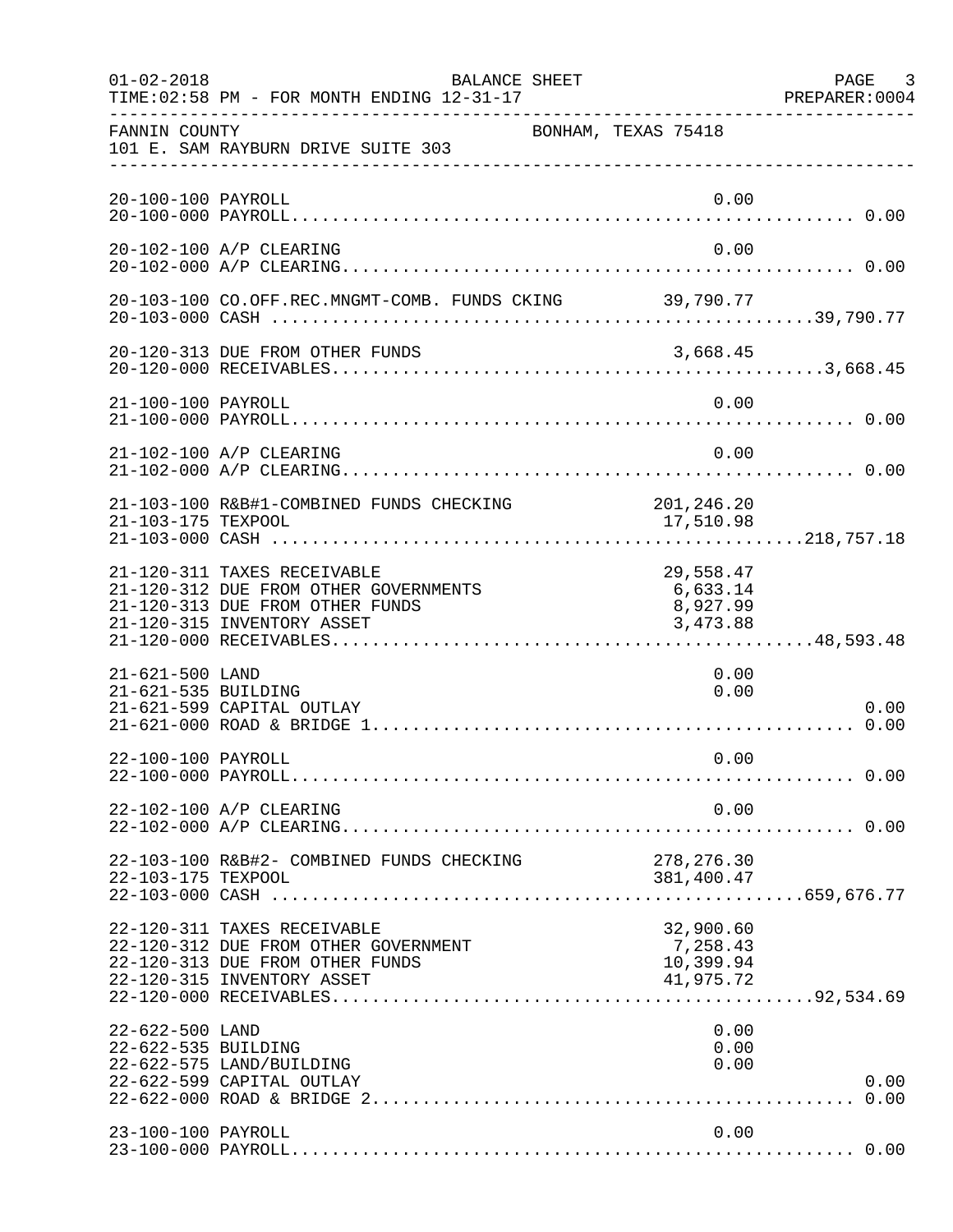FANNIN COUNTY BONHAM, TEXAS 75418
101 E. SAM RAYBURN DRIVE SUITE 303

| Account | Description | Amount | Total |
|---|---|---|---|
| 20-100-100 | PAYROLL | 0.00 | |
| 20-100-000 | PAYROLL | | 0.00 |
| 20-102-100 | A/P CLEARING | 0.00 | |
| 20-102-000 | A/P CLEARING | | 0.00 |
| 20-103-100 | CO.OFF.REC.MNGMT-COMB. FUNDS CKING | 39,790.77 | |
| 20-103-000 | CASH | | 39,790.77 |
| 20-120-313 | DUE FROM OTHER FUNDS | 3,668.45 | |
| 20-120-000 | RECEIVABLES | | 3,668.45 |
| 21-100-100 | PAYROLL | 0.00 | |
| 21-100-000 | PAYROLL | | 0.00 |
| 21-102-100 | A/P CLEARING | 0.00 | |
| 21-102-000 | A/P CLEARING | | 0.00 |
| 21-103-100 | R&B#1-COMBINED FUNDS CHECKING | 201,246.20 | |
| 21-103-175 | TEXPOOL | 17,510.98 | |
| 21-103-000 | CASH | | 218,757.18 |
| 21-120-311 | TAXES RECEIVABLE | 29,558.47 | |
| 21-120-312 | DUE FROM OTHER GOVERNMENTS | 6,633.14 | |
| 21-120-313 | DUE FROM OTHER FUNDS | 8,927.99 | |
| 21-120-315 | INVENTORY ASSET | 3,473.88 | |
| 21-120-000 | RECEIVABLES | | 48,593.48 |
| 21-621-500 | LAND | 0.00 | |
| 21-621-535 | BUILDING | 0.00 | |
| 21-621-599 | CAPITAL OUTLAY | | 0.00 |
| 21-621-000 | ROAD & BRIDGE 1 | | 0.00 |
| 22-100-100 | PAYROLL | 0.00 | |
| 22-100-000 | PAYROLL | | 0.00 |
| 22-102-100 | A/P CLEARING | 0.00 | |
| 22-102-000 | A/P CLEARING | | 0.00 |
| 22-103-100 | R&B#2- COMBINED FUNDS CHECKING | 278,276.30 | |
| 22-103-175 | TEXPOOL | 381,400.47 | |
| 22-103-000 | CASH | | 659,676.77 |
| 22-120-311 | TAXES RECEIVABLE | 32,900.60 | |
| 22-120-312 | DUE FROM OTHER GOVERNMENT | 7,258.43 | |
| 22-120-313 | DUE FROM OTHER FUNDS | 10,399.94 | |
| 22-120-315 | INVENTORY ASSET | 41,975.72 | |
| 22-120-000 | RECEIVABLES | | 92,534.69 |
| 22-622-500 | LAND | 0.00 | |
| 22-622-535 | BUILDING | 0.00 | |
| 22-622-575 | LAND/BUILDING | 0.00 | |
| 22-622-599 | CAPITAL OUTLAY | | 0.00 |
| 22-622-000 | ROAD & BRIDGE 2 | | 0.00 |
| 23-100-100 | PAYROLL | 0.00 | |
| 23-100-000 | PAYROLL | | 0.00 |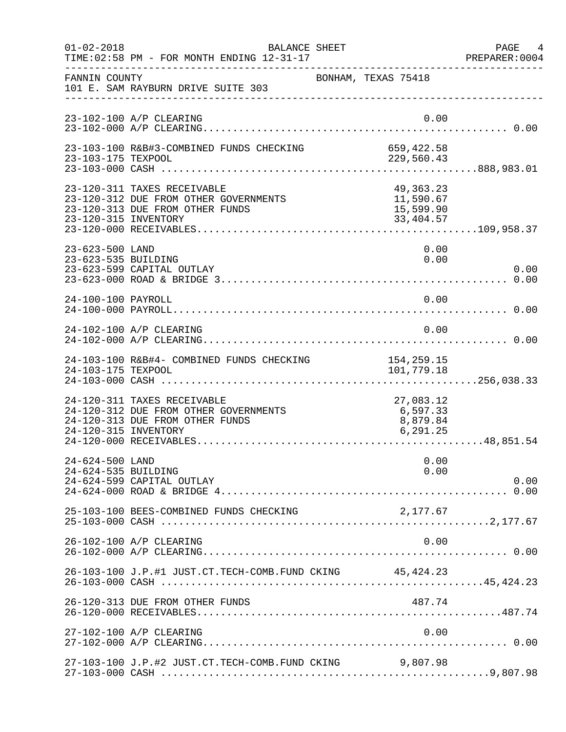FANNIN COUNTY BONHAM, TEXAS 75418
101 E. SAM RAYBURN DRIVE SUITE 303

BALANCE SHEET
FOR MONTH ENDING 12-31-17

| Account | Description | Detail | Total |
|---|---|---|---|
| 23-102-100 | A/P CLEARING | 0.00 | |
| 23-102-000 | A/P CLEARING | | 0.00 |
| 23-103-100 | R&B#3-COMBINED FUNDS CHECKING | 659,422.58 | |
| 23-103-175 | TEXPOOL | 229,560.43 | |
| 23-103-000 | CASH | | 888,983.01 |
| 23-120-311 | TAXES RECEIVABLE | 49,363.23 | |
| 23-120-312 | DUE FROM OTHER GOVERNMENTS | 11,590.67 | |
| 23-120-313 | DUE FROM OTHER FUNDS | 15,599.90 | |
| 23-120-315 | INVENTORY | 33,404.57 | |
| 23-120-000 | RECEIVABLES | | 109,958.37 |
| 23-623-500 | LAND | 0.00 | |
| 23-623-535 | BUILDING | 0.00 | |
| 23-623-599 | CAPITAL OUTLAY | | 0.00 |
| 23-623-000 | ROAD & BRIDGE 3 | | 0.00 |
| 24-100-100 | PAYROLL | 0.00 | |
| 24-100-000 | PAYROLL | | 0.00 |
| 24-102-100 | A/P CLEARING | 0.00 | |
| 24-102-000 | A/P CLEARING | | 0.00 |
| 24-103-100 | R&B#4- COMBINED FUNDS CHECKING | 154,259.15 | |
| 24-103-175 | TEXPOOL | 101,779.18 | |
| 24-103-000 | CASH | | 256,038.33 |
| 24-120-311 | TAXES RECEIVABLE | 27,083.12 | |
| 24-120-312 | DUE FROM OTHER GOVERNMENTS | 6,597.33 | |
| 24-120-313 | DUE FROM OTHER FUNDS | 8,879.84 | |
| 24-120-315 | INVENTORY | 6,291.25 | |
| 24-120-000 | RECEIVABLES | | 48,851.54 |
| 24-624-500 | LAND | 0.00 | |
| 24-624-535 | BUILDING | 0.00 | |
| 24-624-599 | CAPITAL OUTLAY | | 0.00 |
| 24-624-000 | ROAD & BRIDGE 4 | | 0.00 |
| 25-103-100 | BEES-COMBINED FUNDS CHECKING | 2,177.67 | |
| 25-103-000 | CASH | | 2,177.67 |
| 26-102-100 | A/P CLEARING | 0.00 | |
| 26-102-000 | A/P CLEARING | | 0.00 |
| 26-103-100 | J.P.#1 JUST.CT.TECH-COMB.FUND CKING | 45,424.23 | |
| 26-103-000 | CASH | | 45,424.23 |
| 26-120-313 | DUE FROM OTHER FUNDS | 487.74 | |
| 26-120-000 | RECEIVABLES | | 487.74 |
| 27-102-100 | A/P CLEARING | 0.00 | |
| 27-102-000 | A/P CLEARING | | 0.00 |
| 27-103-100 | J.P.#2 JUST.CT.TECH-COMB.FUND CKING | 9,807.98 | |
| 27-103-000 | CASH | | 9,807.98 |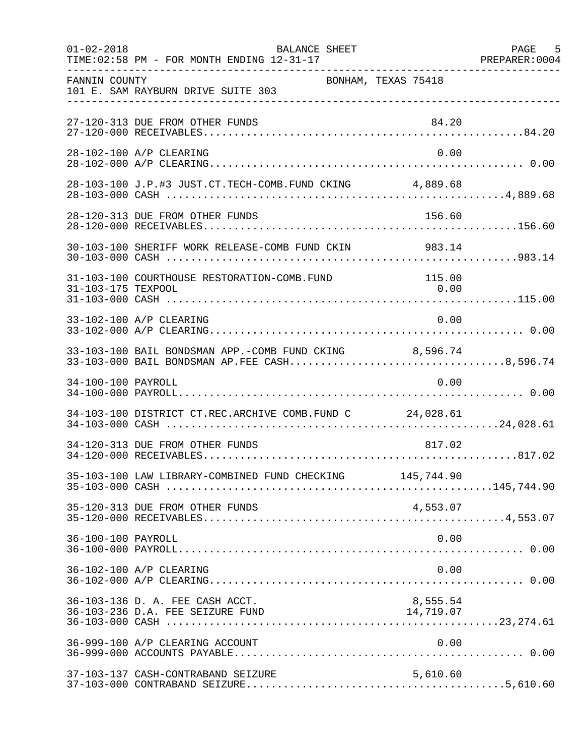FANNIN COUNTY BONHAM, TEXAS 75418
101 E. SAM RAYBURN DRIVE SUITE 303

| Account | Description | Amount | Total |
|---|---|---|---|
| 27-120-313 | DUE FROM OTHER FUNDS | 84.20 | |
| 27-120-000 | RECEIVABLES | | 84.20 |
| 28-102-100 | A/P CLEARING | 0.00 | |
| 28-102-000 | A/P CLEARING | | 0.00 |
| 28-103-100 | J.P.#3 JUST.CT.TECH-COMB.FUND CKING | 4,889.68 | |
| 28-103-000 | CASH | | 4,889.68 |
| 28-120-313 | DUE FROM OTHER FUNDS | 156.60 | |
| 28-120-000 | RECEIVABLES | | 156.60 |
| 30-103-100 | SHERIFF WORK RELEASE-COMB FUND CKIN | 983.14 | |
| 30-103-000 | CASH | | 983.14 |
| 31-103-100 | COURTHOUSE RESTORATION-COMB.FUND | 115.00 | |
| 31-103-175 | TEXPOOL | 0.00 | |
| 31-103-000 | CASH | | 115.00 |
| 33-102-100 | A/P CLEARING | 0.00 | |
| 33-102-000 | A/P CLEARING | | 0.00 |
| 33-103-100 | BAIL BONDSMAN APP.-COMB FUND CKING | 8,596.74 | |
| 33-103-000 | BAIL BONDSMAN AP.FEE CASH | | 8,596.74 |
| 34-100-100 | PAYROLL | 0.00 | |
| 34-100-000 | PAYROLL | | 0.00 |
| 34-103-100 | DISTRICT CT.REC.ARCHIVE COMB.FUND C | 24,028.61 | |
| 34-103-000 | CASH | | 24,028.61 |
| 34-120-313 | DUE FROM OTHER FUNDS | 817.02 | |
| 34-120-000 | RECEIVABLES | | 817.02 |
| 35-103-100 | LAW LIBRARY-COMBINED FUND CHECKING | 145,744.90 | |
| 35-103-000 | CASH | | 145,744.90 |
| 35-120-313 | DUE FROM OTHER FUNDS | 4,553.07 | |
| 35-120-000 | RECEIVABLES | | 4,553.07 |
| 36-100-100 | PAYROLL | 0.00 | |
| 36-100-000 | PAYROLL | | 0.00 |
| 36-102-100 | A/P CLEARING | 0.00 | |
| 36-102-000 | A/P CLEARING | | 0.00 |
| 36-103-136 | D. A. FEE CASH ACCT. | 8,555.54 | |
| 36-103-236 | D.A. FEE SEIZURE FUND | 14,719.07 | |
| 36-103-000 | CASH | | 23,274.61 |
| 36-999-100 | A/P CLEARING ACCOUNT | 0.00 | |
| 36-999-000 | ACCOUNTS PAYABLE | | 0.00 |
| 37-103-137 | CASH-CONTRABAND SEIZURE | 5,610.60 | |
| 37-103-000 | CONTRABAND SEIZURE | | 5,610.60 |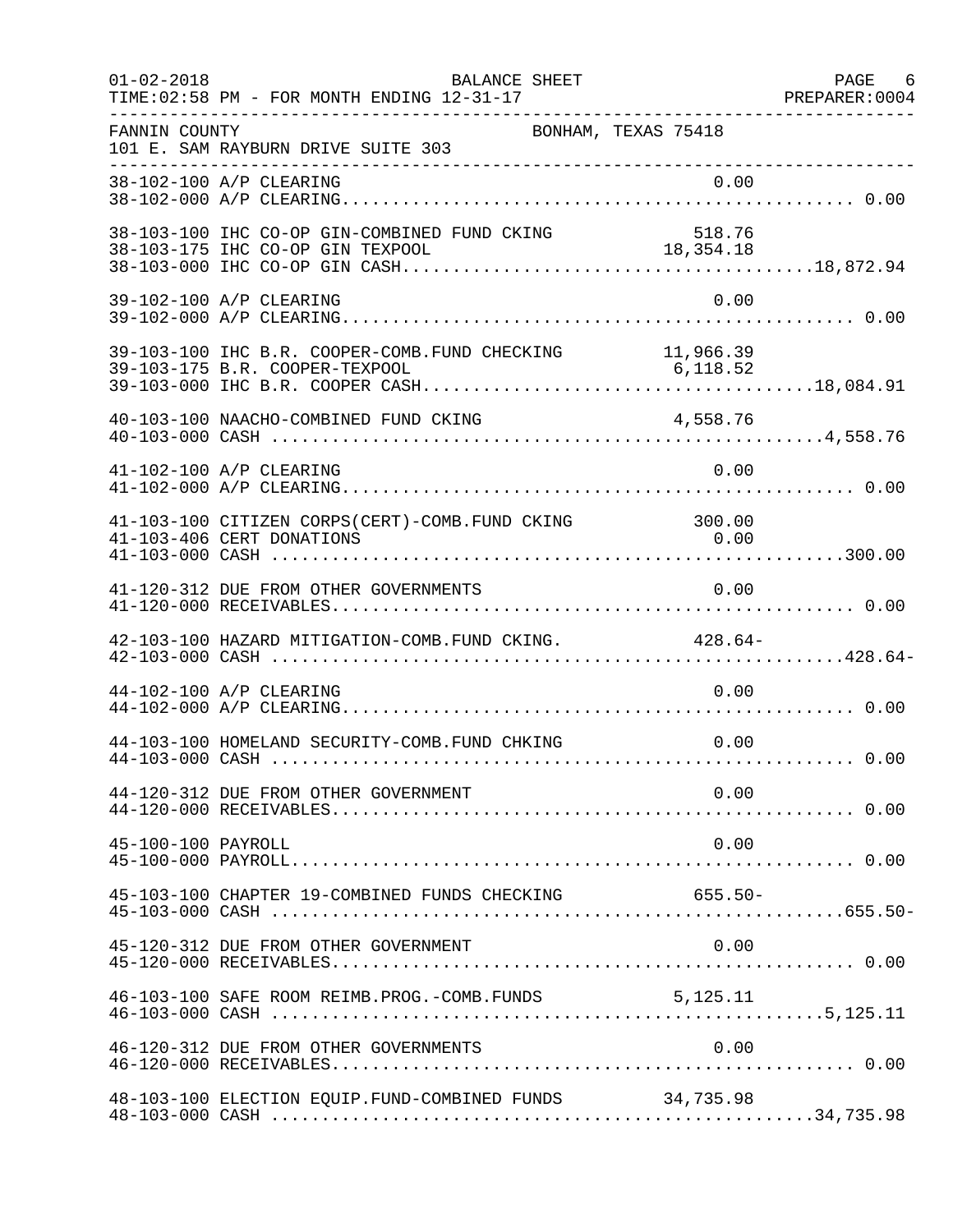FANNIN COUNTY BONHAM, TEXAS 75418
101 E. SAM RAYBURN DRIVE SUITE 303

BALANCE SHEET
FOR MONTH ENDING 12-31-17

| Account | Description | Detail | Total |
|---|---|---|---|
| 38-102-100 | A/P CLEARING | 0.00 | |
| 38-102-000 | A/P CLEARING | | 0.00 |
| 38-103-100 | IHC CO-OP GIN-COMBINED FUND CKING | 518.76 | |
| 38-103-175 | IHC CO-OP GIN TEXPOOL | 18,354.18 | |
| 38-103-000 | IHC CO-OP GIN CASH | | 18,872.94 |
| 39-102-100 | A/P CLEARING | 0.00 | |
| 39-102-000 | A/P CLEARING | | 0.00 |
| 39-103-100 | IHC B.R. COOPER-COMB.FUND CHECKING | 11,966.39 | |
| 39-103-175 | B.R. COOPER-TEXPOOL | 6,118.52 | |
| 39-103-000 | IHC B.R. COOPER CASH | | 18,084.91 |
| 40-103-100 | NAACHO-COMBINED FUND CKING | 4,558.76 | |
| 40-103-000 | CASH | | 4,558.76 |
| 41-102-100 | A/P CLEARING | 0.00 | |
| 41-102-000 | A/P CLEARING | | 0.00 |
| 41-103-100 | CITIZEN CORPS(CERT)-COMB.FUND CKING | 300.00 | |
| 41-103-406 | CERT DONATIONS | 0.00 | |
| 41-103-000 | CASH | | 300.00 |
| 41-120-312 | DUE FROM OTHER GOVERNMENTS | 0.00 | |
| 41-120-000 | RECEIVABLES | | 0.00 |
| 42-103-100 | HAZARD MITIGATION-COMB.FUND CKING. | 428.64- | |
| 42-103-000 | CASH | | 428.64- |
| 44-102-100 | A/P CLEARING | 0.00 | |
| 44-102-000 | A/P CLEARING | | 0.00 |
| 44-103-100 | HOMELAND SECURITY-COMB.FUND CHKING | 0.00 | |
| 44-103-000 | CASH | | 0.00 |
| 44-120-312 | DUE FROM OTHER GOVERNMENT | 0.00 | |
| 44-120-000 | RECEIVABLES | | 0.00 |
| 45-100-100 | PAYROLL | 0.00 | |
| 45-100-000 | PAYROLL | | 0.00 |
| 45-103-100 | CHAPTER 19-COMBINED FUNDS CHECKING | 655.50- | |
| 45-103-000 | CASH | | 655.50- |
| 45-120-312 | DUE FROM OTHER GOVERNMENT | 0.00 | |
| 45-120-000 | RECEIVABLES | | 0.00 |
| 46-103-100 | SAFE ROOM REIMB.PROG.-COMB.FUNDS | 5,125.11 | |
| 46-103-000 | CASH | | 5,125.11 |
| 46-120-312 | DUE FROM OTHER GOVERNMENTS | 0.00 | |
| 46-120-000 | RECEIVABLES | | 0.00 |
| 48-103-100 | ELECTION EQUIP.FUND-COMBINED FUNDS | 34,735.98 | |
| 48-103-000 | CASH | | 34,735.98 |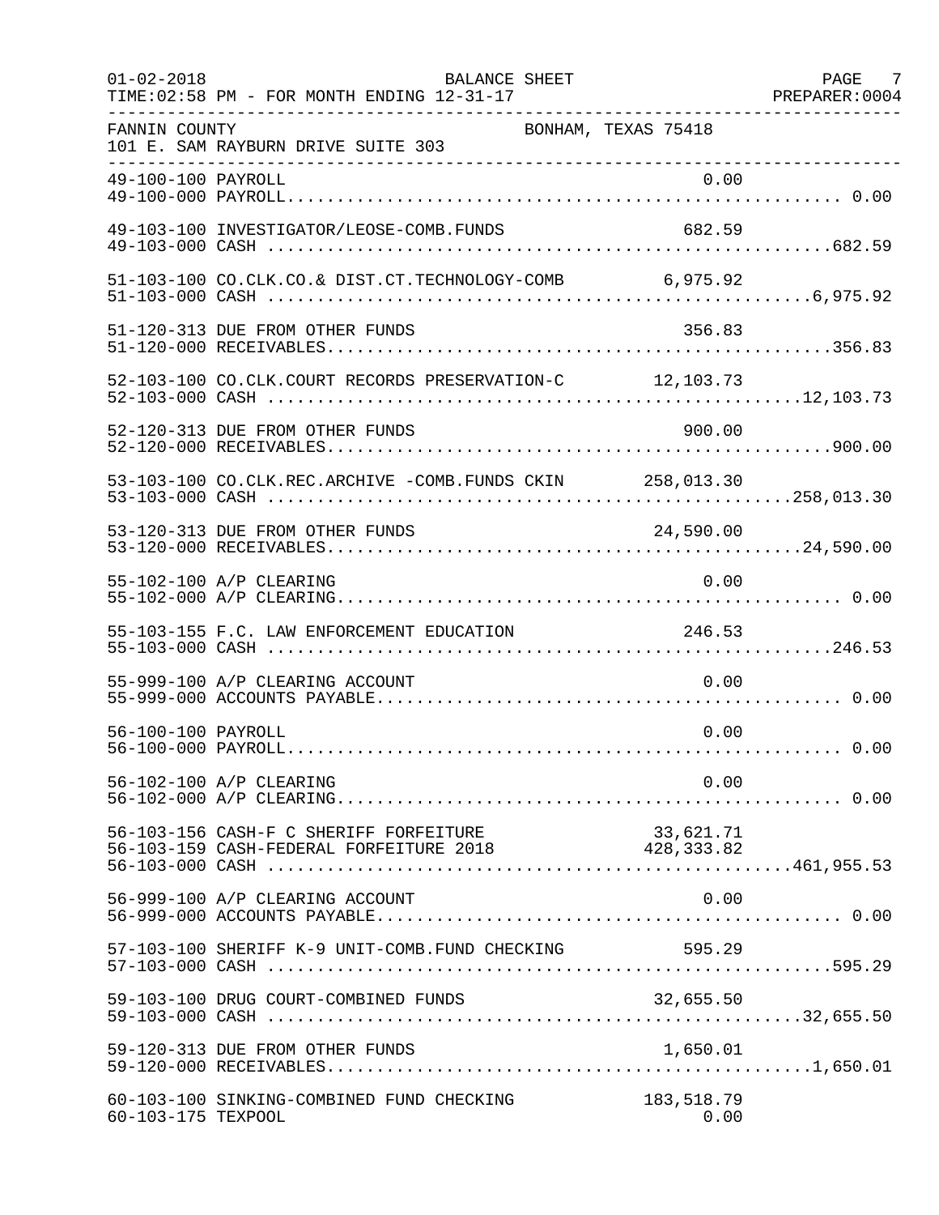01-02-2018 BALANCE SHEET PAGE 7
TIME:02:58 PM - FOR MONTH ENDING 12-31-17 PREPARER:0004

FANNIN COUNTY BONHAM, TEXAS 75418
101 E. SAM RAYBURN DRIVE SUITE 303

| Account | Description | Amount | Total |
|---|---|---|---|
| 49-100-100 | PAYROLL | 0.00 | |
| 49-100-000 | PAYROLL | | 0.00 |
| 49-103-100 | INVESTIGATOR/LEOSE-COMB.FUNDS | 682.59 | |
| 49-103-000 | CASH | | 682.59 |
| 51-103-100 | CO.CLK.CO.& DIST.CT.TECHNOLOGY-COMB | 6,975.92 | |
| 51-103-000 | CASH | | 6,975.92 |
| 51-120-313 | DUE FROM OTHER FUNDS | 356.83 | |
| 51-120-000 | RECEIVABLES | | 356.83 |
| 52-103-100 | CO.CLK.COURT RECORDS PRESERVATION-C | 12,103.73 | |
| 52-103-000 | CASH | | 12,103.73 |
| 52-120-313 | DUE FROM OTHER FUNDS | 900.00 | |
| 52-120-000 | RECEIVABLES | | 900.00 |
| 53-103-100 | CO.CLK.REC.ARCHIVE -COMB.FUNDS CKIN | 258,013.30 | |
| 53-103-000 | CASH | | 258,013.30 |
| 53-120-313 | DUE FROM OTHER FUNDS | 24,590.00 | |
| 53-120-000 | RECEIVABLES | | 24,590.00 |
| 55-102-100 | A/P CLEARING | 0.00 | |
| 55-102-000 | A/P CLEARING | | 0.00 |
| 55-103-155 | F.C. LAW ENFORCEMENT EDUCATION | 246.53 | |
| 55-103-000 | CASH | | 246.53 |
| 55-999-100 | A/P CLEARING ACCOUNT | 0.00 | |
| 55-999-000 | ACCOUNTS PAYABLE | | 0.00 |
| 56-100-100 | PAYROLL | 0.00 | |
| 56-100-000 | PAYROLL | | 0.00 |
| 56-102-100 | A/P CLEARING | 0.00 | |
| 56-102-000 | A/P CLEARING | | 0.00 |
| 56-103-156 | CASH-F C SHERIFF FORFEITURE | 33,621.71 | |
| 56-103-159 | CASH-FEDERAL FORFEITURE 2018 | 428,333.82 | |
| 56-103-000 | CASH | | 461,955.53 |
| 56-999-100 | A/P CLEARING ACCOUNT | 0.00 | |
| 56-999-000 | ACCOUNTS PAYABLE | | 0.00 |
| 57-103-100 | SHERIFF K-9 UNIT-COMB.FUND CHECKING | 595.29 | |
| 57-103-000 | CASH | | 595.29 |
| 59-103-100 | DRUG COURT-COMBINED FUNDS | 32,655.50 | |
| 59-103-000 | CASH | | 32,655.50 |
| 59-120-313 | DUE FROM OTHER FUNDS | 1,650.01 | |
| 59-120-000 | RECEIVABLES | | 1,650.01 |
| 60-103-100 | SINKING-COMBINED FUND CHECKING | 183,518.79 | |
| 60-103-175 | TEXPOOL | 0.00 | |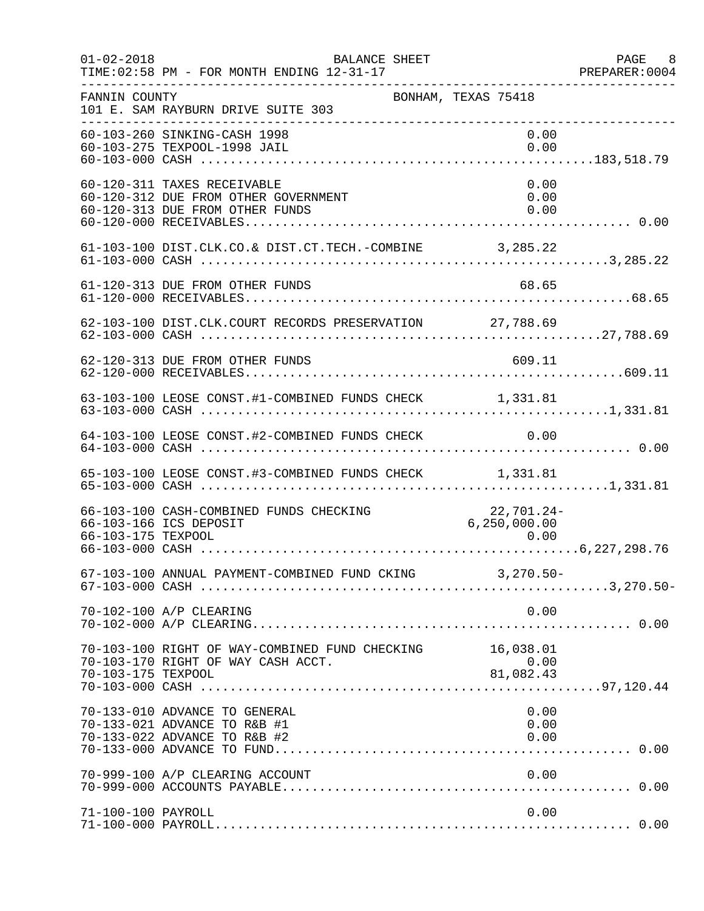01-02-2018 BALANCE SHEET
TIME:02:58 PM - FOR MONTH ENDING 12-31-17

FANNIN COUNTY BONHAM, TEXAS 75418
101 E. SAM RAYBURN DRIVE SUITE 303

| Account | Description | Amount | Total |
|---|---|---|---|
| 60-103-260 | SINKING-CASH 1998 | 0.00 | |
| 60-103-275 | TEXPOOL-1998 JAIL | 0.00 | |
| 60-103-000 | CASH | | 183,518.79 |
| 60-120-311 | TAXES RECEIVABLE | 0.00 | |
| 60-120-312 | DUE FROM OTHER GOVERNMENT | 0.00 | |
| 60-120-313 | DUE FROM OTHER FUNDS | 0.00 | |
| 60-120-000 | RECEIVABLES | | 0.00 |
| 61-103-100 | DIST.CLK.CO.& DIST.CT.TECH.-COMBINE | 3,285.22 | |
| 61-103-000 | CASH | | 3,285.22 |
| 61-120-313 | DUE FROM OTHER FUNDS | 68.65 | |
| 61-120-000 | RECEIVABLES | | 68.65 |
| 62-103-100 | DIST.CLK.COURT RECORDS PRESERVATION | 27,788.69 | |
| 62-103-000 | CASH | | 27,788.69 |
| 62-120-313 | DUE FROM OTHER FUNDS | 609.11 | |
| 62-120-000 | RECEIVABLES | | 609.11 |
| 63-103-100 | LEOSE CONST.#1-COMBINED FUNDS CHECK | 1,331.81 | |
| 63-103-000 | CASH | | 1,331.81 |
| 64-103-100 | LEOSE CONST.#2-COMBINED FUNDS CHECK | 0.00 | |
| 64-103-000 | CASH | | 0.00 |
| 65-103-100 | LEOSE CONST.#3-COMBINED FUNDS CHECK | 1,331.81 | |
| 65-103-000 | CASH | | 1,331.81 |
| 66-103-100 | CASH-COMBINED FUNDS CHECKING | 22,701.24- | |
| 66-103-166 | ICS DEPOSIT | 6,250,000.00 | |
| 66-103-175 | TEXPOOL | 0.00 | |
| 66-103-000 | CASH | | 6,227,298.76 |
| 67-103-100 | ANNUAL PAYMENT-COMBINED FUND CKING | 3,270.50- | |
| 67-103-000 | CASH | | 3,270.50- |
| 70-102-100 | A/P CLEARING | 0.00 | |
| 70-102-000 | A/P CLEARING | | 0.00 |
| 70-103-100 | RIGHT OF WAY-COMBINED FUND CHECKING | 16,038.01 | |
| 70-103-170 | RIGHT OF WAY CASH ACCT. | 0.00 | |
| 70-103-175 | TEXPOOL | 81,082.43 | |
| 70-103-000 | CASH | | 97,120.44 |
| 70-133-010 | ADVANCE TO GENERAL | 0.00 | |
| 70-133-021 | ADVANCE TO R&B #1 | 0.00 | |
| 70-133-022 | ADVANCE TO R&B #2 | 0.00 | |
| 70-133-000 | ADVANCE TO FUND | | 0.00 |
| 70-999-100 | A/P CLEARING ACCOUNT | 0.00 | |
| 70-999-000 | ACCOUNTS PAYABLE | | 0.00 |
| 71-100-100 | PAYROLL | 0.00 | |
| 71-100-000 | PAYROLL | | 0.00 |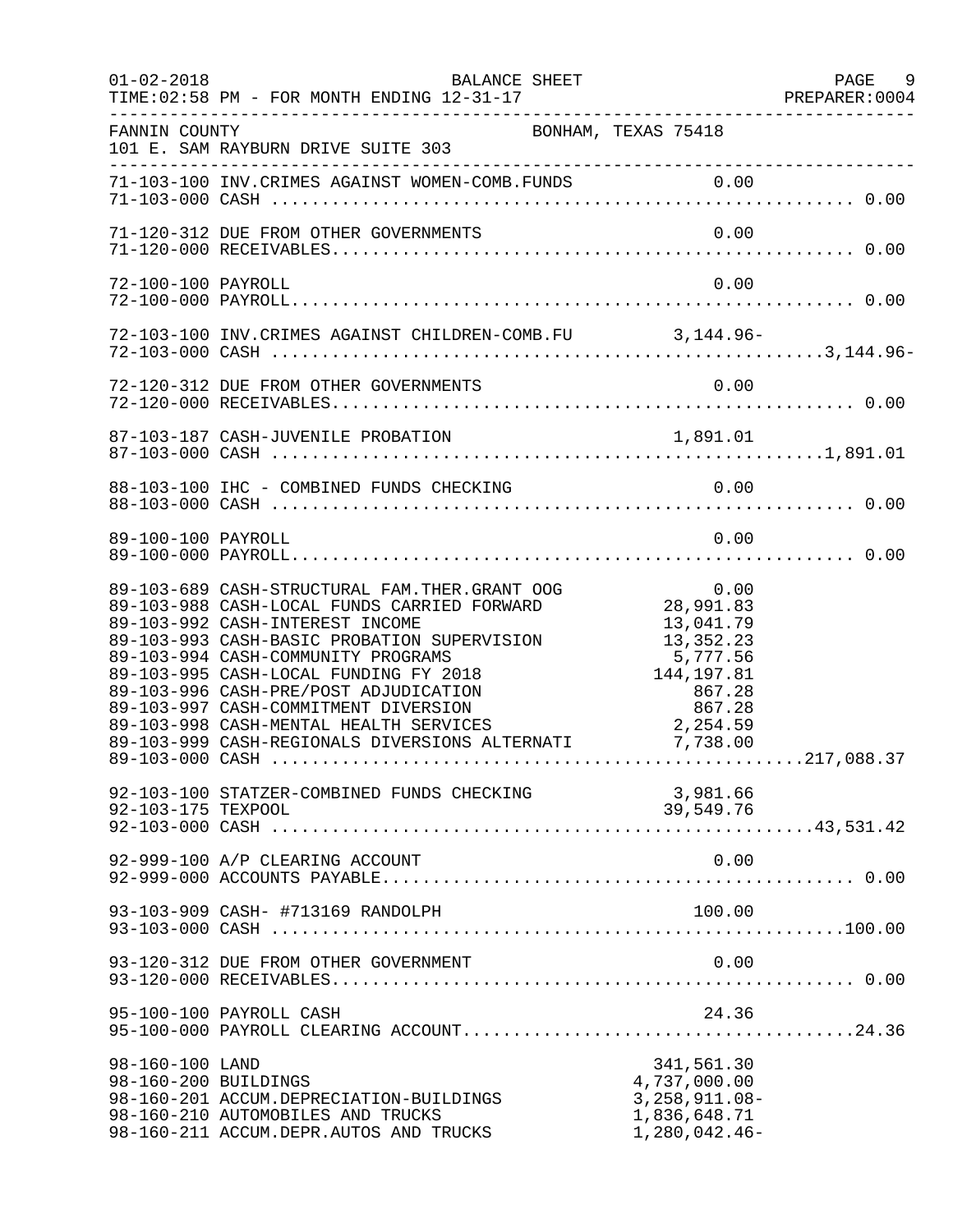FANNIN COUNTY — BONHAM, TEXAS 75418
101 E. SAM RAYBURN DRIVE SUITE 303

BALANCE SHEET
01-02-2018
TIME:02:58 PM - FOR MONTH ENDING 12-31-17
PREPARER:0004

| Account | Description | Amount | Total |
|---|---|---|---|
| 71-103-100 | INV.CRIMES AGAINST WOMEN-COMB.FUNDS | 0.00 | |
| 71-103-000 | CASH | | 0.00 |
| 71-120-312 | DUE FROM OTHER GOVERNMENTS | 0.00 | |
| 71-120-000 | RECEIVABLES | | 0.00 |
| 72-100-100 | PAYROLL | 0.00 | |
| 72-100-000 | PAYROLL | | 0.00 |
| 72-103-100 | INV.CRIMES AGAINST CHILDREN-COMB.FU | 3,144.96- | |
| 72-103-000 | CASH | | 3,144.96- |
| 72-120-312 | DUE FROM OTHER GOVERNMENTS | 0.00 | |
| 72-120-000 | RECEIVABLES | | 0.00 |
| 87-103-187 | CASH-JUVENILE PROBATION | 1,891.01 | |
| 87-103-000 | CASH | | 1,891.01 |
| 88-103-100 | IHC - COMBINED FUNDS CHECKING | 0.00 | |
| 88-103-000 | CASH | | 0.00 |
| 89-100-100 | PAYROLL | 0.00 | |
| 89-100-000 | PAYROLL | | 0.00 |
| 89-103-689 | CASH-STRUCTURAL FAM.THER.GRANT OOG | 0.00 | |
| 89-103-988 | CASH-LOCAL FUNDS CARRIED FORWARD | 28,991.83 | |
| 89-103-992 | CASH-INTEREST INCOME | 13,041.79 | |
| 89-103-993 | CASH-BASIC PROBATION SUPERVISION | 13,352.23 | |
| 89-103-994 | CASH-COMMUNITY PROGRAMS | 5,777.56 | |
| 89-103-995 | CASH-LOCAL FUNDING FY 2018 | 144,197.81 | |
| 89-103-996 | CASH-PRE/POST ADJUDICATION | 867.28 | |
| 89-103-997 | CASH-COMMITMENT DIVERSION | 867.28 | |
| 89-103-998 | CASH-MENTAL HEALTH SERVICES | 2,254.59 | |
| 89-103-999 | CASH-REGIONALS DIVERSIONS ALTERNATI | 7,738.00 | |
| 89-103-000 | CASH | | 217,088.37 |
| 92-103-100 | STATZER-COMBINED FUNDS CHECKING | 3,981.66 | |
| 92-103-175 | TEXPOOL | 39,549.76 | |
| 92-103-000 | CASH | | 43,531.42 |
| 92-999-100 | A/P CLEARING ACCOUNT | 0.00 | |
| 92-999-000 | ACCOUNTS PAYABLE | | 0.00 |
| 93-103-909 | CASH- #713169 RANDOLPH | 100.00 | |
| 93-103-000 | CASH | | 100.00 |
| 93-120-312 | DUE FROM OTHER GOVERNMENT | 0.00 | |
| 93-120-000 | RECEIVABLES | | 0.00 |
| 95-100-100 | PAYROLL CASH | 24.36 | |
| 95-100-000 | PAYROLL CLEARING ACCOUNT | | 24.36 |
| 98-160-100 | LAND | 341,561.30 | |
| 98-160-200 | BUILDINGS | 4,737,000.00 | |
| 98-160-201 | ACCUM.DEPRECIATION-BUILDINGS | 3,258,911.08- | |
| 98-160-210 | AUTOMOBILES AND TRUCKS | 1,836,648.71 | |
| 98-160-211 | ACCUM.DEPR.AUTOS AND TRUCKS | 1,280,042.46- | |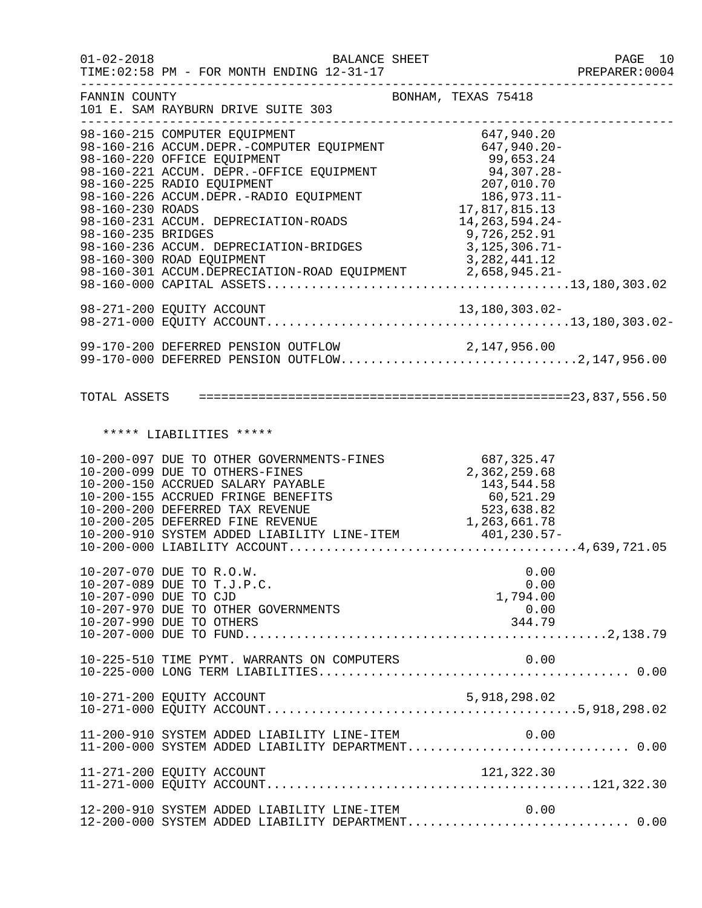FANNIN COUNTY BONHAM, TEXAS 75418
101 E. SAM RAYBURN DRIVE SUITE 303

| Account | Description | Amount | Total |
|---|---|---|---|
| 98-160-215 | COMPUTER EQUIPMENT | 647,940.20 | |
| 98-160-216 | ACCUM.DEPR.-COMPUTER EQUIPMENT | 647,940.20- | |
| 98-160-220 | OFFICE EQUIPMENT | 99,653.24 | |
| 98-160-221 | ACCUM. DEPR.-OFFICE EQUIPMENT | 94,307.28- | |
| 98-160-225 | RADIO EQUIPMENT | 207,010.70 | |
| 98-160-226 | ACCUM.DEPR.-RADIO EQUIPMENT | 186,973.11- | |
| 98-160-230 | ROADS | 17,817,815.13 | |
| 98-160-231 | ACCUM. DEPRECIATION-ROADS | 14,263,594.24- | |
| 98-160-235 | BRIDGES | 9,726,252.91 | |
| 98-160-236 | ACCUM. DEPRECIATION-BRIDGES | 3,125,306.71- | |
| 98-160-300 | ROAD EQUIPMENT | 3,282,441.12 | |
| 98-160-301 | ACCUM.DEPRECIATION-ROAD EQUIPMENT | 2,658,945.21- | |
| 98-160-000 | CAPITAL ASSETS | | 13,180,303.02 |
| 98-271-200 | EQUITY ACCOUNT | 13,180,303.02- | |
| 98-271-000 | EQUITY ACCOUNT | | 13,180,303.02- |
| 99-170-200 | DEFERRED PENSION OUTFLOW | 2,147,956.00 | |
| 99-170-000 | DEFERRED PENSION OUTFLOW | | 2,147,956.00 |
| | TOTAL ASSETS | | 23,837,556.50 |

***** LIABILITIES *****

| Account | Description | Amount | Total |
|---|---|---|---|
| 10-200-097 | DUE TO OTHER GOVERNMENTS-FINES | 687,325.47 | |
| 10-200-099 | DUE TO OTHERS-FINES | 2,362,259.68 | |
| 10-200-150 | ACCRUED SALARY PAYABLE | 143,544.58 | |
| 10-200-155 | ACCRUED FRINGE BENEFITS | 60,521.29 | |
| 10-200-200 | DEFERRED TAX REVENUE | 523,638.82 | |
| 10-200-205 | DEFERRED FINE REVENUE | 1,263,661.78 | |
| 10-200-910 | SYSTEM ADDED LIABILITY LINE-ITEM | 401,230.57- | |
| 10-200-000 | LIABILITY ACCOUNT | | 4,639,721.05 |
| 10-207-070 | DUE TO R.O.W. | 0.00 | |
| 10-207-089 | DUE TO T.J.P.C. | 0.00 | |
| 10-207-090 | DUE TO CJD | 1,794.00 | |
| 10-207-970 | DUE TO OTHER GOVERNMENTS | 0.00 | |
| 10-207-990 | DUE TO OTHERS | 344.79 | |
| 10-207-000 | DUE TO FUND | | 2,138.79 |
| 10-225-510 | TIME PYMT. WARRANTS ON COMPUTERS | 0.00 | |
| 10-225-000 | LONG TERM LIABILITIES | | 0.00 |
| 10-271-200 | EQUITY ACCOUNT | 5,918,298.02 | |
| 10-271-000 | EQUITY ACCOUNT | | 5,918,298.02 |
| 11-200-910 | SYSTEM ADDED LIABILITY LINE-ITEM | 0.00 | |
| 11-200-000 | SYSTEM ADDED LIABILITY DEPARTMENT | | 0.00 |
| 11-271-200 | EQUITY ACCOUNT | 121,322.30 | |
| 11-271-000 | EQUITY ACCOUNT | | 121,322.30 |
| 12-200-910 | SYSTEM ADDED LIABILITY LINE-ITEM | 0.00 | |
| 12-200-000 | SYSTEM ADDED LIABILITY DEPARTMENT | | 0.00 |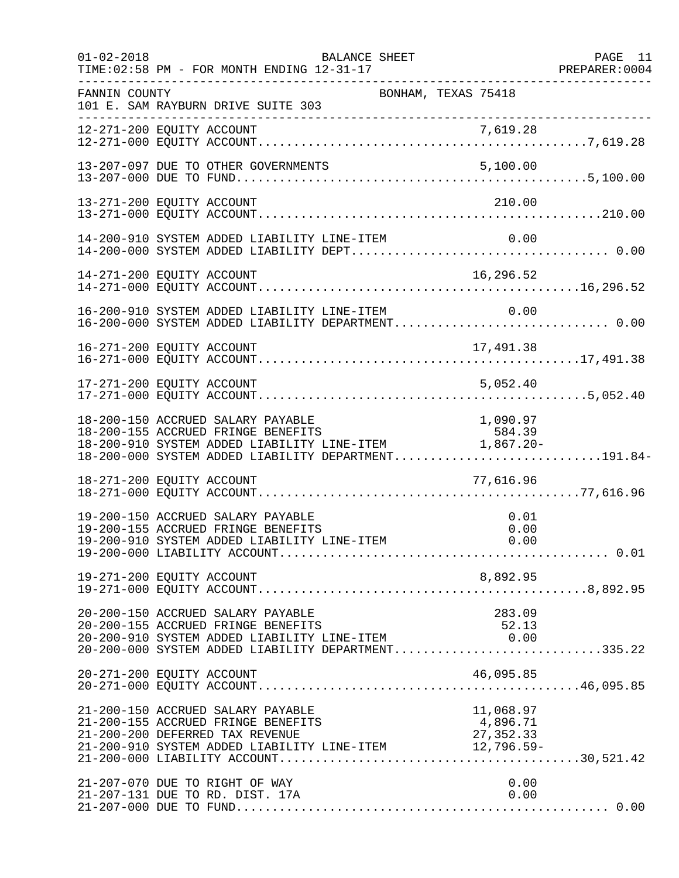FANNIN COUNTY — BONHAM, TEXAS 75418
101 E. SAM RAYBURN DRIVE SUITE 303

BALANCE SHEET
FOR MONTH ENDING 12-31-17

| Account | Description | Line Amount | Total |
|---|---|---|---|
| 12-271-200 | EQUITY ACCOUNT | 7,619.28 | |
| 12-271-000 | EQUITY ACCOUNT | | 7,619.28 |
| 13-207-097 | DUE TO OTHER GOVERNMENTS | 5,100.00 | |
| 13-207-000 | DUE TO FUND | | 5,100.00 |
| 13-271-200 | EQUITY ACCOUNT | 210.00 | |
| 13-271-000 | EQUITY ACCOUNT | | 210.00 |
| 14-200-910 | SYSTEM ADDED LIABILITY LINE-ITEM | 0.00 | |
| 14-200-000 | SYSTEM ADDED LIABILITY DEPT | | 0.00 |
| 14-271-200 | EQUITY ACCOUNT | 16,296.52 | |
| 14-271-000 | EQUITY ACCOUNT | | 16,296.52 |
| 16-200-910 | SYSTEM ADDED LIABILITY LINE-ITEM | 0.00 | |
| 16-200-000 | SYSTEM ADDED LIABILITY DEPARTMENT | | 0.00 |
| 16-271-200 | EQUITY ACCOUNT | 17,491.38 | |
| 16-271-000 | EQUITY ACCOUNT | | 17,491.38 |
| 17-271-200 | EQUITY ACCOUNT | 5,052.40 | |
| 17-271-000 | EQUITY ACCOUNT | | 5,052.40 |
| 18-200-150 | ACCRUED SALARY PAYABLE | 1,090.97 | |
| 18-200-155 | ACCRUED FRINGE BENEFITS | 584.39 | |
| 18-200-910 | SYSTEM ADDED LIABILITY LINE-ITEM | 1,867.20- | |
| 18-200-000 | SYSTEM ADDED LIABILITY DEPARTMENT | | 191.84- |
| 18-271-200 | EQUITY ACCOUNT | 77,616.96 | |
| 18-271-000 | EQUITY ACCOUNT | | 77,616.96 |
| 19-200-150 | ACCRUED SALARY PAYABLE | 0.01 | |
| 19-200-155 | ACCRUED FRINGE BENEFITS | 0.00 | |
| 19-200-910 | SYSTEM ADDED LIABILITY LINE-ITEM | 0.00 | |
| 19-200-000 | LIABILITY ACCOUNT | | 0.01 |
| 19-271-200 | EQUITY ACCOUNT | 8,892.95 | |
| 19-271-000 | EQUITY ACCOUNT | | 8,892.95 |
| 20-200-150 | ACCRUED SALARY PAYABLE | 283.09 | |
| 20-200-155 | ACCRUED FRINGE BENEFITS | 52.13 | |
| 20-200-910 | SYSTEM ADDED LIABILITY LINE-ITEM | 0.00 | |
| 20-200-000 | SYSTEM ADDED LIABILITY DEPARTMENT | | 335.22 |
| 20-271-200 | EQUITY ACCOUNT | 46,095.85 | |
| 20-271-000 | EQUITY ACCOUNT | | 46,095.85 |
| 21-200-150 | ACCRUED SALARY PAYABLE | 11,068.97 | |
| 21-200-155 | ACCRUED FRINGE BENEFITS | 4,896.71 | |
| 21-200-200 | DEFERRED TAX REVENUE | 27,352.33 | |
| 21-200-910 | SYSTEM ADDED LIABILITY LINE-ITEM | 12,796.59- | |
| 21-200-000 | LIABILITY ACCOUNT | | 30,521.42 |
| 21-207-070 | DUE TO RIGHT OF WAY | 0.00 | |
| 21-207-131 | DUE TO RD. DIST. 17A | 0.00 | |
| 21-207-000 | DUE TO FUND | | 0.00 |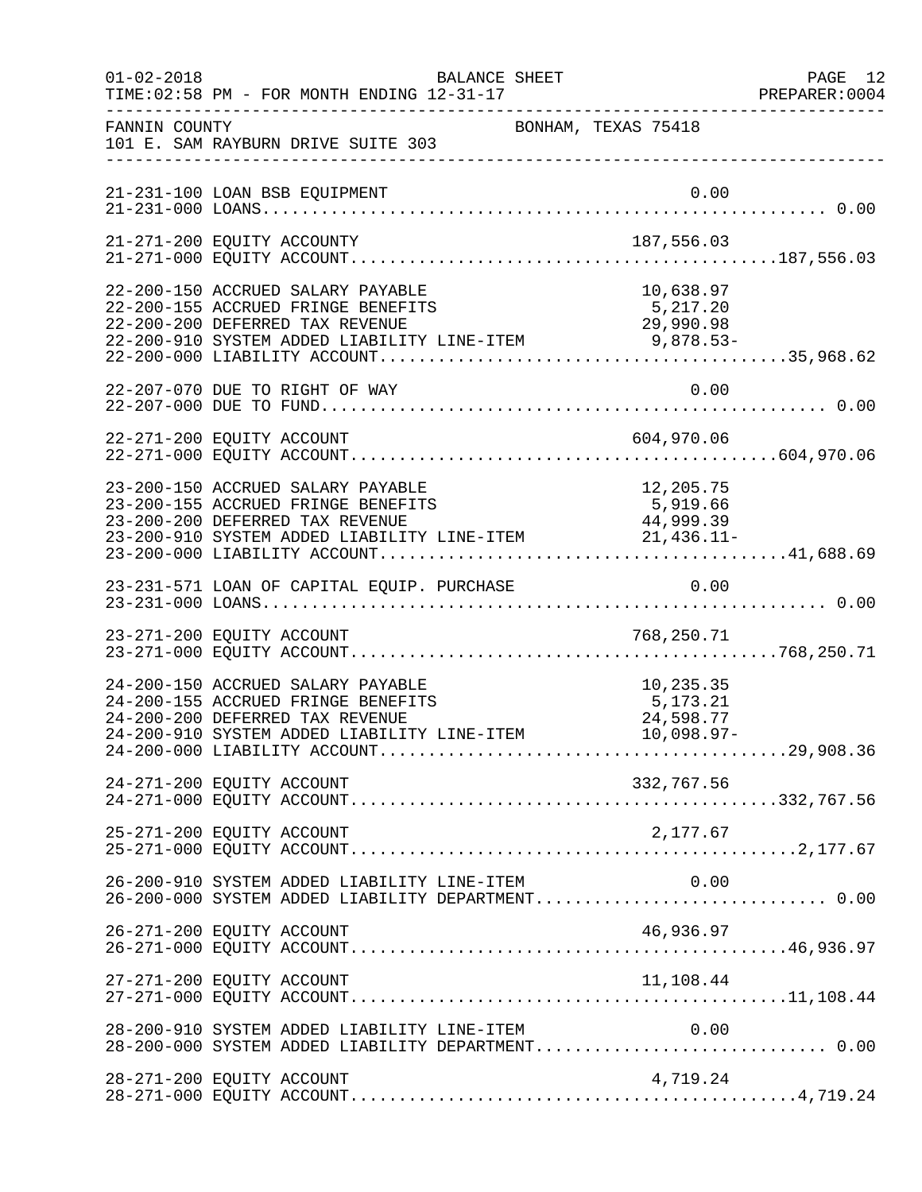FANNIN COUNTY BONHAM, TEXAS 75418
101 E. SAM RAYBURN DRIVE SUITE 303

BALANCE SHEET
TIME:02:58 PM - FOR MONTH ENDING 12-31-17

| Account | Detail | Total |
|---|---|---|
| 21-231-100 LOAN BSB EQUIPMENT | 0.00 | |
| 21-231-000 LOANS | | 0.00 |
| 21-271-200 EQUITY ACCOUNTY | 187,556.03 | |
| 21-271-000 EQUITY ACCOUNT | | 187,556.03 |
| 22-200-150 ACCRUED SALARY PAYABLE | 10,638.97 | |
| 22-200-155 ACCRUED FRINGE BENEFITS | 5,217.20 | |
| 22-200-200 DEFERRED TAX REVENUE | 29,990.98 | |
| 22-200-910 SYSTEM ADDED LIABILITY LINE-ITEM | 9,878.53- | |
| 22-200-000 LIABILITY ACCOUNT | | 35,968.62 |
| 22-207-070 DUE TO RIGHT OF WAY | 0.00 | |
| 22-207-000 DUE TO FUND | | 0.00 |
| 22-271-200 EQUITY ACCOUNT | 604,970.06 | |
| 22-271-000 EQUITY ACCOUNT | | 604,970.06 |
| 23-200-150 ACCRUED SALARY PAYABLE | 12,205.75 | |
| 23-200-155 ACCRUED FRINGE BENEFITS | 5,919.66 | |
| 23-200-200 DEFERRED TAX REVENUE | 44,999.39 | |
| 23-200-910 SYSTEM ADDED LIABILITY LINE-ITEM | 21,436.11- | |
| 23-200-000 LIABILITY ACCOUNT | | 41,688.69 |
| 23-231-571 LOAN OF CAPITAL EQUIP. PURCHASE | 0.00 | |
| 23-231-000 LOANS | | 0.00 |
| 23-271-200 EQUITY ACCOUNT | 768,250.71 | |
| 23-271-000 EQUITY ACCOUNT | | 768,250.71 |
| 24-200-150 ACCRUED SALARY PAYABLE | 10,235.35 | |
| 24-200-155 ACCRUED FRINGE BENEFITS | 5,173.21 | |
| 24-200-200 DEFERRED TAX REVENUE | 24,598.77 | |
| 24-200-910 SYSTEM ADDED LIABILITY LINE-ITEM | 10,098.97- | |
| 24-200-000 LIABILITY ACCOUNT | | 29,908.36 |
| 24-271-200 EQUITY ACCOUNT | 332,767.56 | |
| 24-271-000 EQUITY ACCOUNT | | 332,767.56 |
| 25-271-200 EQUITY ACCOUNT | 2,177.67 | |
| 25-271-000 EQUITY ACCOUNT | | 2,177.67 |
| 26-200-910 SYSTEM ADDED LIABILITY LINE-ITEM | 0.00 | |
| 26-200-000 SYSTEM ADDED LIABILITY DEPARTMENT | | 0.00 |
| 26-271-200 EQUITY ACCOUNT | 46,936.97 | |
| 26-271-000 EQUITY ACCOUNT | | 46,936.97 |
| 27-271-200 EQUITY ACCOUNT | 11,108.44 | |
| 27-271-000 EQUITY ACCOUNT | | 11,108.44 |
| 28-200-910 SYSTEM ADDED LIABILITY LINE-ITEM | 0.00 | |
| 28-200-000 SYSTEM ADDED LIABILITY DEPARTMENT | | 0.00 |
| 28-271-200 EQUITY ACCOUNT | 4,719.24 | |
| 28-271-000 EQUITY ACCOUNT | | 4,719.24 |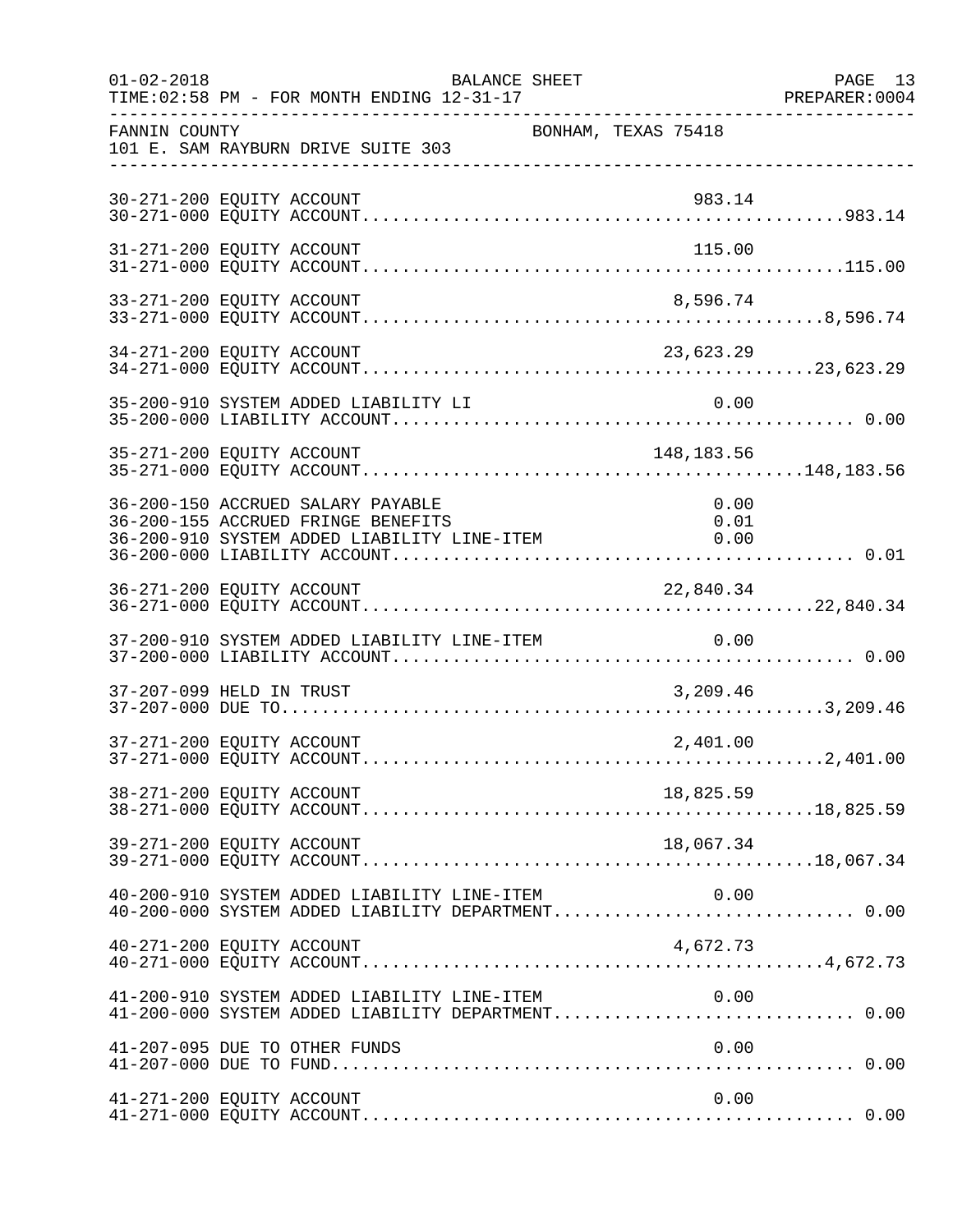FANNIN COUNTY — BONHAM, TEXAS 75418
101 E. SAM RAYBURN DRIVE SUITE 303

BALANCE SHEET — FOR MONTH ENDING 12-31-17

| Account | Description | Detail | Total |
|---|---|---|---|
| 30-271-200 | EQUITY ACCOUNT | 983.14 | |
| 30-271-000 | EQUITY ACCOUNT | | 983.14 |
| 31-271-200 | EQUITY ACCOUNT | 115.00 | |
| 31-271-000 | EQUITY ACCOUNT | | 115.00 |
| 33-271-200 | EQUITY ACCOUNT | 8,596.74 | |
| 33-271-000 | EQUITY ACCOUNT | | 8,596.74 |
| 34-271-200 | EQUITY ACCOUNT | 23,623.29 | |
| 34-271-000 | EQUITY ACCOUNT | | 23,623.29 |
| 35-200-910 | SYSTEM ADDED LIABILITY LI | 0.00 | |
| 35-200-000 | LIABILITY ACCOUNT | | 0.00 |
| 35-271-200 | EQUITY ACCOUNT | 148,183.56 | |
| 35-271-000 | EQUITY ACCOUNT | | 148,183.56 |
| 36-200-150 | ACCRUED SALARY PAYABLE | 0.00 | |
| 36-200-155 | ACCRUED FRINGE BENEFITS | 0.01 | |
| 36-200-910 | SYSTEM ADDED LIABILITY LINE-ITEM | 0.00 | |
| 36-200-000 | LIABILITY ACCOUNT | | 0.01 |
| 36-271-200 | EQUITY ACCOUNT | 22,840.34 | |
| 36-271-000 | EQUITY ACCOUNT | | 22,840.34 |
| 37-200-910 | SYSTEM ADDED LIABILITY LINE-ITEM | 0.00 | |
| 37-200-000 | LIABILITY ACCOUNT | | 0.00 |
| 37-207-099 | HELD IN TRUST | 3,209.46 | |
| 37-207-000 | DUE TO | | 3,209.46 |
| 37-271-200 | EQUITY ACCOUNT | 2,401.00 | |
| 37-271-000 | EQUITY ACCOUNT | | 2,401.00 |
| 38-271-200 | EQUITY ACCOUNT | 18,825.59 | |
| 38-271-000 | EQUITY ACCOUNT | | 18,825.59 |
| 39-271-200 | EQUITY ACCOUNT | 18,067.34 | |
| 39-271-000 | EQUITY ACCOUNT | | 18,067.34 |
| 40-200-910 | SYSTEM ADDED LIABILITY LINE-ITEM | 0.00 | |
| 40-200-000 | SYSTEM ADDED LIABILITY DEPARTMENT | | 0.00 |
| 40-271-200 | EQUITY ACCOUNT | 4,672.73 | |
| 40-271-000 | EQUITY ACCOUNT | | 4,672.73 |
| 41-200-910 | SYSTEM ADDED LIABILITY LINE-ITEM | 0.00 | |
| 41-200-000 | SYSTEM ADDED LIABILITY DEPARTMENT | | 0.00 |
| 41-207-095 | DUE TO OTHER FUNDS | 0.00 | |
| 41-207-000 | DUE TO FUND | | 0.00 |
| 41-271-200 | EQUITY ACCOUNT | 0.00 | |
| 41-271-000 | EQUITY ACCOUNT | | 0.00 |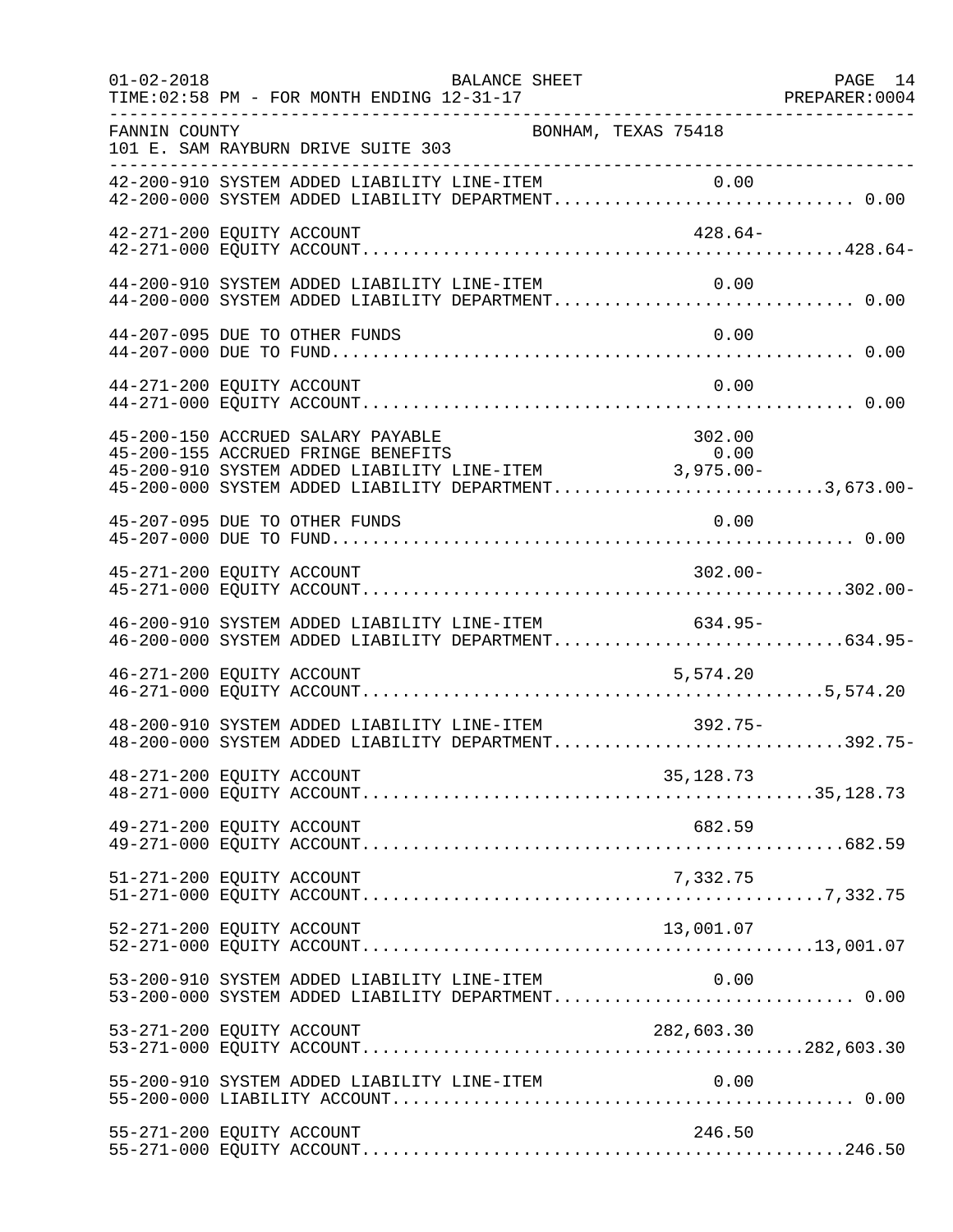FANNIN COUNTY BONHAM, TEXAS 75418
101 E. SAM RAYBURN DRIVE SUITE 303

BALANCE SHEET
FOR MONTH ENDING 12-31-17

| Account | Description | Line-Item | Department Total |
|---|---|---|---|
| 42-200-910 | SYSTEM ADDED LIABILITY LINE-ITEM | 0.00 | |
| 42-200-000 | SYSTEM ADDED LIABILITY DEPARTMENT | | 0.00 |
| 42-271-200 | EQUITY ACCOUNT | 428.64- | |
| 42-271-000 | EQUITY ACCOUNT | | 428.64- |
| 44-200-910 | SYSTEM ADDED LIABILITY LINE-ITEM | 0.00 | |
| 44-200-000 | SYSTEM ADDED LIABILITY DEPARTMENT | | 0.00 |
| 44-207-095 | DUE TO OTHER FUNDS | 0.00 | |
| 44-207-000 | DUE TO FUND | | 0.00 |
| 44-271-200 | EQUITY ACCOUNT | 0.00 | |
| 44-271-000 | EQUITY ACCOUNT | | 0.00 |
| 45-200-150 | ACCRUED SALARY PAYABLE | 302.00 | |
| 45-200-155 | ACCRUED FRINGE BENEFITS | 0.00 | |
| 45-200-910 | SYSTEM ADDED LIABILITY LINE-ITEM | 3,975.00- | |
| 45-200-000 | SYSTEM ADDED LIABILITY DEPARTMENT | | 3,673.00- |
| 45-207-095 | DUE TO OTHER FUNDS | 0.00 | |
| 45-207-000 | DUE TO FUND | | 0.00 |
| 45-271-200 | EQUITY ACCOUNT | 302.00- | |
| 45-271-000 | EQUITY ACCOUNT | | 302.00- |
| 46-200-910 | SYSTEM ADDED LIABILITY LINE-ITEM | 634.95- | |
| 46-200-000 | SYSTEM ADDED LIABILITY DEPARTMENT | | 634.95- |
| 46-271-200 | EQUITY ACCOUNT | 5,574.20 | |
| 46-271-000 | EQUITY ACCOUNT | | 5,574.20 |
| 48-200-910 | SYSTEM ADDED LIABILITY LINE-ITEM | 392.75- | |
| 48-200-000 | SYSTEM ADDED LIABILITY DEPARTMENT | | 392.75- |
| 48-271-200 | EQUITY ACCOUNT | 35,128.73 | |
| 48-271-000 | EQUITY ACCOUNT | | 35,128.73 |
| 49-271-200 | EQUITY ACCOUNT | 682.59 | |
| 49-271-000 | EQUITY ACCOUNT | | 682.59 |
| 51-271-200 | EQUITY ACCOUNT | 7,332.75 | |
| 51-271-000 | EQUITY ACCOUNT | | 7,332.75 |
| 52-271-200 | EQUITY ACCOUNT | 13,001.07 | |
| 52-271-000 | EQUITY ACCOUNT | | 13,001.07 |
| 53-200-910 | SYSTEM ADDED LIABILITY LINE-ITEM | 0.00 | |
| 53-200-000 | SYSTEM ADDED LIABILITY DEPARTMENT | | 0.00 |
| 53-271-200 | EQUITY ACCOUNT | 282,603.30 | |
| 53-271-000 | EQUITY ACCOUNT | | 282,603.30 |
| 55-200-910 | SYSTEM ADDED LIABILITY LINE-ITEM | 0.00 | |
| 55-200-000 | LIABILITY ACCOUNT | | 0.00 |
| 55-271-200 | EQUITY ACCOUNT | 246.50 | |
| 55-271-000 | EQUITY ACCOUNT | | 246.50 |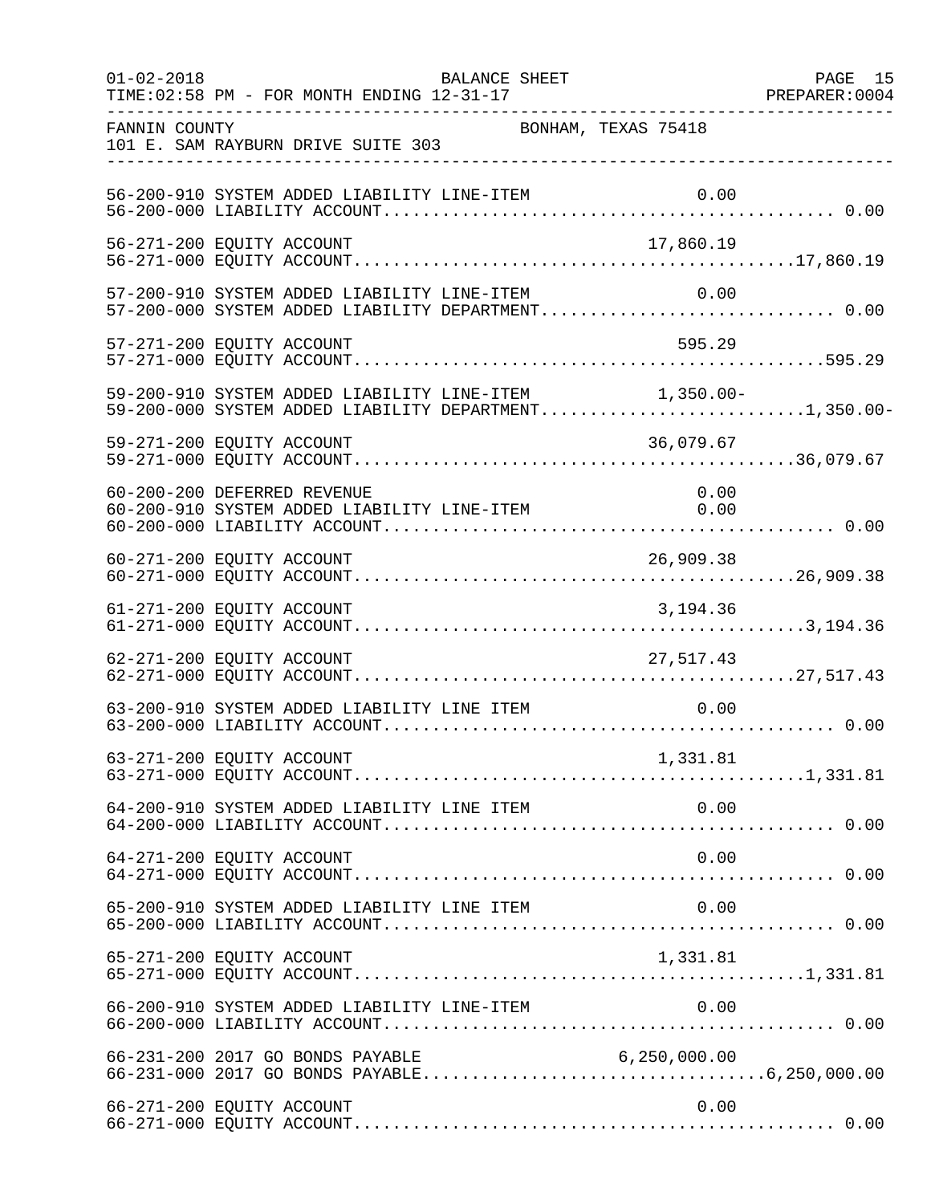FANNIN COUNTY BONHAM, TEXAS 75418
101 E. SAM RAYBURN DRIVE SUITE 303

| Account | Description | Line Item Amount | Total |
|---|---|---|---|
| 56-200-910 | SYSTEM ADDED LIABILITY LINE-ITEM | 0.00 | |
| 56-200-000 | LIABILITY ACCOUNT | | 0.00 |
| 56-271-200 | EQUITY ACCOUNT | 17,860.19 | |
| 56-271-000 | EQUITY ACCOUNT | | 17,860.19 |
| 57-200-910 | SYSTEM ADDED LIABILITY LINE-ITEM | 0.00 | |
| 57-200-000 | SYSTEM ADDED LIABILITY DEPARTMENT | | 0.00 |
| 57-271-200 | EQUITY ACCOUNT | 595.29 | |
| 57-271-000 | EQUITY ACCOUNT | | 595.29 |
| 59-200-910 | SYSTEM ADDED LIABILITY LINE-ITEM | 1,350.00- | |
| 59-200-000 | SYSTEM ADDED LIABILITY DEPARTMENT | | 1,350.00- |
| 59-271-200 | EQUITY ACCOUNT | 36,079.67 | |
| 59-271-000 | EQUITY ACCOUNT | | 36,079.67 |
| 60-200-200 | DEFERRED REVENUE | 0.00 | |
| 60-200-910 | SYSTEM ADDED LIABILITY LINE-ITEM | 0.00 | |
| 60-200-000 | LIABILITY ACCOUNT | | 0.00 |
| 60-271-200 | EQUITY ACCOUNT | 26,909.38 | |
| 60-271-000 | EQUITY ACCOUNT | | 26,909.38 |
| 61-271-200 | EQUITY ACCOUNT | 3,194.36 | |
| 61-271-000 | EQUITY ACCOUNT | | 3,194.36 |
| 62-271-200 | EQUITY ACCOUNT | 27,517.43 | |
| 62-271-000 | EQUITY ACCOUNT | | 27,517.43 |
| 63-200-910 | SYSTEM ADDED LIABILITY LINE ITEM | 0.00 | |
| 63-200-000 | LIABILITY ACCOUNT | | 0.00 |
| 63-271-200 | EQUITY ACCOUNT | 1,331.81 | |
| 63-271-000 | EQUITY ACCOUNT | | 1,331.81 |
| 64-200-910 | SYSTEM ADDED LIABILITY LINE ITEM | 0.00 | |
| 64-200-000 | LIABILITY ACCOUNT | | 0.00 |
| 64-271-200 | EQUITY ACCOUNT | 0.00 | |
| 64-271-000 | EQUITY ACCOUNT | | 0.00 |
| 65-200-910 | SYSTEM ADDED LIABILITY LINE ITEM | 0.00 | |
| 65-200-000 | LIABILITY ACCOUNT | | 0.00 |
| 65-271-200 | EQUITY ACCOUNT | 1,331.81 | |
| 65-271-000 | EQUITY ACCOUNT | | 1,331.81 |
| 66-200-910 | SYSTEM ADDED LIABILITY LINE-ITEM | 0.00 | |
| 66-200-000 | LIABILITY ACCOUNT | | 0.00 |
| 66-231-200 | 2017 GO BONDS PAYABLE | 6,250,000.00 | |
| 66-231-000 | 2017 GO BONDS PAYABLE | | 6,250,000.00 |
| 66-271-200 | EQUITY ACCOUNT | 0.00 | |
| 66-271-000 | EQUITY ACCOUNT | | 0.00 |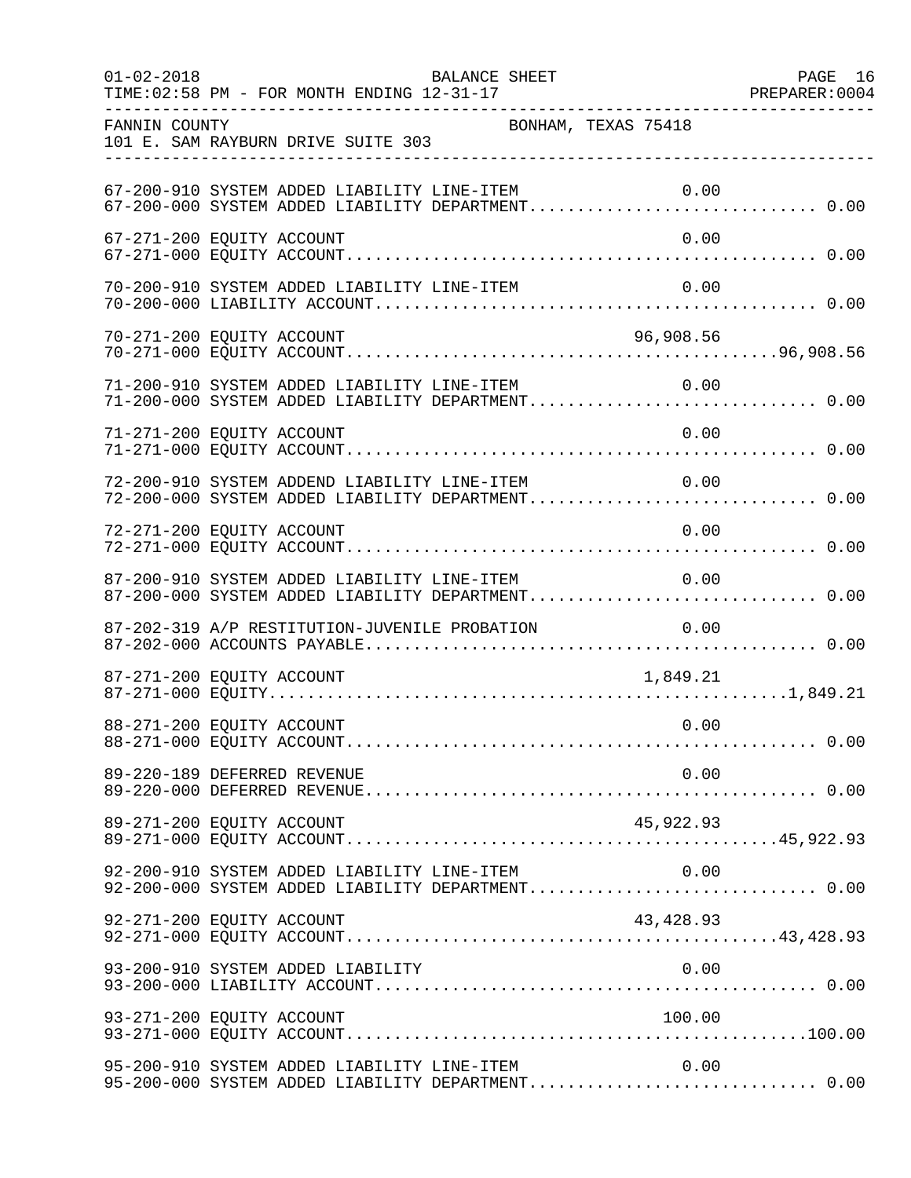FANNIN COUNTY BONHAM, TEXAS 75418
101 E. SAM RAYBURN DRIVE SUITE 303

| Account | Description | Line Item | Total |
|---|---|---|---|
| 67-200-910 | SYSTEM ADDED LIABILITY LINE-ITEM | 0.00 | |
| 67-200-000 | SYSTEM ADDED LIABILITY DEPARTMENT | | 0.00 |
| 67-271-200 | EQUITY ACCOUNT | 0.00 | |
| 67-271-000 | EQUITY ACCOUNT | | 0.00 |
| 70-200-910 | SYSTEM ADDED LIABILITY LINE-ITEM | 0.00 | |
| 70-200-000 | LIABILITY ACCOUNT | | 0.00 |
| 70-271-200 | EQUITY ACCOUNT | 96,908.56 | |
| 70-271-000 | EQUITY ACCOUNT | | 96,908.56 |
| 71-200-910 | SYSTEM ADDED LIABILITY LINE-ITEM | 0.00 | |
| 71-200-000 | SYSTEM ADDED LIABILITY DEPARTMENT | | 0.00 |
| 71-271-200 | EQUITY ACCOUNT | 0.00 | |
| 71-271-000 | EQUITY ACCOUNT | | 0.00 |
| 72-200-910 | SYSTEM ADDEND LIABILITY LINE-ITEM | 0.00 | |
| 72-200-000 | SYSTEM ADDED LIABILITY DEPARTMENT | | 0.00 |
| 72-271-200 | EQUITY ACCOUNT | 0.00 | |
| 72-271-000 | EQUITY ACCOUNT | | 0.00 |
| 87-200-910 | SYSTEM ADDED LIABILITY LINE-ITEM | 0.00 | |
| 87-200-000 | SYSTEM ADDED LIABILITY DEPARTMENT | | 0.00 |
| 87-202-319 | A/P RESTITUTION-JUVENILE PROBATION | 0.00 | |
| 87-202-000 | ACCOUNTS PAYABLE | | 0.00 |
| 87-271-200 | EQUITY ACCOUNT | 1,849.21 | |
| 87-271-000 | EQUITY | | 1,849.21 |
| 88-271-200 | EQUITY ACCOUNT | 0.00 | |
| 88-271-000 | EQUITY ACCOUNT | | 0.00 |
| 89-220-189 | DEFERRED REVENUE | 0.00 | |
| 89-220-000 | DEFERRED REVENUE | | 0.00 |
| 89-271-200 | EQUITY ACCOUNT | 45,922.93 | |
| 89-271-000 | EQUITY ACCOUNT | | 45,922.93 |
| 92-200-910 | SYSTEM ADDED LIABILITY LINE-ITEM | 0.00 | |
| 92-200-000 | SYSTEM ADDED LIABILITY DEPARTMENT | | 0.00 |
| 92-271-200 | EQUITY ACCOUNT | 43,428.93 | |
| 92-271-000 | EQUITY ACCOUNT | | 43,428.93 |
| 93-200-910 | SYSTEM ADDED LIABILITY | 0.00 | |
| 93-200-000 | LIABILITY ACCOUNT | | 0.00 |
| 93-271-200 | EQUITY ACCOUNT | 100.00 | |
| 93-271-000 | EQUITY ACCOUNT | | 100.00 |
| 95-200-910 | SYSTEM ADDED LIABILITY LINE-ITEM | 0.00 | |
| 95-200-000 | SYSTEM ADDED LIABILITY DEPARTMENT | | 0.00 |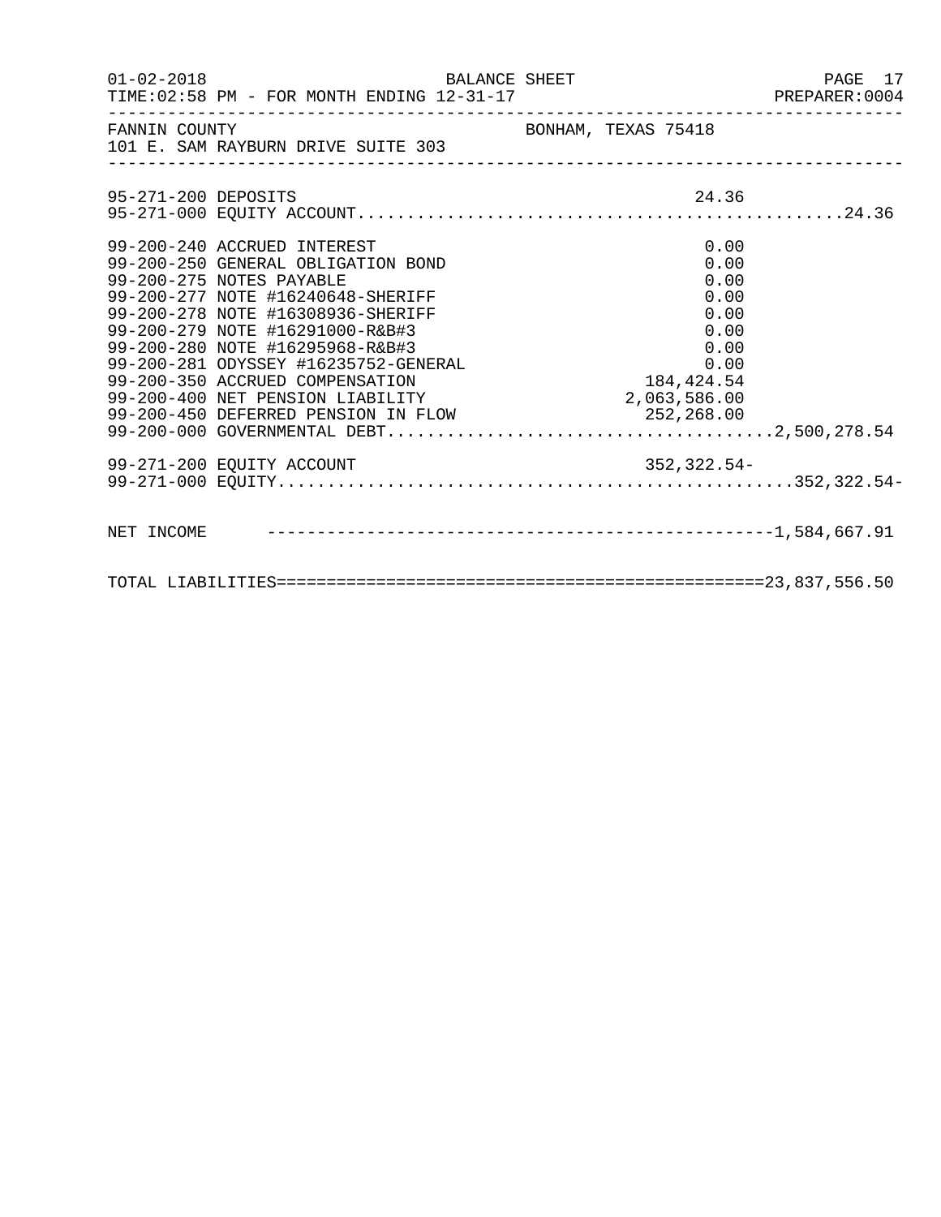BALANCE SHEET

TIME:02:58 PM - FOR MONTH ENDING 12-31-17

PREPARER:0004

FANNIN COUNTY

101 E. SAM RAYBURN DRIVE SUITE 303

BONHAM, TEXAS 75418

| | | |
|---|---|---|
| 95-271-200 DEPOSITS | 24.36 | |
| 95-271-000 EQUITY ACCOUNT | | 24.36 |
| 99-200-240 ACCRUED INTEREST | 0.00 | |
| 99-200-250 GENERAL OBLIGATION BOND | 0.00 | |
| 99-200-275 NOTES PAYABLE | 0.00 | |
| 99-200-277 NOTE #16240648-SHERIFF | 0.00 | |
| 99-200-278 NOTE #16308936-SHERIFF | 0.00 | |
| 99-200-279 NOTE #16291000-R&B#3 | 0.00 | |
| 99-200-280 NOTE #16295968-R&B#3 | 0.00 | |
| 99-200-281 ODYSSEY #16235752-GENERAL | 0.00 | |
| 99-200-350 ACCRUED COMPENSATION | 184,424.54 | |
| 99-200-400 NET PENSION LIABILITY | 2,063,586.00 | |
| 99-200-450 DEFERRED PENSION IN FLOW | 252,268.00 | |
| 99-200-000 GOVERNMENTAL DEBT | | 2,500,278.54 |
| 99-271-200 EQUITY ACCOUNT | 352,322.54- | |
| 99-271-000 EQUITY | | 352,322.54- |
| NET INCOME | | 1,584,667.91 |
| TOTAL LIABILITIES | | 23,837,556.50 |